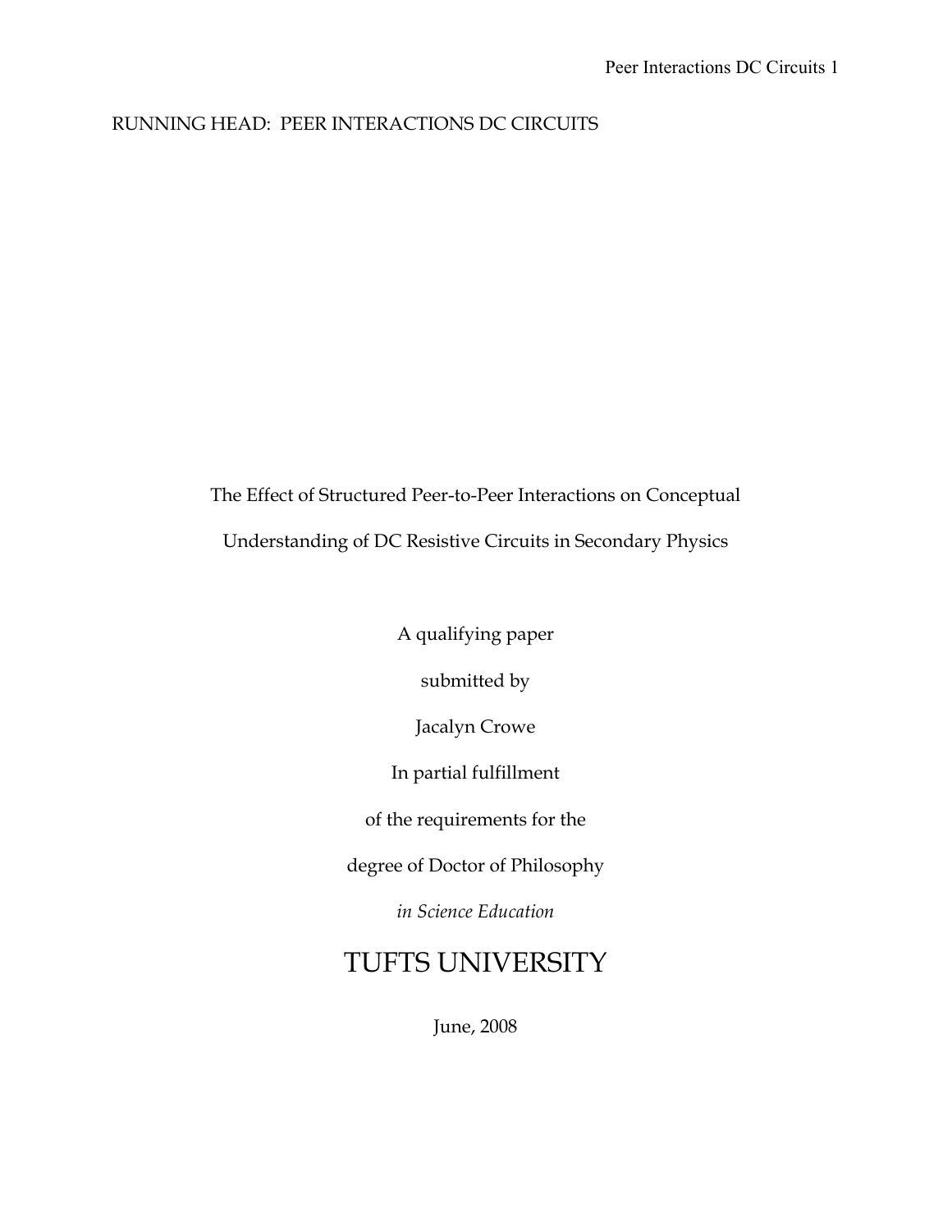RUNNING HEAD: PEER INTERACTIONS DC CIRCUITS

# The Effect of Structured Peer-to-Peer Interactions on Conceptual Understanding of DC Resistive Circuits in Secondary Physics

A qualifying paper

submitted by

Jacalyn Crowe

In partial fulfillment

of the requirements for the

degree of Doctor of Philosophy

*in Science Education*

TUFTS UNIVERSITY

June, 2008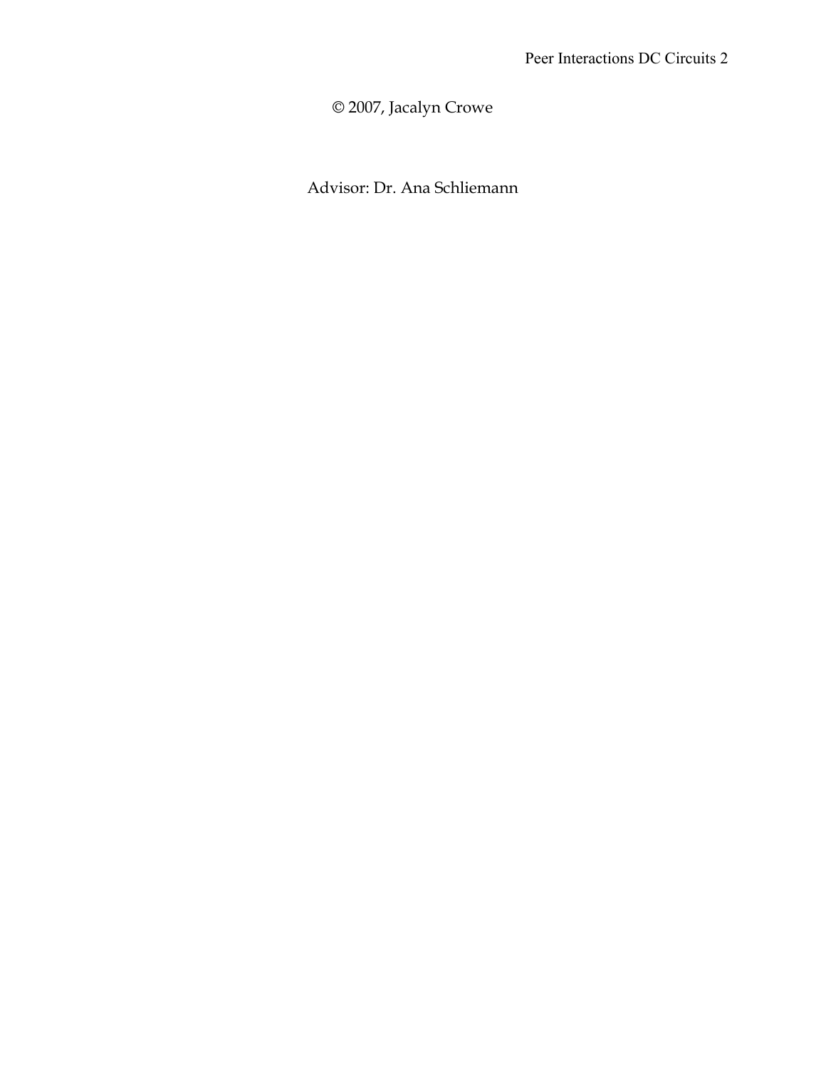© 2007, Jacalyn Crowe

Advisor: Dr. Ana Schliemann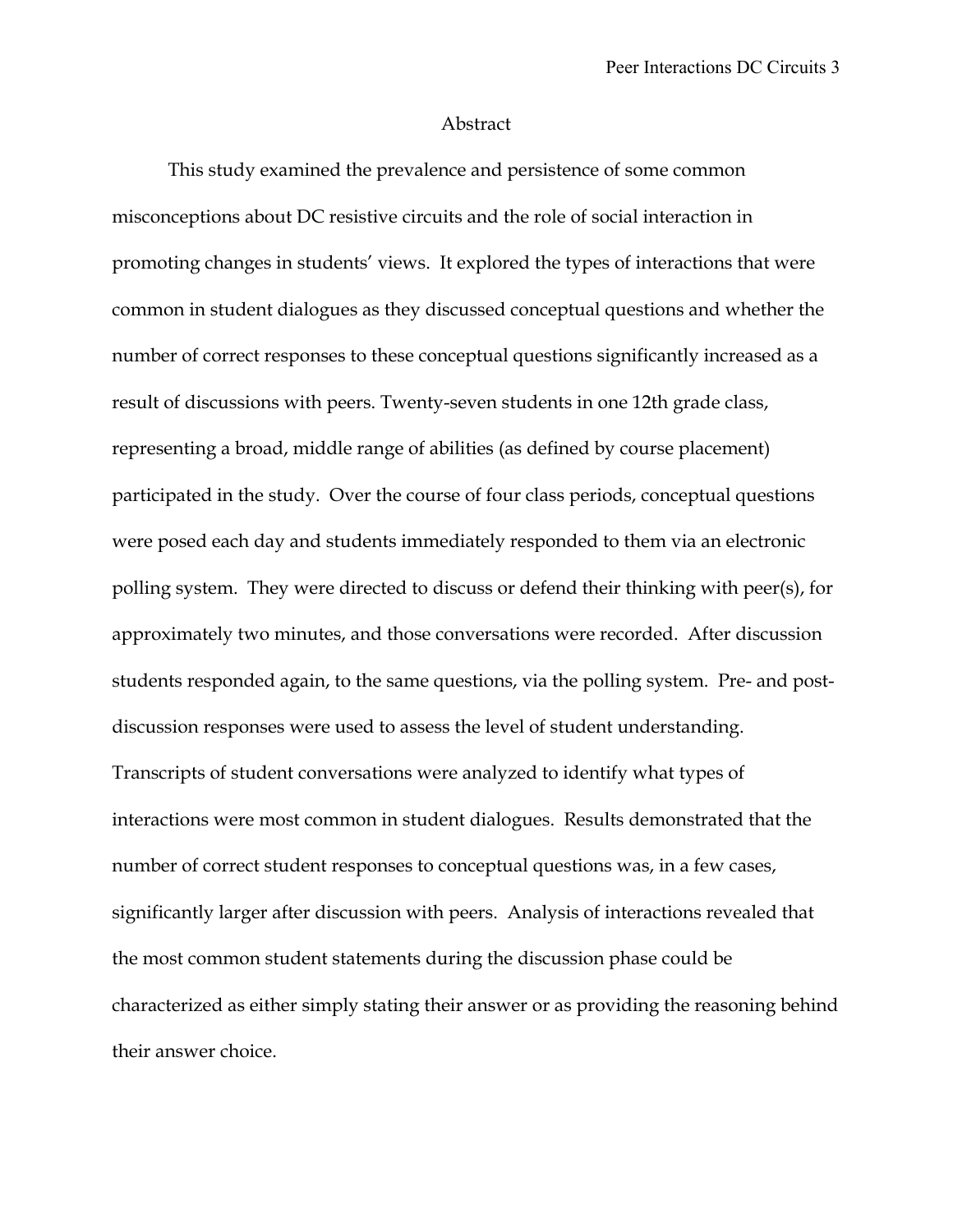# Abstract

This study examined the prevalence and persistence of some common misconceptions about DC resistive circuits and the role of social interaction in promoting changes in students' views. It explored the types of interactions that were common in student dialogues as they discussed conceptual questions and whether the number of correct responses to these conceptual questions significantly increased as a result of discussions with peers. Twenty-seven students in one 12th grade class, representing a broad, middle range of abilities (as defined by course placement) participated in the study. Over the course of four class periods, conceptual questions were posed each day and students immediately responded to them via an electronic polling system. They were directed to discuss or defend their thinking with peer(s), for approximately two minutes, and those conversations were recorded. After discussion students responded again, to the same questions, via the polling system. Pre- and post-discussion responses were used to assess the level of student understanding. Transcripts of student conversations were analyzed to identify what types of interactions were most common in student dialogues. Results demonstrated that the number of correct student responses to conceptual questions was, in a few cases, significantly larger after discussion with peers. Analysis of interactions revealed that the most common student statements during the discussion phase could be characterized as either simply stating their answer or as providing the reasoning behind their answer choice.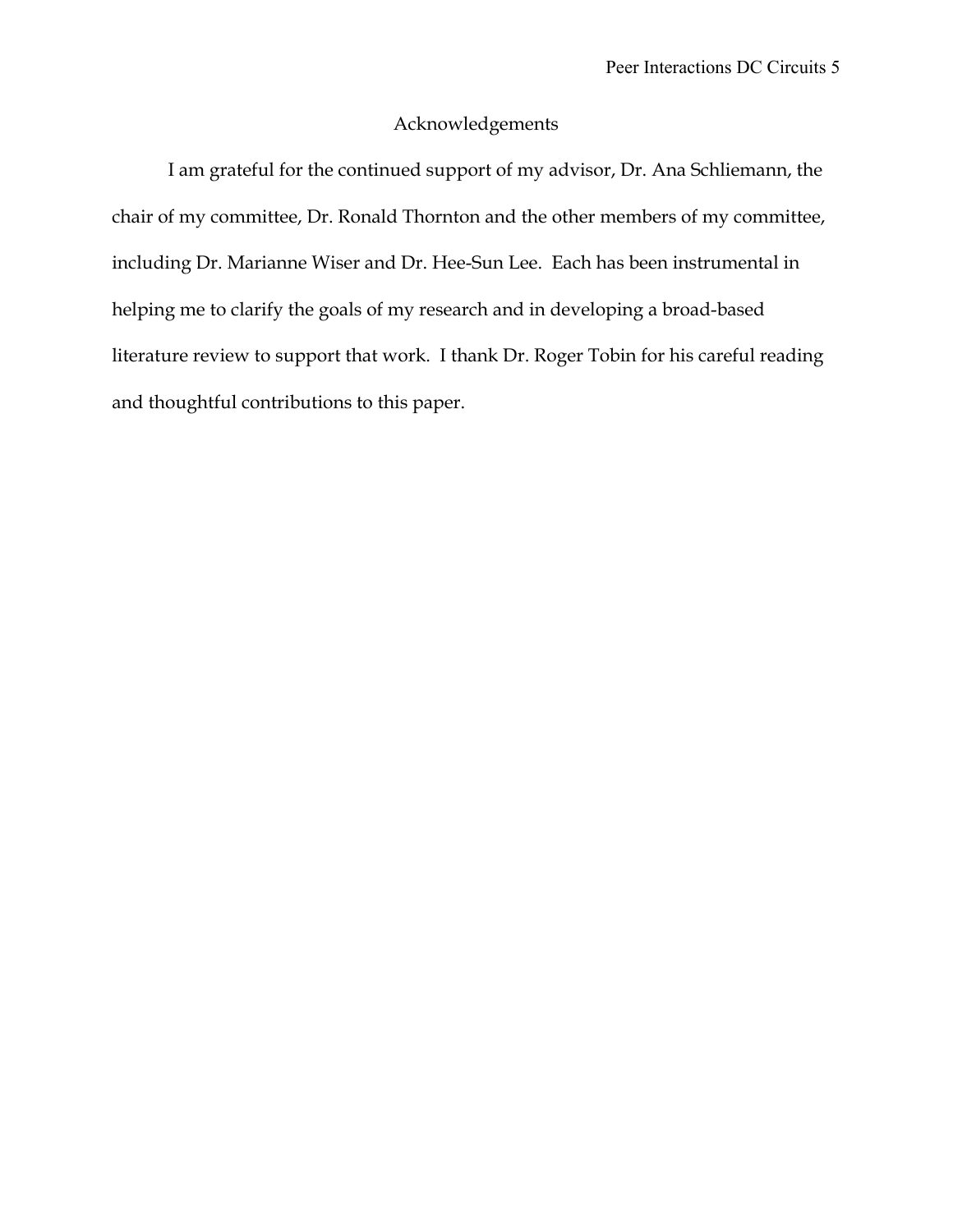# Acknowledgements

I am grateful for the continued support of my advisor, Dr. Ana Schliemann, the chair of my committee, Dr. Ronald Thornton and the other members of my committee, including Dr. Marianne Wiser and Dr. Hee-Sun Lee. Each has been instrumental in helping me to clarify the goals of my research and in developing a broad-based literature review to support that work. I thank Dr. Roger Tobin for his careful reading and thoughtful contributions to this paper.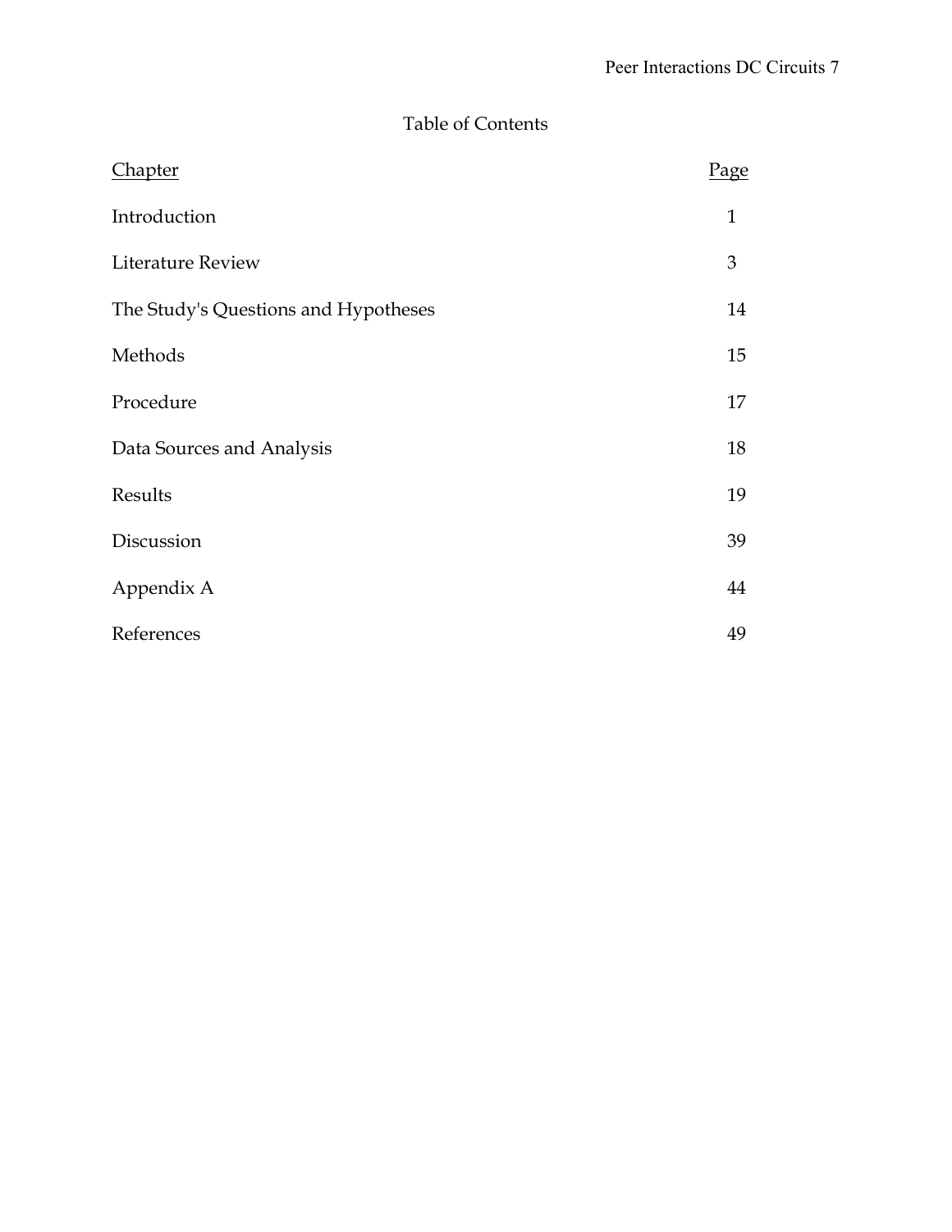# Table of Contents

| Chapter | Page |
|---|---|
| Introduction | 1 |
| Literature Review | 3 |
| The Study's Questions and Hypotheses | 14 |
| Methods | 15 |
| Procedure | 17 |
| Data Sources and Analysis | 18 |
| Results | 19 |
| Discussion | 39 |
| Appendix A | 44 |
| References | 49 |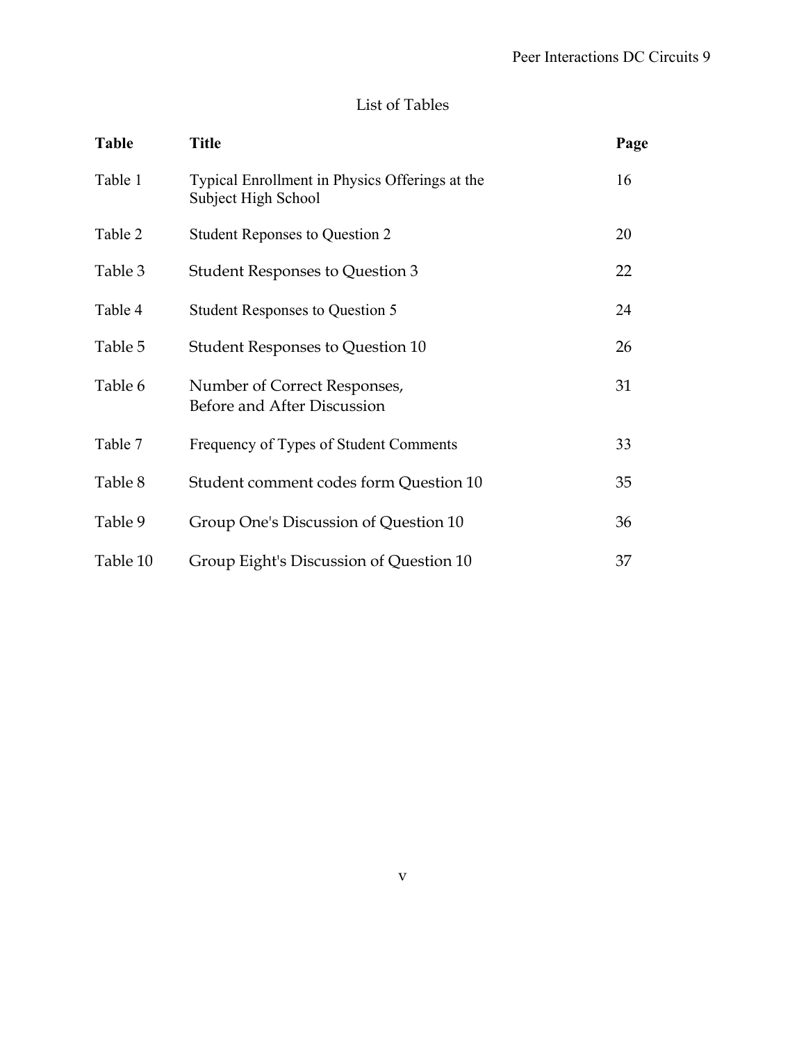# List of Tables

| Table | Title | Page |
|---|---|---|
| Table 1 | Typical Enrollment in Physics Offerings at the Subject High School | 16 |
| Table 2 | Student Reponses to Question 2 | 20 |
| Table 3 | Student Responses to Question 3 | 22 |
| Table 4 | Student Responses to Question 5 | 24 |
| Table 5 | Student Responses to Question 10 | 26 |
| Table 6 | Number of Correct Responses, Before and After Discussion | 31 |
| Table 7 | Frequency of Types of Student Comments | 33 |
| Table 8 | Student comment codes form Question 10 | 35 |
| Table 9 | Group One's Discussion of Question 10 | 36 |
| Table 10 | Group Eight's Discussion of Question 10 | 37 |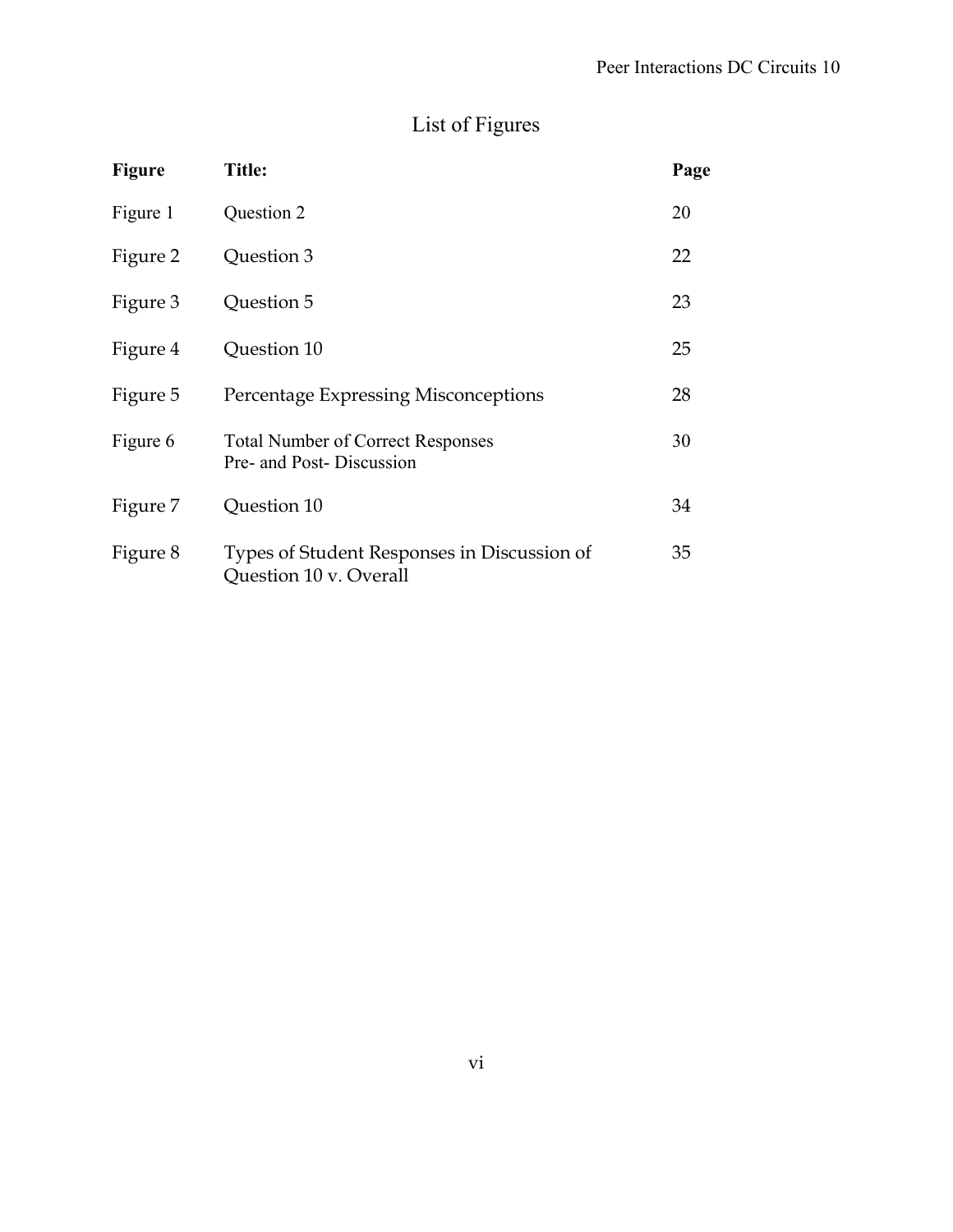# List of Figures

| Figure | Title: | Page |
|---|---|---|
| Figure 1 | Question 2 | 20 |
| Figure 2 | Question 3 | 22 |
| Figure 3 | Question 5 | 23 |
| Figure 4 | Question 10 | 25 |
| Figure 5 | Percentage Expressing Misconceptions | 28 |
| Figure 6 | Total Number of Correct Responses Pre- and Post- Discussion | 30 |
| Figure 7 | Question 10 | 34 |
| Figure 8 | Types of Student Responses in Discussion of Question 10 v. Overall | 35 |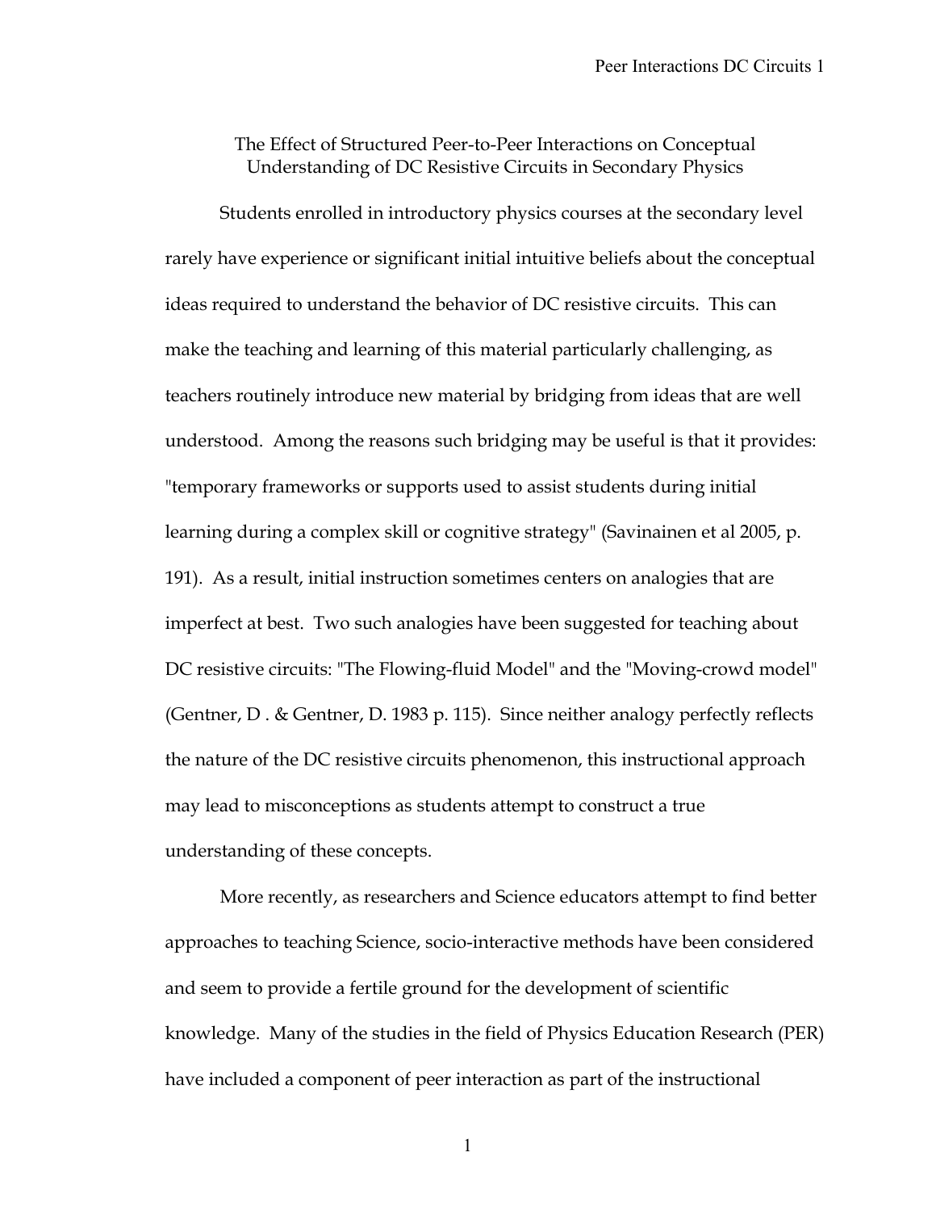## The Effect of Structured Peer-to-Peer Interactions on Conceptual Understanding of DC Resistive Circuits in Secondary Physics

Students enrolled in introductory physics courses at the secondary level rarely have experience or significant initial intuitive beliefs about the conceptual ideas required to understand the behavior of DC resistive circuits. This can make the teaching and learning of this material particularly challenging, as teachers routinely introduce new material by bridging from ideas that are well understood. Among the reasons such bridging may be useful is that it provides: "temporary frameworks or supports used to assist students during initial learning during a complex skill or cognitive strategy" (Savinainen et al 2005, p. 191). As a result, initial instruction sometimes centers on analogies that are imperfect at best. Two such analogies have been suggested for teaching about DC resistive circuits: "The Flowing-fluid Model" and the "Moving-crowd model" (Gentner, D . & Gentner, D. 1983 p. 115). Since neither analogy perfectly reflects the nature of the DC resistive circuits phenomenon, this instructional approach may lead to misconceptions as students attempt to construct a true understanding of these concepts.

More recently, as researchers and Science educators attempt to find better approaches to teaching Science, socio-interactive methods have been considered and seem to provide a fertile ground for the development of scientific knowledge. Many of the studies in the field of Physics Education Research (PER) have included a component of peer interaction as part of the instructional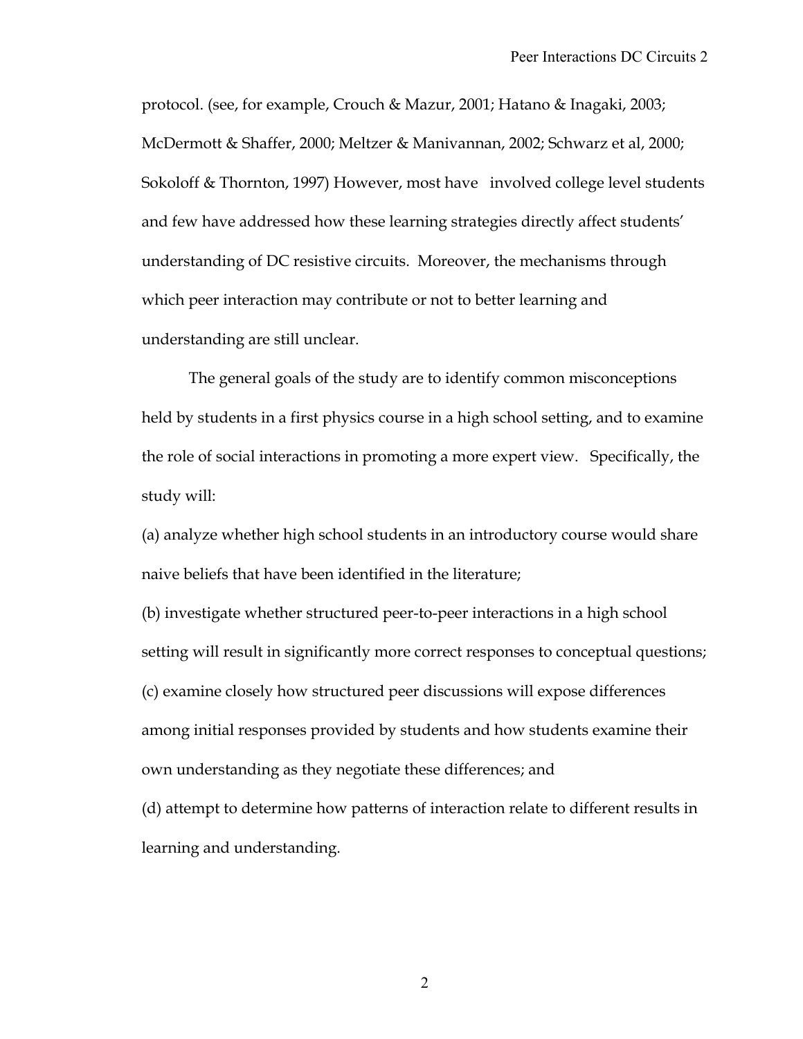protocol. (see, for example, Crouch & Mazur, 2001; Hatano & Inagaki, 2003; McDermott & Shaffer, 2000; Meltzer & Manivannan, 2002; Schwarz et al, 2000; Sokoloff & Thornton, 1997) However, most have involved college level students and few have addressed how these learning strategies directly affect students' understanding of DC resistive circuits. Moreover, the mechanisms through which peer interaction may contribute or not to better learning and understanding are still unclear.

The general goals of the study are to identify common misconceptions held by students in a first physics course in a high school setting, and to examine the role of social interactions in promoting a more expert view. Specifically, the study will:

(a) analyze whether high school students in an introductory course would share naive beliefs that have been identified in the literature;

(b) investigate whether structured peer-to-peer interactions in a high school setting will result in significantly more correct responses to conceptual questions;

(c) examine closely how structured peer discussions will expose differences among initial responses provided by students and how students examine their own understanding as they negotiate these differences; and

(d) attempt to determine how patterns of interaction relate to different results in learning and understanding.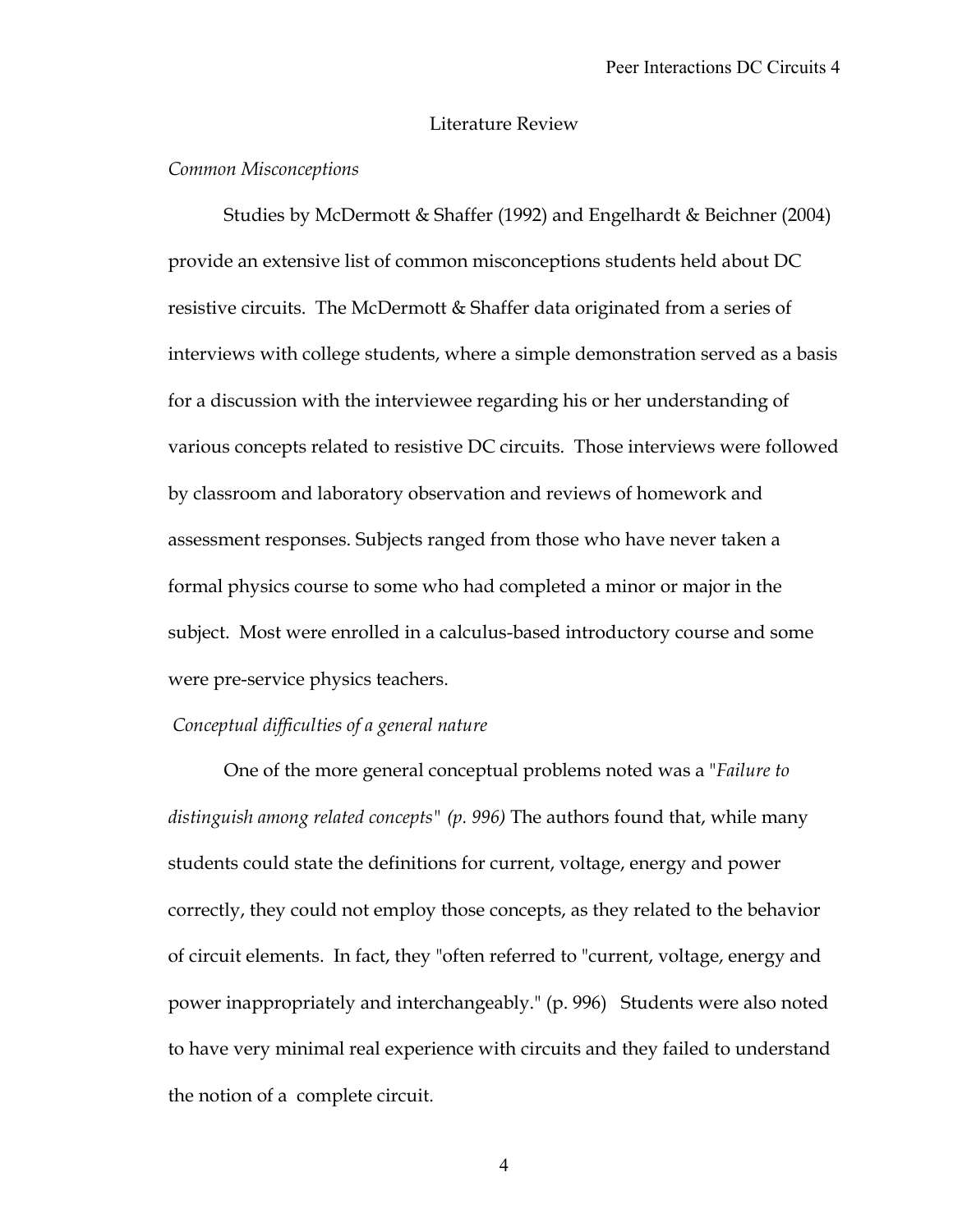## Literature Review

### *Common Misconceptions*

Studies by McDermott & Shaffer (1992) and Engelhardt & Beichner (2004) provide an extensive list of common misconceptions students held about DC resistive circuits. The McDermott & Shaffer data originated from a series of interviews with college students, where a simple demonstration served as a basis for a discussion with the interviewee regarding his or her understanding of various concepts related to resistive DC circuits. Those interviews were followed by classroom and laboratory observation and reviews of homework and assessment responses. Subjects ranged from those who have never taken a formal physics course to some who had completed a minor or major in the subject. Most were enrolled in a calculus-based introductory course and some were pre-service physics teachers.

#### *Conceptual difficulties of a general nature*

One of the more general conceptual problems noted was a *"Failure to distinguish among related concepts" (p. 996)* The authors found that, while many students could state the definitions for current, voltage, energy and power correctly, they could not employ those concepts, as they related to the behavior of circuit elements. In fact, they "often referred to "current, voltage, energy and power inappropriately and interchangeably." (p. 996) Students were also noted to have very minimal real experience with circuits and they failed to understand the notion of a complete circuit.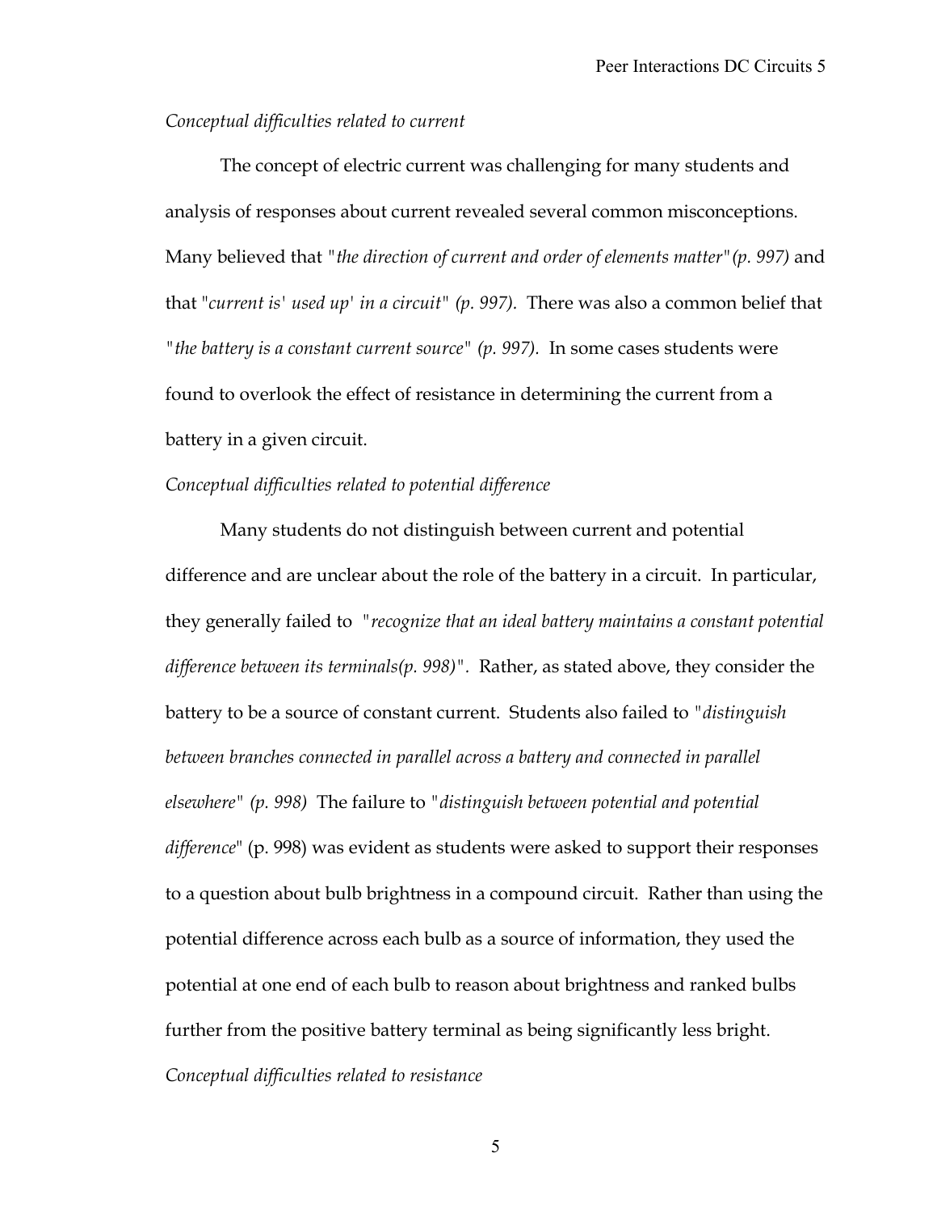*Conceptual difficulties related to current*

The concept of electric current was challenging for many students and analysis of responses about current revealed several common misconceptions. Many believed that *"the direction of current and order of elements matter"(p. 997)* and that "*current is' used up' in a circuit" (p. 997).* There was also a common belief that *"the battery is a constant current source" (p. 997).* In some cases students were found to overlook the effect of resistance in determining the current from a battery in a given circuit.

*Conceptual difficulties related to potential difference*

Many students do not distinguish between current and potential difference and are unclear about the role of the battery in a circuit. In particular, they generally failed to *"recognize that an ideal battery maintains a constant potential difference between its terminals(p. 998)".* Rather, as stated above, they consider the battery to be a source of constant current. Students also failed to *"distinguish between branches connected in parallel across a battery and connected in parallel elsewhere" (p. 998)* The failure to *"distinguish between potential and potential difference*" (p. 998) was evident as students were asked to support their responses to a question about bulb brightness in a compound circuit. Rather than using the potential difference across each bulb as a source of information, they used the potential at one end of each bulb to reason about brightness and ranked bulbs further from the positive battery terminal as being significantly less bright.

*Conceptual difficulties related to resistance*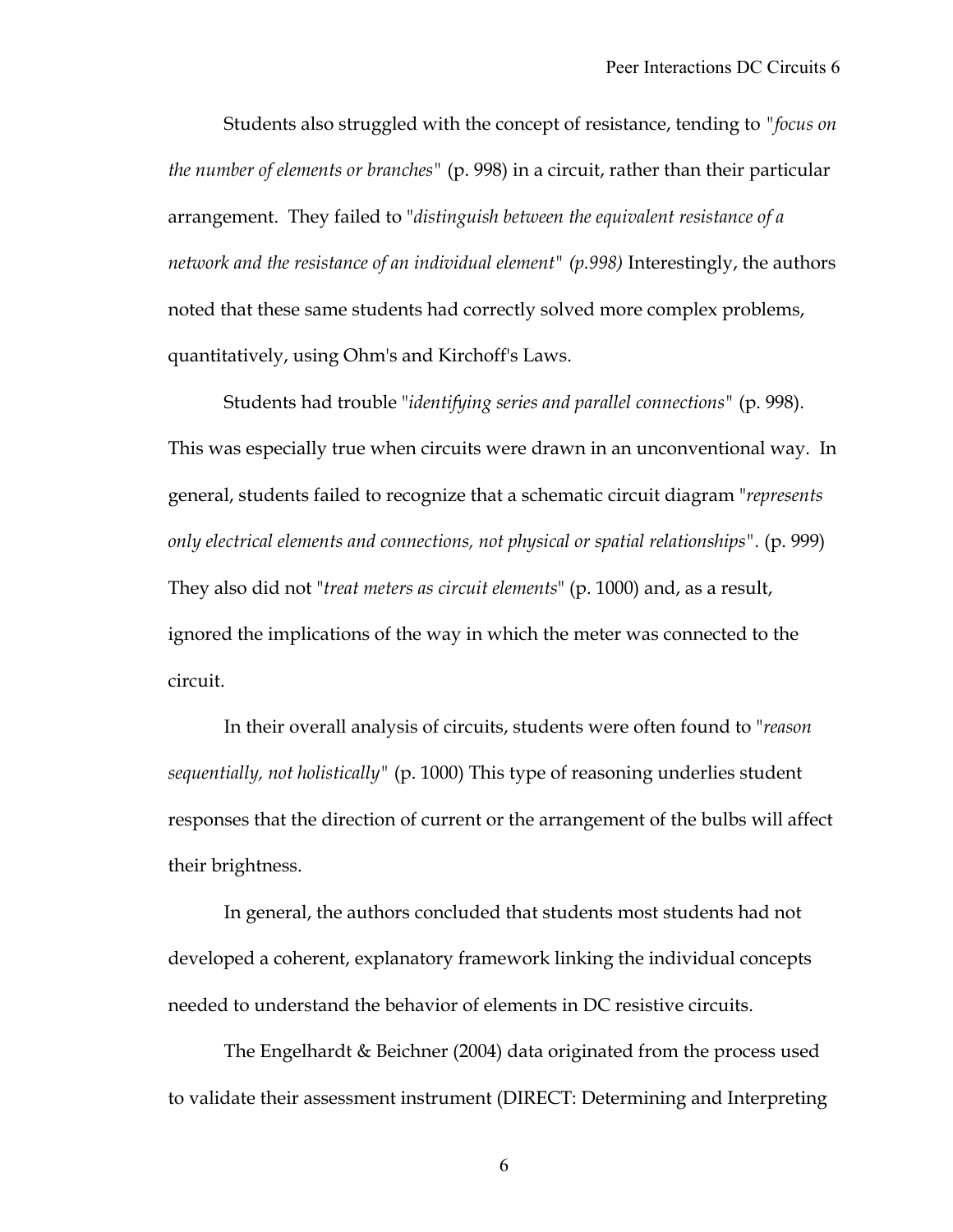Students also struggled with the concept of resistance, tending to "*focus on the number of elements or branches*" (p. 998) in a circuit, rather than their particular arrangement. They failed to "*distinguish between the equivalent resistance of a network and the resistance of an individual element*" *(p.998)* Interestingly, the authors noted that these same students had correctly solved more complex problems, quantitatively, using Ohm's and Kirchoff's Laws.

Students had trouble "*identifying series and parallel connections*" (p. 998). This was especially true when circuits were drawn in an unconventional way. In general, students failed to recognize that a schematic circuit diagram "*represents only electrical elements and connections, not physical or spatial relationships*". (p. 999) They also did not "*treat meters as circuit elements*" (p. 1000) and, as a result, ignored the implications of the way in which the meter was connected to the circuit.

In their overall analysis of circuits, students were often found to "*reason sequentially, not holistically*" (p. 1000) This type of reasoning underlies student responses that the direction of current or the arrangement of the bulbs will affect their brightness.

In general, the authors concluded that students most students had not developed a coherent, explanatory framework linking the individual concepts needed to understand the behavior of elements in DC resistive circuits.

The Engelhardt & Beichner (2004) data originated from the process used to validate their assessment instrument (DIRECT: Determining and Interpreting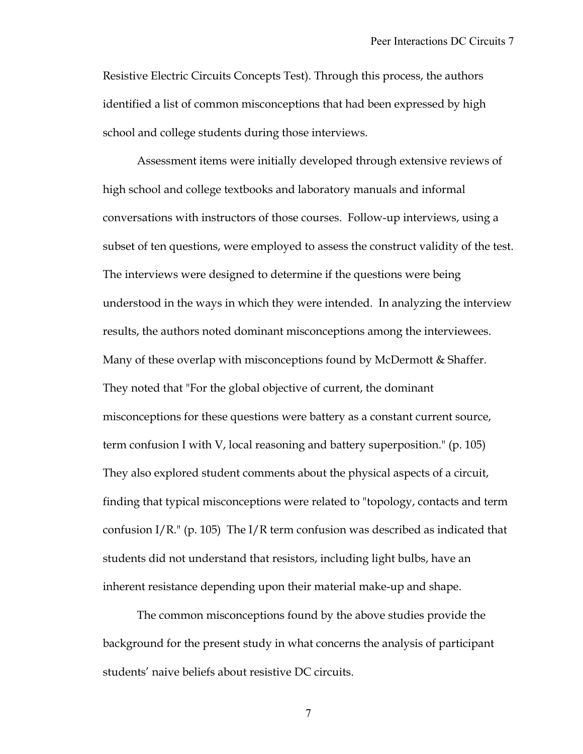Resistive Electric Circuits Concepts Test). Through this process, the authors identified a list of common misconceptions that had been expressed by high school and college students during those interviews.

Assessment items were initially developed through extensive reviews of high school and college textbooks and laboratory manuals and informal conversations with instructors of those courses. Follow-up interviews, using a subset of ten questions, were employed to assess the construct validity of the test. The interviews were designed to determine if the questions were being understood in the ways in which they were intended. In analyzing the interview results, the authors noted dominant misconceptions among the interviewees. Many of these overlap with misconceptions found by McDermott & Shaffer. They noted that "For the global objective of current, the dominant misconceptions for these questions were battery as a constant current source, term confusion I with V, local reasoning and battery superposition." (p. 105) They also explored student comments about the physical aspects of a circuit, finding that typical misconceptions were related to "topology, contacts and term confusion I/R." (p. 105) The I/R term confusion was described as indicated that students did not understand that resistors, including light bulbs, have an inherent resistance depending upon their material make-up and shape.

The common misconceptions found by the above studies provide the background for the present study in what concerns the analysis of participant students' naive beliefs about resistive DC circuits.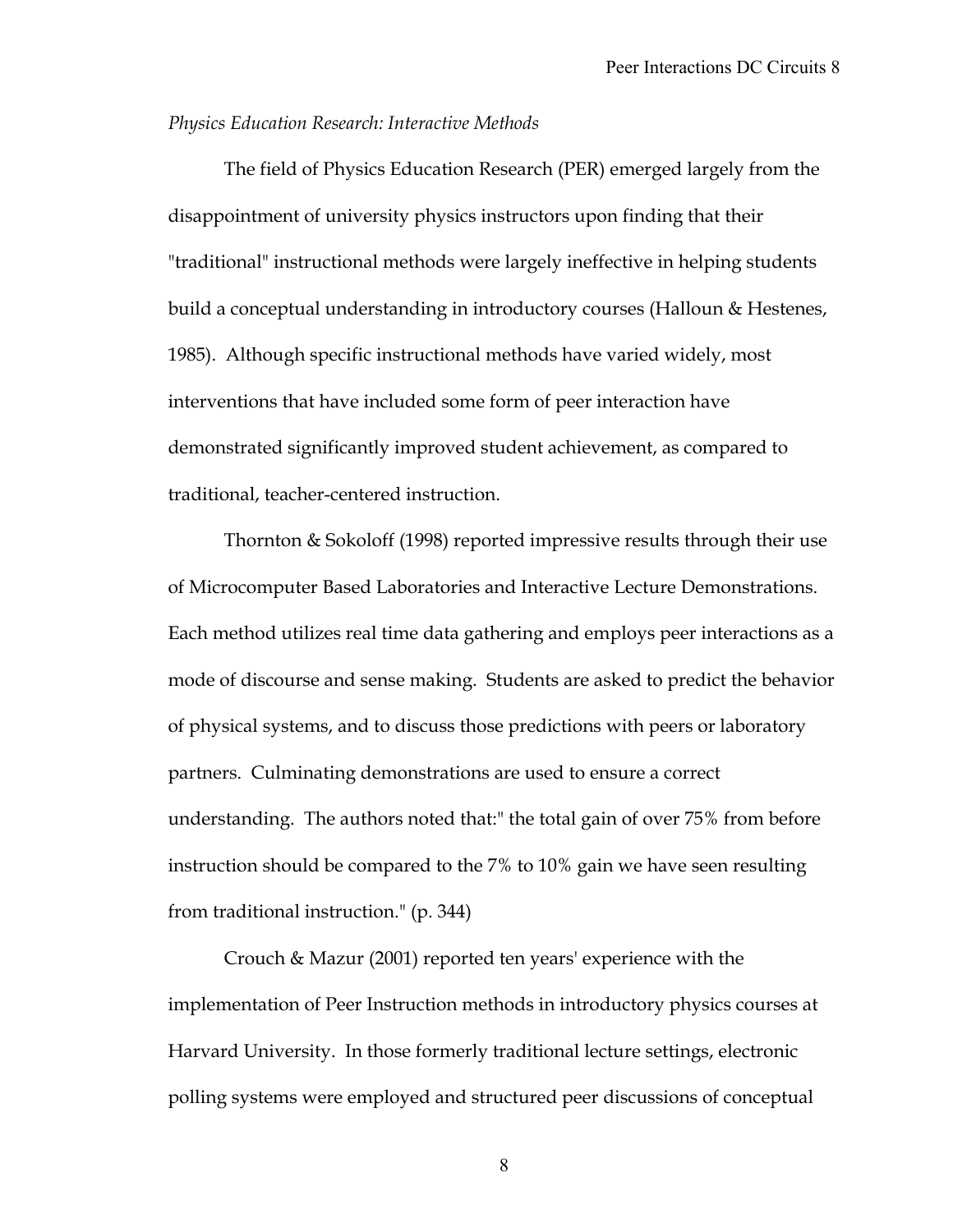*Physics Education Research: Interactive Methods*

The field of Physics Education Research (PER) emerged largely from the disappointment of university physics instructors upon finding that their "traditional" instructional methods were largely ineffective in helping students build a conceptual understanding in introductory courses (Halloun & Hestenes, 1985). Although specific instructional methods have varied widely, most interventions that have included some form of peer interaction have demonstrated significantly improved student achievement, as compared to traditional, teacher-centered instruction.

Thornton & Sokoloff (1998) reported impressive results through their use of Microcomputer Based Laboratories and Interactive Lecture Demonstrations. Each method utilizes real time data gathering and employs peer interactions as a mode of discourse and sense making. Students are asked to predict the behavior of physical systems, and to discuss those predictions with peers or laboratory partners. Culminating demonstrations are used to ensure a correct understanding. The authors noted that:" the total gain of over 75% from before instruction should be compared to the 7% to 10% gain we have seen resulting from traditional instruction." (p. 344)

Crouch & Mazur (2001) reported ten years' experience with the implementation of Peer Instruction methods in introductory physics courses at Harvard University. In those formerly traditional lecture settings, electronic polling systems were employed and structured peer discussions of conceptual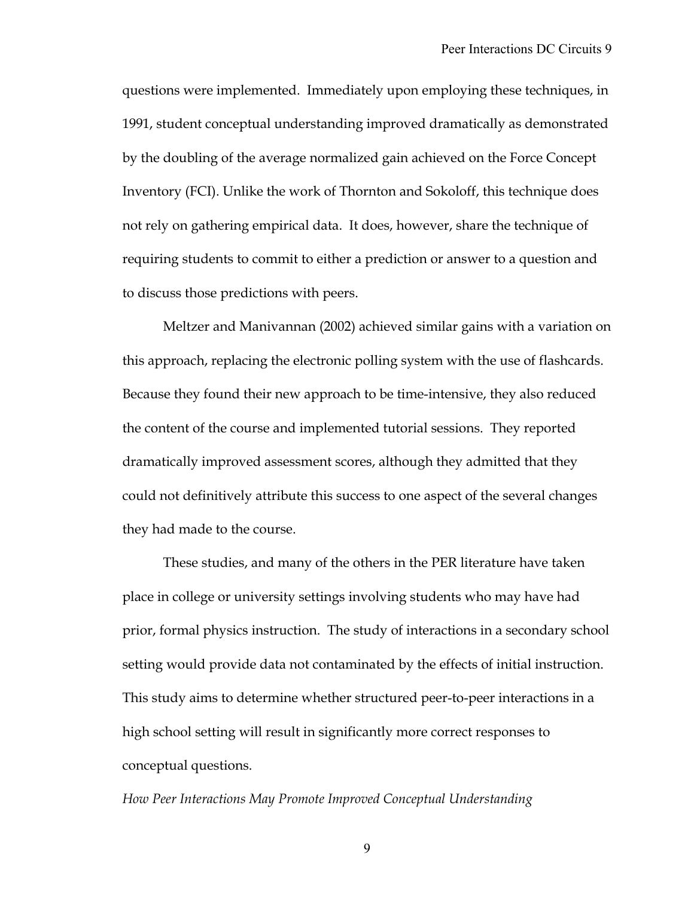questions were implemented. Immediately upon employing these techniques, in 1991, student conceptual understanding improved dramatically as demonstrated by the doubling of the average normalized gain achieved on the Force Concept Inventory (FCI). Unlike the work of Thornton and Sokoloff, this technique does not rely on gathering empirical data. It does, however, share the technique of requiring students to commit to either a prediction or answer to a question and to discuss those predictions with peers.

Meltzer and Manivannan (2002) achieved similar gains with a variation on this approach, replacing the electronic polling system with the use of flashcards. Because they found their new approach to be time-intensive, they also reduced the content of the course and implemented tutorial sessions. They reported dramatically improved assessment scores, although they admitted that they could not definitively attribute this success to one aspect of the several changes they had made to the course.

These studies, and many of the others in the PER literature have taken place in college or university settings involving students who may have had prior, formal physics instruction. The study of interactions in a secondary school setting would provide data not contaminated by the effects of initial instruction. This study aims to determine whether structured peer-to-peer interactions in a high school setting will result in significantly more correct responses to conceptual questions.

*How Peer Interactions May Promote Improved Conceptual Understanding*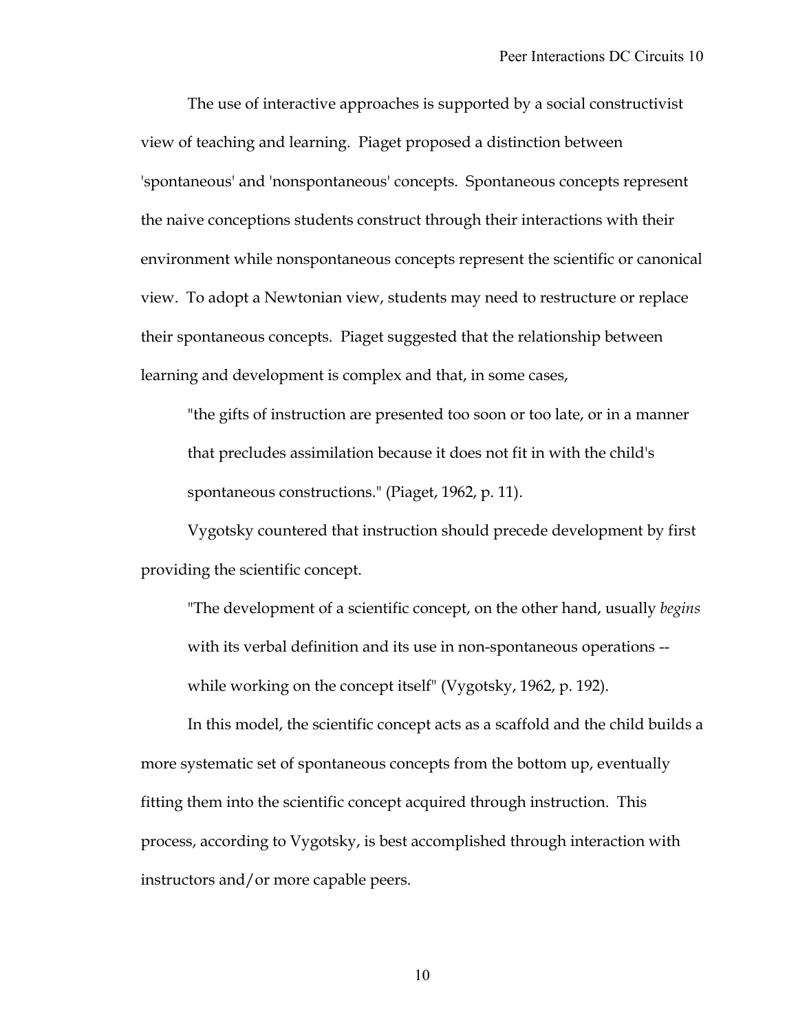The use of interactive approaches is supported by a social constructivist view of teaching and learning. Piaget proposed a distinction between 'spontaneous' and 'nonspontaneous' concepts. Spontaneous concepts represent the naive conceptions students construct through their interactions with their environment while nonspontaneous concepts represent the scientific or canonical view. To adopt a Newtonian view, students may need to restructure or replace their spontaneous concepts. Piaget suggested that the relationship between learning and development is complex and that, in some cases,

> "the gifts of instruction are presented too soon or too late, or in a manner that precludes assimilation because it does not fit in with the child's spontaneous constructions." (Piaget, 1962, p. 11).

Vygotsky countered that instruction should precede development by first providing the scientific concept.

> "The development of a scientific concept, on the other hand, usually *begins* with its verbal definition and its use in non-spontaneous operations -- while working on the concept itself" (Vygotsky, 1962, p. 192).

In this model, the scientific concept acts as a scaffold and the child builds a more systematic set of spontaneous concepts from the bottom up, eventually fitting them into the scientific concept acquired through instruction. This process, according to Vygotsky, is best accomplished through interaction with instructors and/or more capable peers.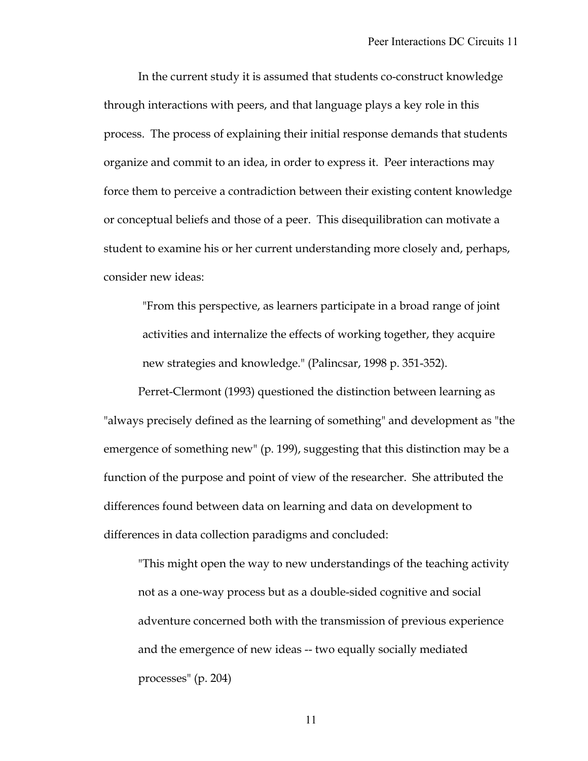In the current study it is assumed that students co-construct knowledge through interactions with peers, and that language plays a key role in this process. The process of explaining their initial response demands that students organize and commit to an idea, in order to express it. Peer interactions may force them to perceive a contradiction between their existing content knowledge or conceptual beliefs and those of a peer. This disequilibration can motivate a student to examine his or her current understanding more closely and, perhaps, consider new ideas:

> "From this perspective, as learners participate in a broad range of joint activities and internalize the effects of working together, they acquire new strategies and knowledge." (Palincsar, 1998 p. 351-352).

Perret-Clermont (1993) questioned the distinction between learning as "always precisely defined as the learning of something" and development as "the emergence of something new" (p. 199), suggesting that this distinction may be a function of the purpose and point of view of the researcher. She attributed the differences found between data on learning and data on development to differences in data collection paradigms and concluded:

> "This might open the way to new understandings of the teaching activity not as a one-way process but as a double-sided cognitive and social adventure concerned both with the transmission of previous experience and the emergence of new ideas -- two equally socially mediated processes" (p. 204)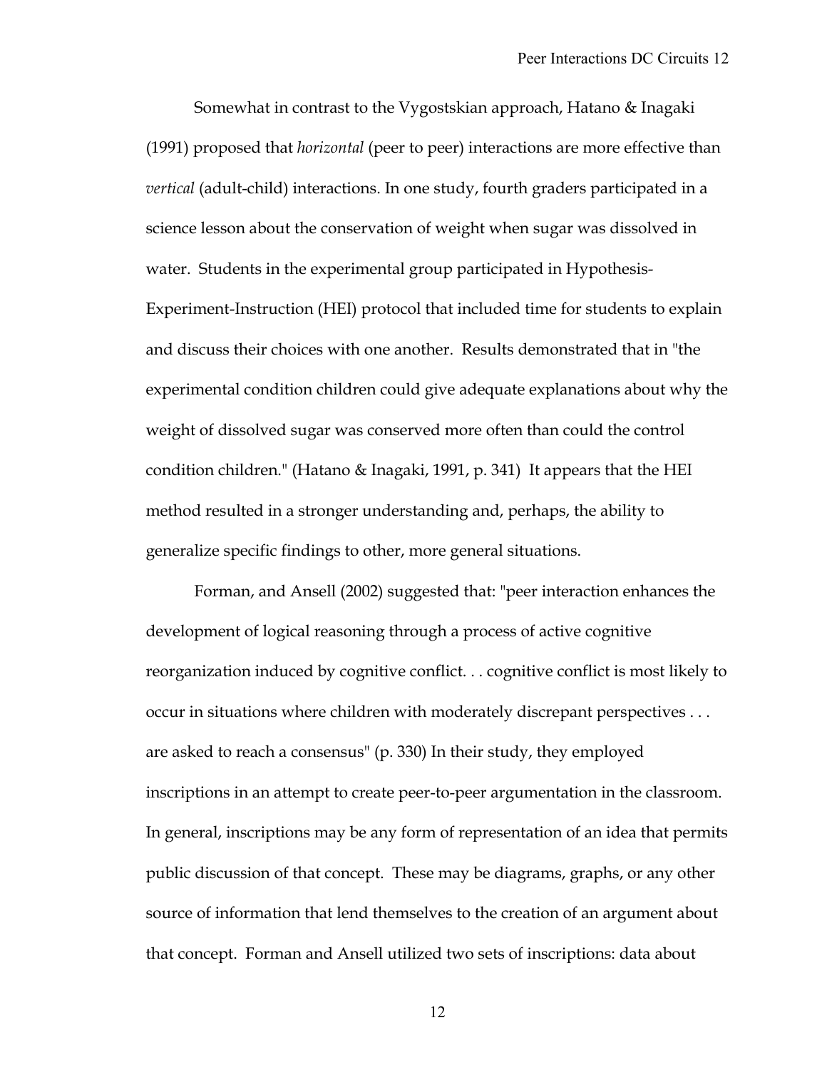Somewhat in contrast to the Vygostskian approach, Hatano & Inagaki (1991) proposed that *horizontal* (peer to peer) interactions are more effective than *vertical* (adult-child) interactions. In one study, fourth graders participated in a science lesson about the conservation of weight when sugar was dissolved in water. Students in the experimental group participated in Hypothesis-Experiment-Instruction (HEI) protocol that included time for students to explain and discuss their choices with one another. Results demonstrated that in "the experimental condition children could give adequate explanations about why the weight of dissolved sugar was conserved more often than could the control condition children." (Hatano & Inagaki, 1991, p. 341) It appears that the HEI method resulted in a stronger understanding and, perhaps, the ability to generalize specific findings to other, more general situations.

Forman, and Ansell (2002) suggested that: "peer interaction enhances the development of logical reasoning through a process of active cognitive reorganization induced by cognitive conflict. . . cognitive conflict is most likely to occur in situations where children with moderately discrepant perspectives . . . are asked to reach a consensus" (p. 330) In their study, they employed inscriptions in an attempt to create peer-to-peer argumentation in the classroom. In general, inscriptions may be any form of representation of an idea that permits public discussion of that concept. These may be diagrams, graphs, or any other source of information that lend themselves to the creation of an argument about that concept. Forman and Ansell utilized two sets of inscriptions: data about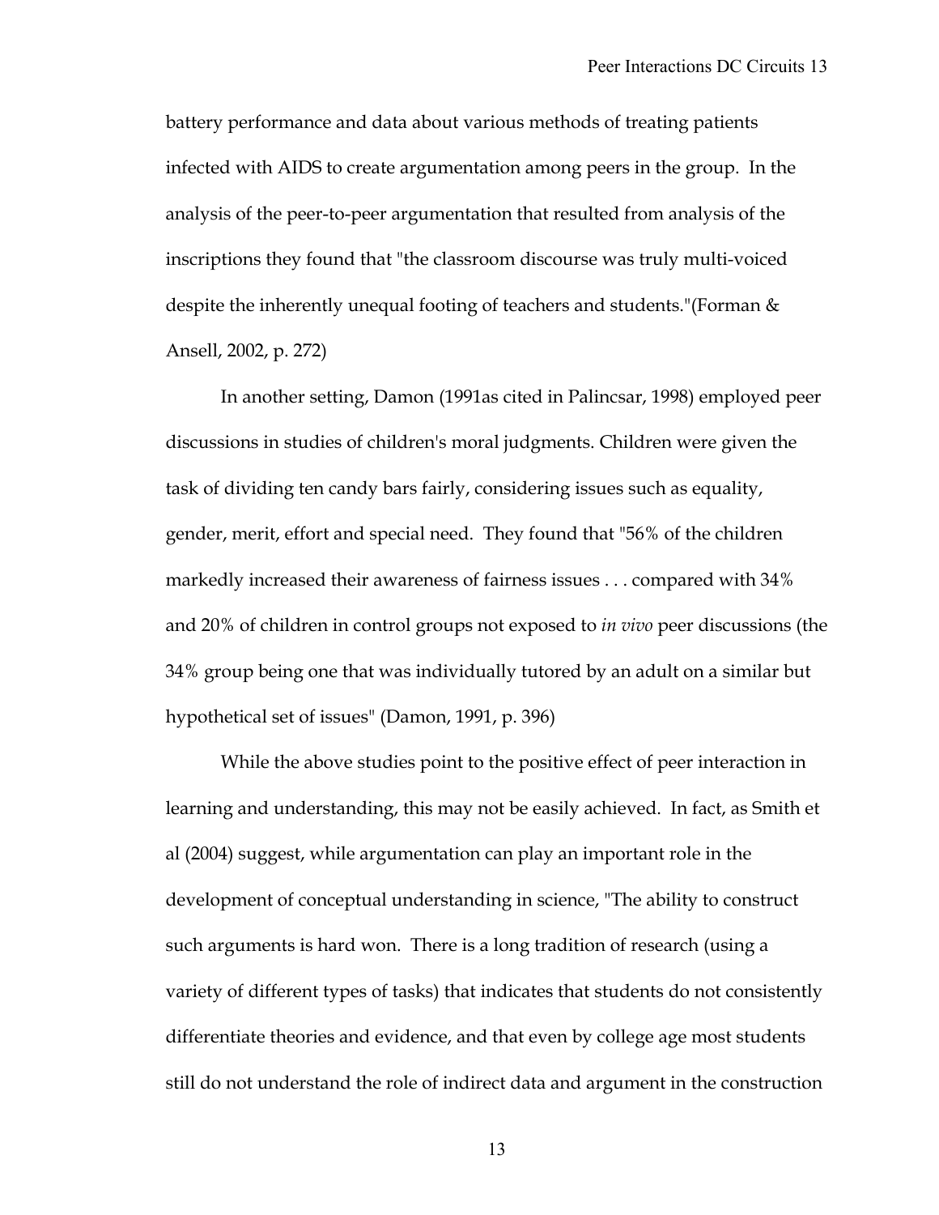battery performance and data about various methods of treating patients infected with AIDS to create argumentation among peers in the group. In the analysis of the peer-to-peer argumentation that resulted from analysis of the inscriptions they found that "the classroom discourse was truly multi-voiced despite the inherently unequal footing of teachers and students."(Forman & Ansell, 2002, p. 272)

In another setting, Damon (1991as cited in Palincsar, 1998) employed peer discussions in studies of children's moral judgments. Children were given the task of dividing ten candy bars fairly, considering issues such as equality, gender, merit, effort and special need. They found that "56% of the children markedly increased their awareness of fairness issues . . . compared with 34% and 20% of children in control groups not exposed to *in vivo* peer discussions (the 34% group being one that was individually tutored by an adult on a similar but hypothetical set of issues" (Damon, 1991, p. 396)

While the above studies point to the positive effect of peer interaction in learning and understanding, this may not be easily achieved. In fact, as Smith et al (2004) suggest, while argumentation can play an important role in the development of conceptual understanding in science, "The ability to construct such arguments is hard won. There is a long tradition of research (using a variety of different types of tasks) that indicates that students do not consistently differentiate theories and evidence, and that even by college age most students still do not understand the role of indirect data and argument in the construction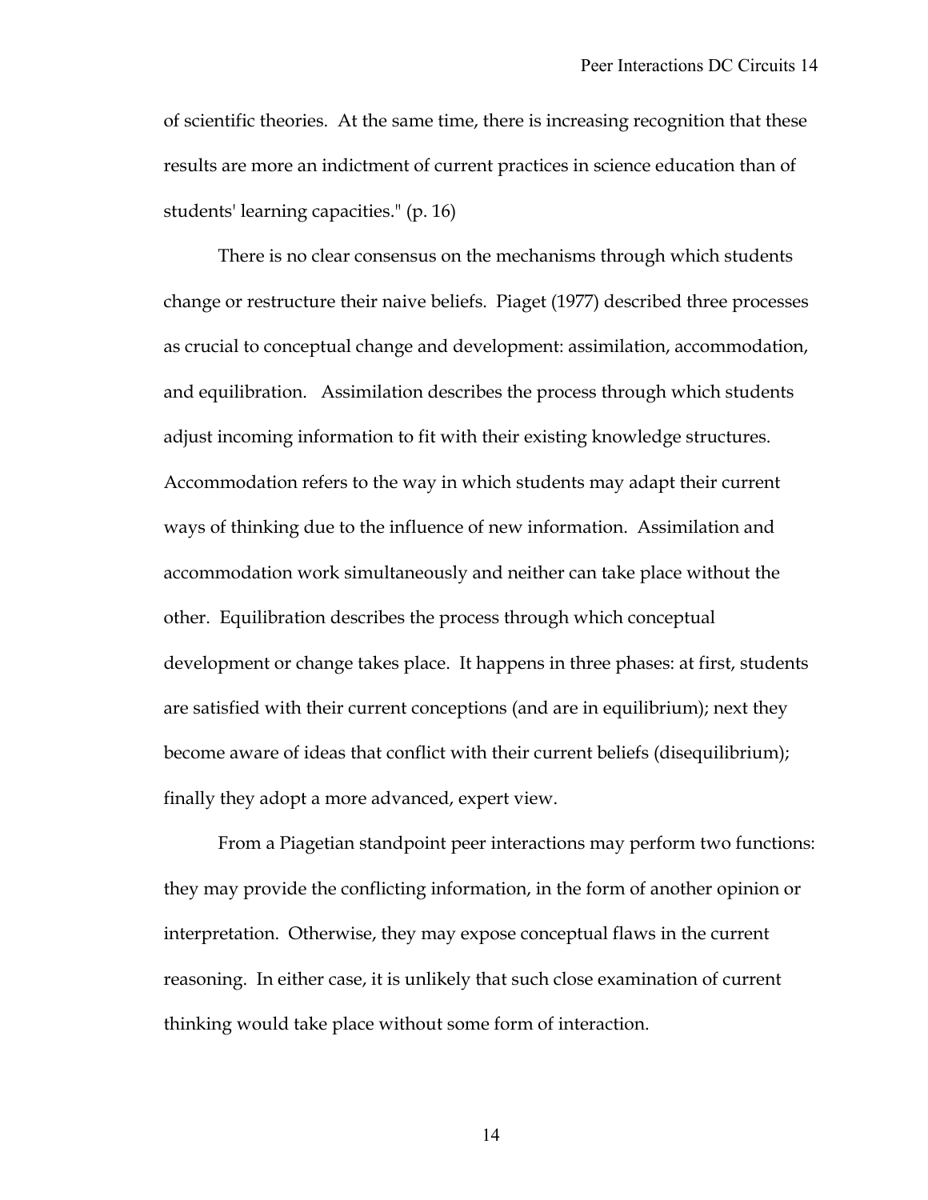of scientific theories. At the same time, there is increasing recognition that these results are more an indictment of current practices in science education than of students' learning capacities." (p. 16)

There is no clear consensus on the mechanisms through which students change or restructure their naive beliefs. Piaget (1977) described three processes as crucial to conceptual change and development: assimilation, accommodation, and equilibration. Assimilation describes the process through which students adjust incoming information to fit with their existing knowledge structures. Accommodation refers to the way in which students may adapt their current ways of thinking due to the influence of new information. Assimilation and accommodation work simultaneously and neither can take place without the other. Equilibration describes the process through which conceptual development or change takes place. It happens in three phases: at first, students are satisfied with their current conceptions (and are in equilibrium); next they become aware of ideas that conflict with their current beliefs (disequilibrium); finally they adopt a more advanced, expert view.

From a Piagetian standpoint peer interactions may perform two functions: they may provide the conflicting information, in the form of another opinion or interpretation. Otherwise, they may expose conceptual flaws in the current reasoning. In either case, it is unlikely that such close examination of current thinking would take place without some form of interaction.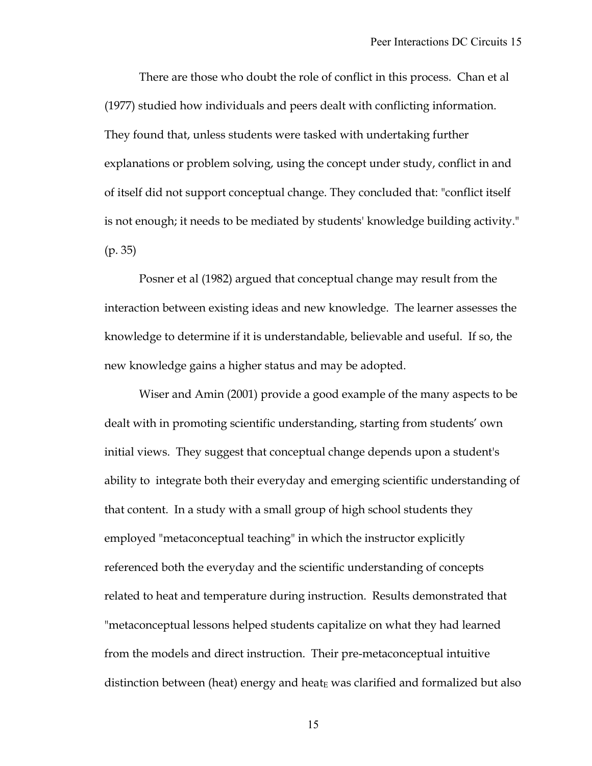There are those who doubt the role of conflict in this process. Chan et al (1977) studied how individuals and peers dealt with conflicting information. They found that, unless students were tasked with undertaking further explanations or problem solving, using the concept under study, conflict in and of itself did not support conceptual change. They concluded that: "conflict itself is not enough; it needs to be mediated by students' knowledge building activity." (p. 35)

Posner et al (1982) argued that conceptual change may result from the interaction between existing ideas and new knowledge. The learner assesses the knowledge to determine if it is understandable, believable and useful. If so, the new knowledge gains a higher status and may be adopted.

Wiser and Amin (2001) provide a good example of the many aspects to be dealt with in promoting scientific understanding, starting from students' own initial views. They suggest that conceptual change depends upon a student's ability to integrate both their everyday and emerging scientific understanding of that content. In a study with a small group of high school students they employed "metaconceptual teaching" in which the instructor explicitly referenced both the everyday and the scientific understanding of concepts related to heat and temperature during instruction. Results demonstrated that "metaconceptual lessons helped students capitalize on what they had learned from the models and direct instruction. Their pre-metaconceptual intuitive distinction between (heat) energy and $heat_E$ was clarified and formalized but also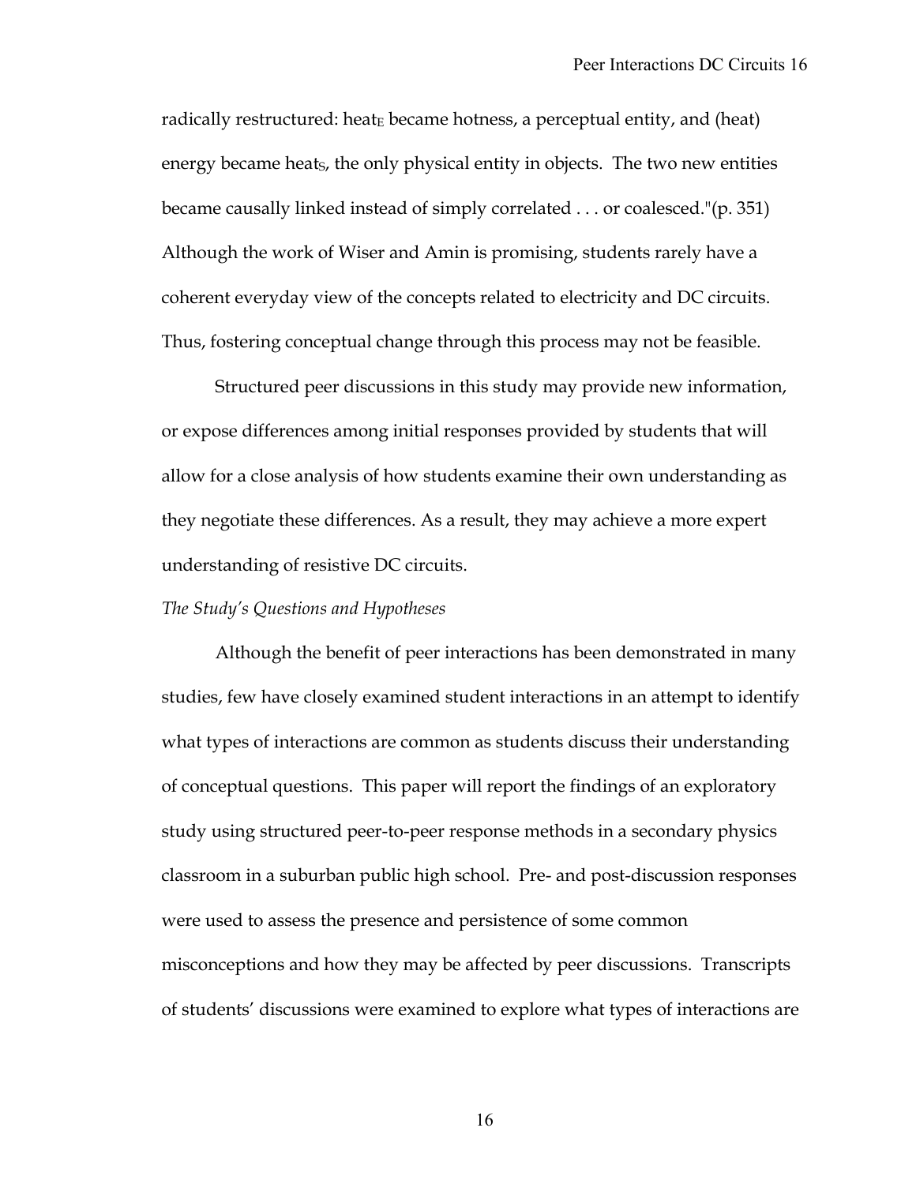radically restructured: $heat_E$ became hotness, a perceptual entity, and (heat) energy became $heat_S$, the only physical entity in objects. The two new entities became causally linked instead of simply correlated . . . or coalesced."(p. 351) Although the work of Wiser and Amin is promising, students rarely have a coherent everyday view of the concepts related to electricity and DC circuits. Thus, fostering conceptual change through this process may not be feasible.

Structured peer discussions in this study may provide new information, or expose differences among initial responses provided by students that will allow for a close analysis of how students examine their own understanding as they negotiate these differences. As a result, they may achieve a more expert understanding of resistive DC circuits.

*The Study's Questions and Hypotheses*

Although the benefit of peer interactions has been demonstrated in many studies, few have closely examined student interactions in an attempt to identify what types of interactions are common as students discuss their understanding of conceptual questions. This paper will report the findings of an exploratory study using structured peer-to-peer response methods in a secondary physics classroom in a suburban public high school. Pre- and post-discussion responses were used to assess the presence and persistence of some common misconceptions and how they may be affected by peer discussions. Transcripts of students' discussions were examined to explore what types of interactions are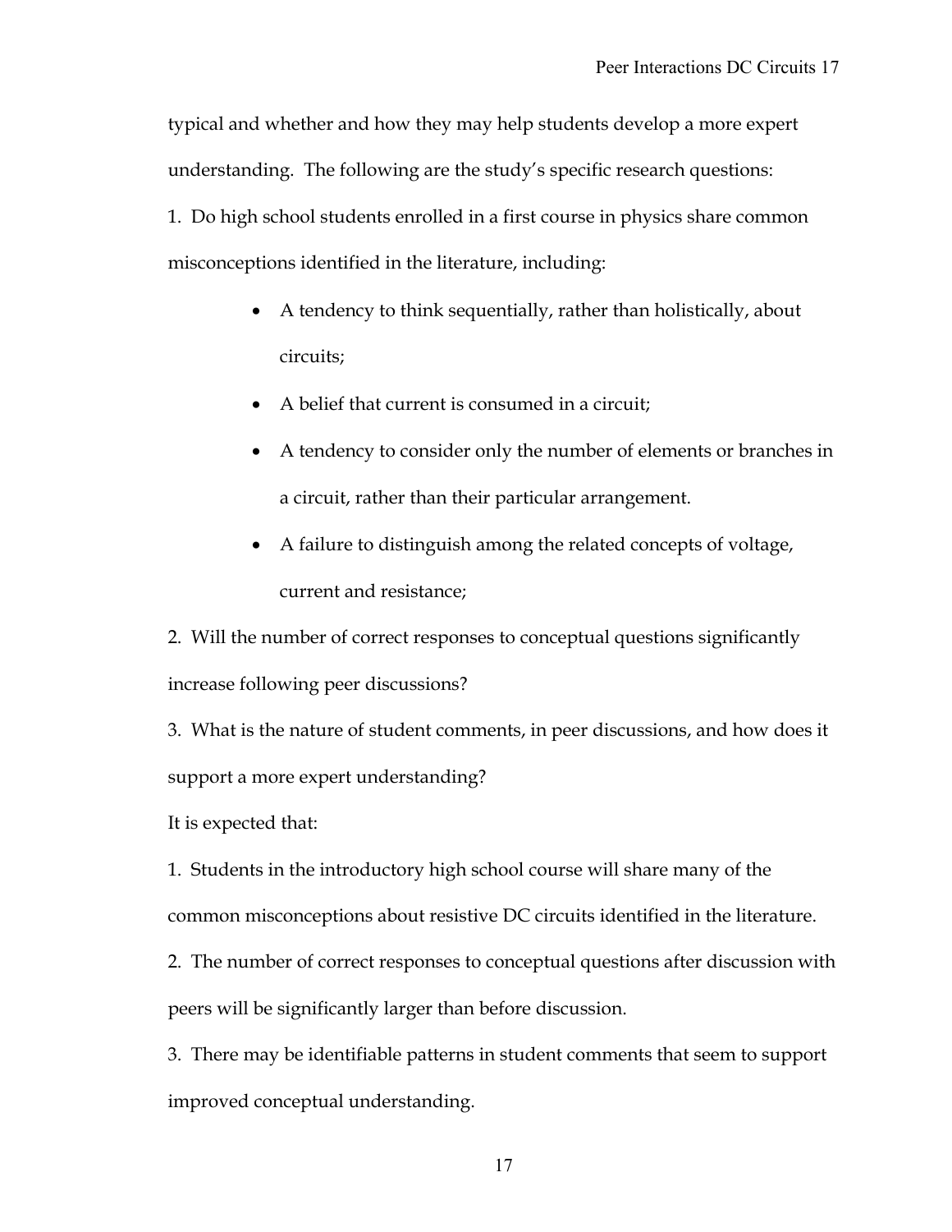typical and whether and how they may help students develop a more expert understanding. The following are the study's specific research questions:

1. Do high school students enrolled in a first course in physics share common misconceptions identified in the literature, including:

   - A tendency to think sequentially, rather than holistically, about circuits;
   - A belief that current is consumed in a circuit;
   - A tendency to consider only the number of elements or branches in a circuit, rather than their particular arrangement.
   - A failure to distinguish among the related concepts of voltage, current and resistance;

2. Will the number of correct responses to conceptual questions significantly increase following peer discussions?

3. What is the nature of student comments, in peer discussions, and how does it support a more expert understanding?

It is expected that:

1. Students in the introductory high school course will share many of the common misconceptions about resistive DC circuits identified in the literature.

2. The number of correct responses to conceptual questions after discussion with peers will be significantly larger than before discussion.

3. There may be identifiable patterns in student comments that seem to support improved conceptual understanding.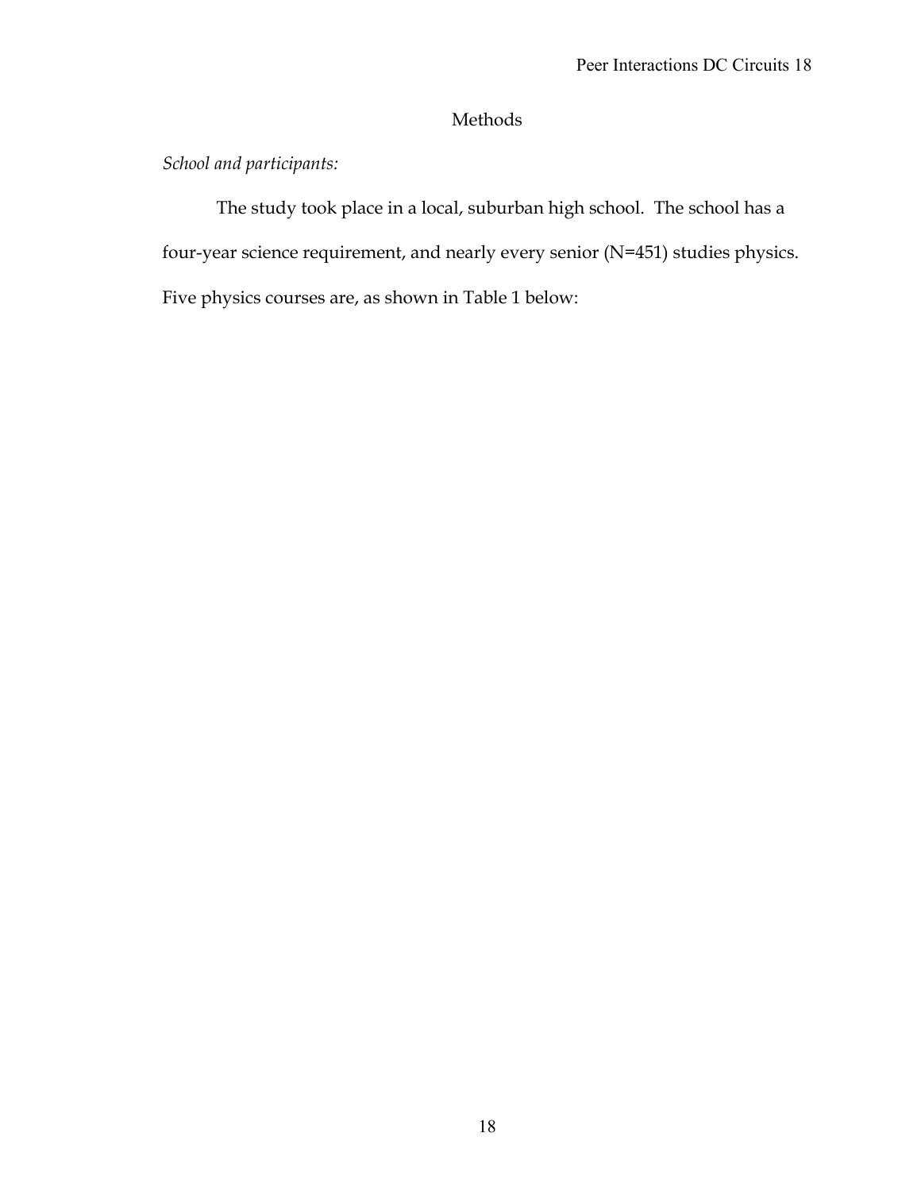# Methods

*School and participants:*

The study took place in a local, suburban high school. The school has a four-year science requirement, and nearly every senior (N=451) studies physics. Five physics courses are, as shown in Table 1 below: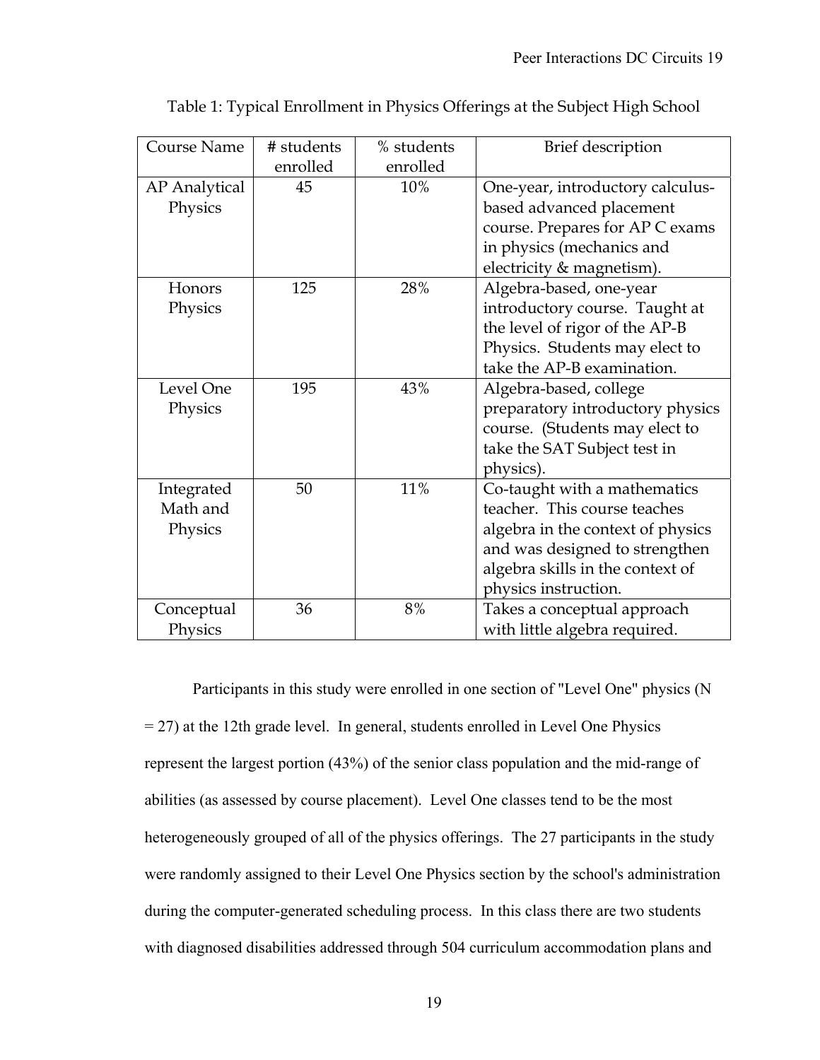Table 1: Typical Enrollment in Physics Offerings at the Subject High School

| Course Name | # students enrolled | % students enrolled | Brief description |
| --- | --- | --- | --- |
| AP Analytical Physics | 45 | 10% | One-year, introductory calculus-based advanced placement course. Prepares for AP C exams in physics (mechanics and electricity & magnetism). |
| Honors Physics | 125 | 28% | Algebra-based, one-year introductory course. Taught at the level of rigor of the AP-B Physics. Students may elect to take the AP-B examination. |
| Level One Physics | 195 | 43% | Algebra-based, college preparatory introductory physics course. (Students may elect to take the SAT Subject test in physics). |
| Integrated Math and Physics | 50 | 11% | Co-taught with a mathematics teacher. This course teaches algebra in the context of physics and was designed to strengthen algebra skills in the context of physics instruction. |
| Conceptual Physics | 36 | 8% | Takes a conceptual approach with little algebra required. |

Participants in this study were enrolled in one section of "Level One" physics (N = 27) at the 12th grade level. In general, students enrolled in Level One Physics represent the largest portion (43%) of the senior class population and the mid-range of abilities (as assessed by course placement). Level One classes tend to be the most heterogeneously grouped of all of the physics offerings. The 27 participants in the study were randomly assigned to their Level One Physics section by the school's administration during the computer-generated scheduling process. In this class there are two students with diagnosed disabilities addressed through 504 curriculum accommodation plans and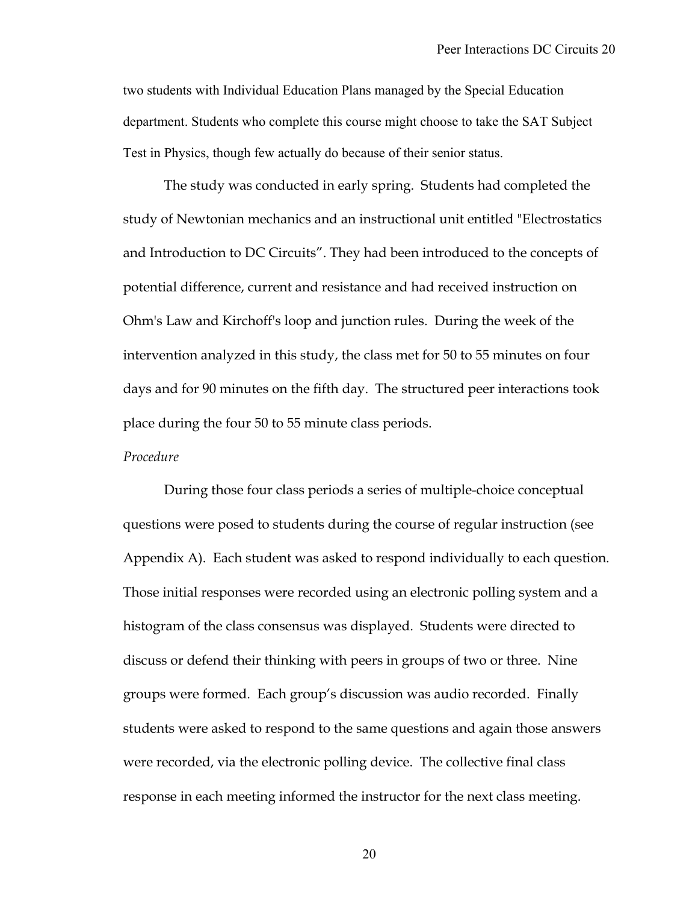two students with Individual Education Plans managed by the Special Education department. Students who complete this course might choose to take the SAT Subject Test in Physics, though few actually do because of their senior status.

The study was conducted in early spring. Students had completed the study of Newtonian mechanics and an instructional unit entitled "Electrostatics and Introduction to DC Circuits”. They had been introduced to the concepts of potential difference, current and resistance and had received instruction on Ohm's Law and Kirchoff's loop and junction rules. During the week of the intervention analyzed in this study, the class met for 50 to 55 minutes on four days and for 90 minutes on the fifth day. The structured peer interactions took place during the four 50 to 55 minute class periods.

*Procedure*

During those four class periods a series of multiple-choice conceptual questions were posed to students during the course of regular instruction (see Appendix A). Each student was asked to respond individually to each question. Those initial responses were recorded using an electronic polling system and a histogram of the class consensus was displayed. Students were directed to discuss or defend their thinking with peers in groups of two or three. Nine groups were formed. Each group’s discussion was audio recorded. Finally students were asked to respond to the same questions and again those answers were recorded, via the electronic polling device. The collective final class response in each meeting informed the instructor for the next class meeting.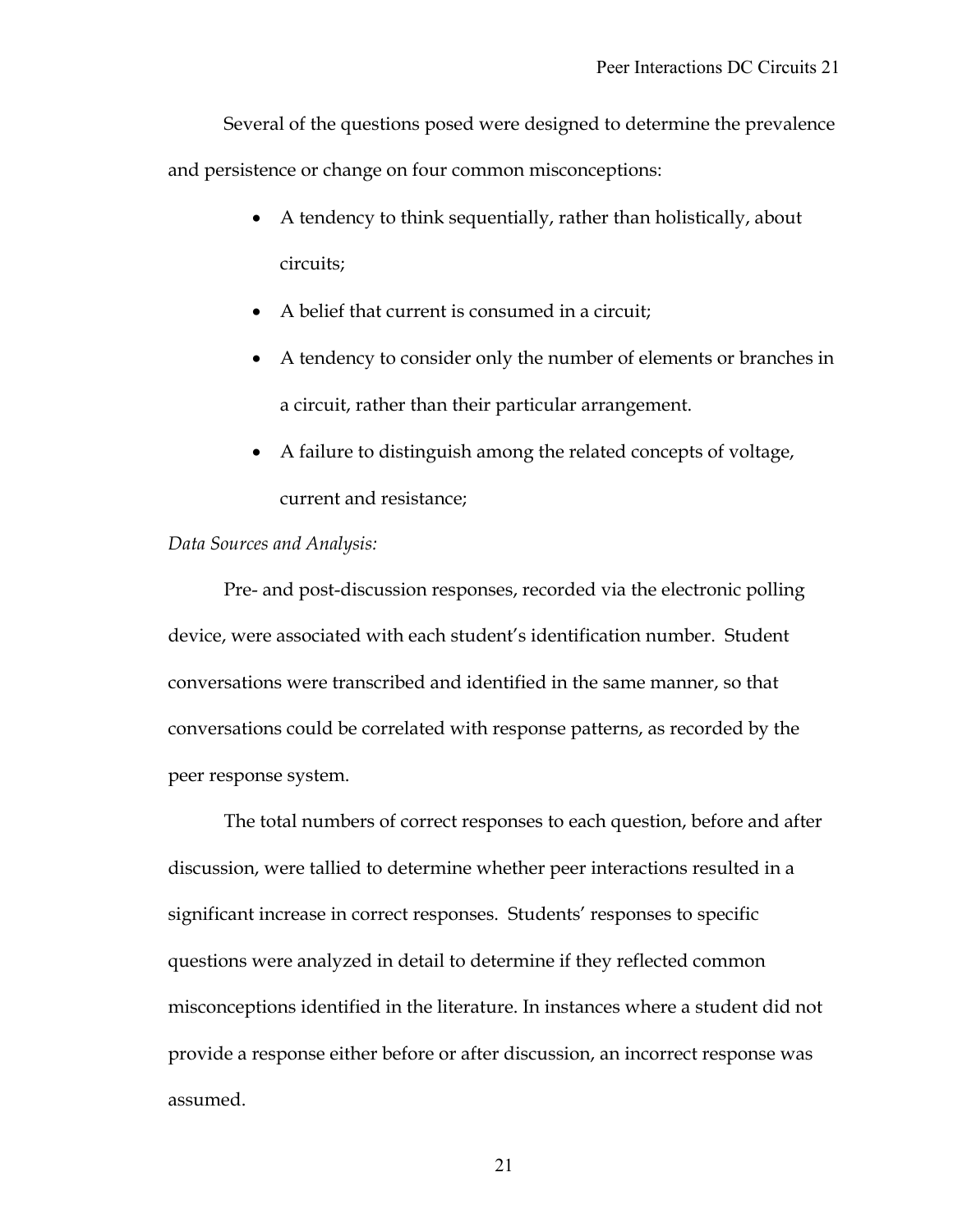Several of the questions posed were designed to determine the prevalence and persistence or change on four common misconceptions:

- A tendency to think sequentially, rather than holistically, about circuits;
- A belief that current is consumed in a circuit;
- A tendency to consider only the number of elements or branches in a circuit, rather than their particular arrangement.
- A failure to distinguish among the related concepts of voltage, current and resistance;

*Data Sources and Analysis:*

Pre- and post-discussion responses, recorded via the electronic polling device, were associated with each student's identification number. Student conversations were transcribed and identified in the same manner, so that conversations could be correlated with response patterns, as recorded by the peer response system.

The total numbers of correct responses to each question, before and after discussion, were tallied to determine whether peer interactions resulted in a significant increase in correct responses. Students' responses to specific questions were analyzed in detail to determine if they reflected common misconceptions identified in the literature. In instances where a student did not provide a response either before or after discussion, an incorrect response was assumed.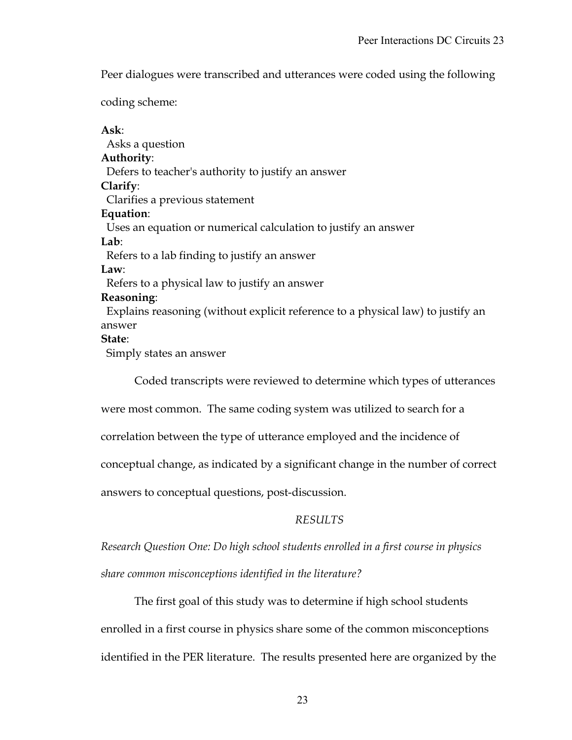Peer dialogues were transcribed and utterances were coded using the following coding scheme:

**Ask**:
Asks a question

**Authority**:
Defers to teacher's authority to justify an answer

**Clarify**:
Clarifies a previous statement

**Equation**:
Uses an equation or numerical calculation to justify an answer

**Lab**:
Refers to a lab finding to justify an answer

**Law**:
Refers to a physical law to justify an answer

**Reasoning**:
Explains reasoning (without explicit reference to a physical law) to justify an answer

**State**:
Simply states an answer

Coded transcripts were reviewed to determine which types of utterances were most common. The same coding system was utilized to search for a correlation between the type of utterance employed and the incidence of conceptual change, as indicated by a significant change in the number of correct answers to conceptual questions, post-discussion.

## *RESULTS*

*Research Question One: Do high school students enrolled in a first course in physics share common misconceptions identified in the literature?*

The first goal of this study was to determine if high school students enrolled in a first course in physics share some of the common misconceptions identified in the PER literature. The results presented here are organized by the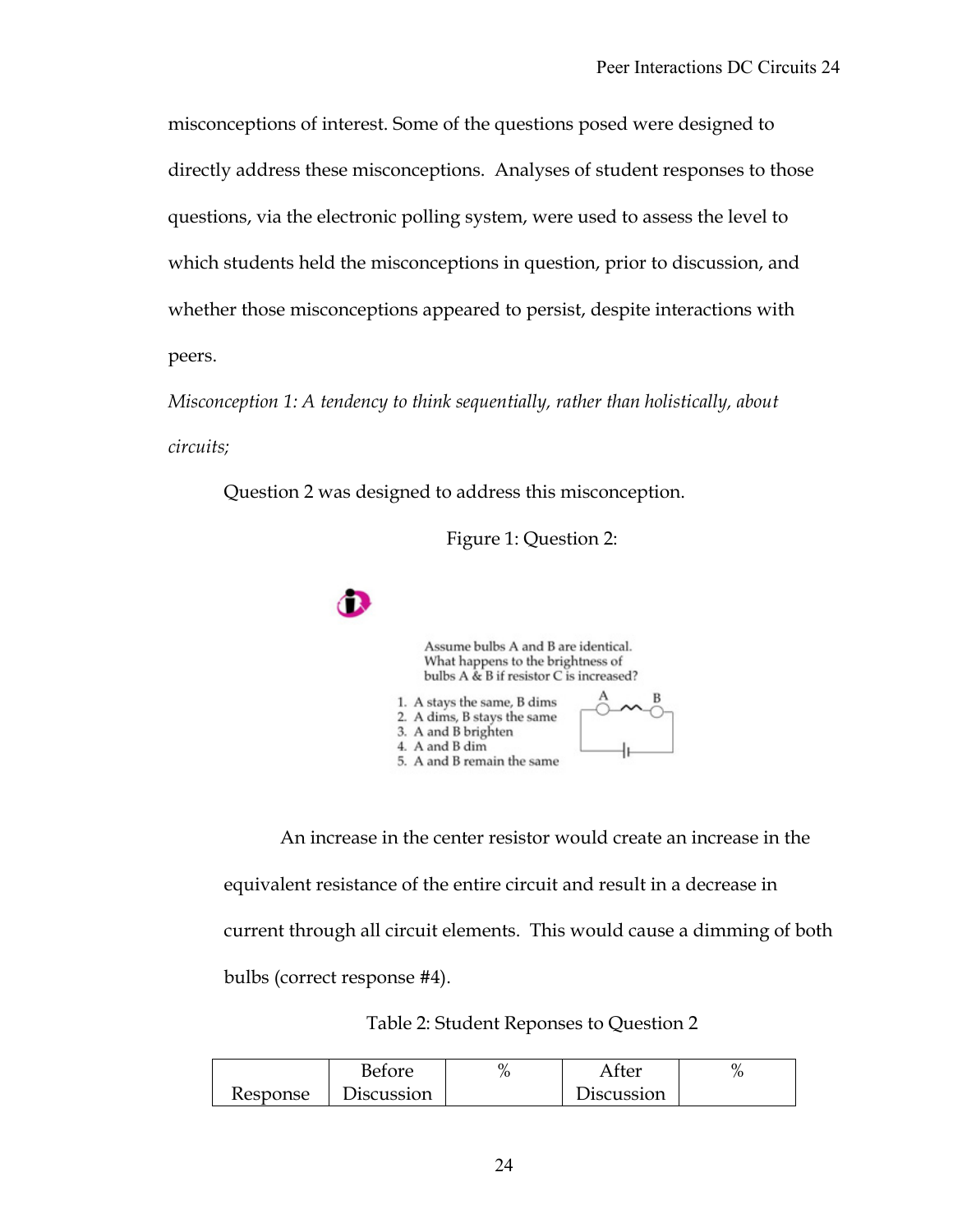misconceptions of interest. Some of the questions posed were designed to directly address these misconceptions. Analyses of student responses to those questions, via the electronic polling system, were used to assess the level to which students held the misconceptions in question, prior to discussion, and whether those misconceptions appeared to persist, despite interactions with peers.

*Misconception 1: A tendency to think sequentially, rather than holistically, about circuits;*

Question 2 was designed to address this misconception.

Figure 1: Question 2:

Assume bulbs A and B are identical. What happens to the brightness of bulbs A & B if resistor C is increased?

1. A stays the same, B dims
2. A dims, B stays the same
3. A and B brighten
4. A and B dim
5. A and B remain the same

An increase in the center resistor would create an increase in the equivalent resistance of the entire circuit and result in a decrease in current through all circuit elements. This would cause a dimming of both bulbs (correct response #4).

Table 2: Student Reponses to Question 2

| Response | Before Discussion | % | After Discussion | % |
|---|---|---|---|---|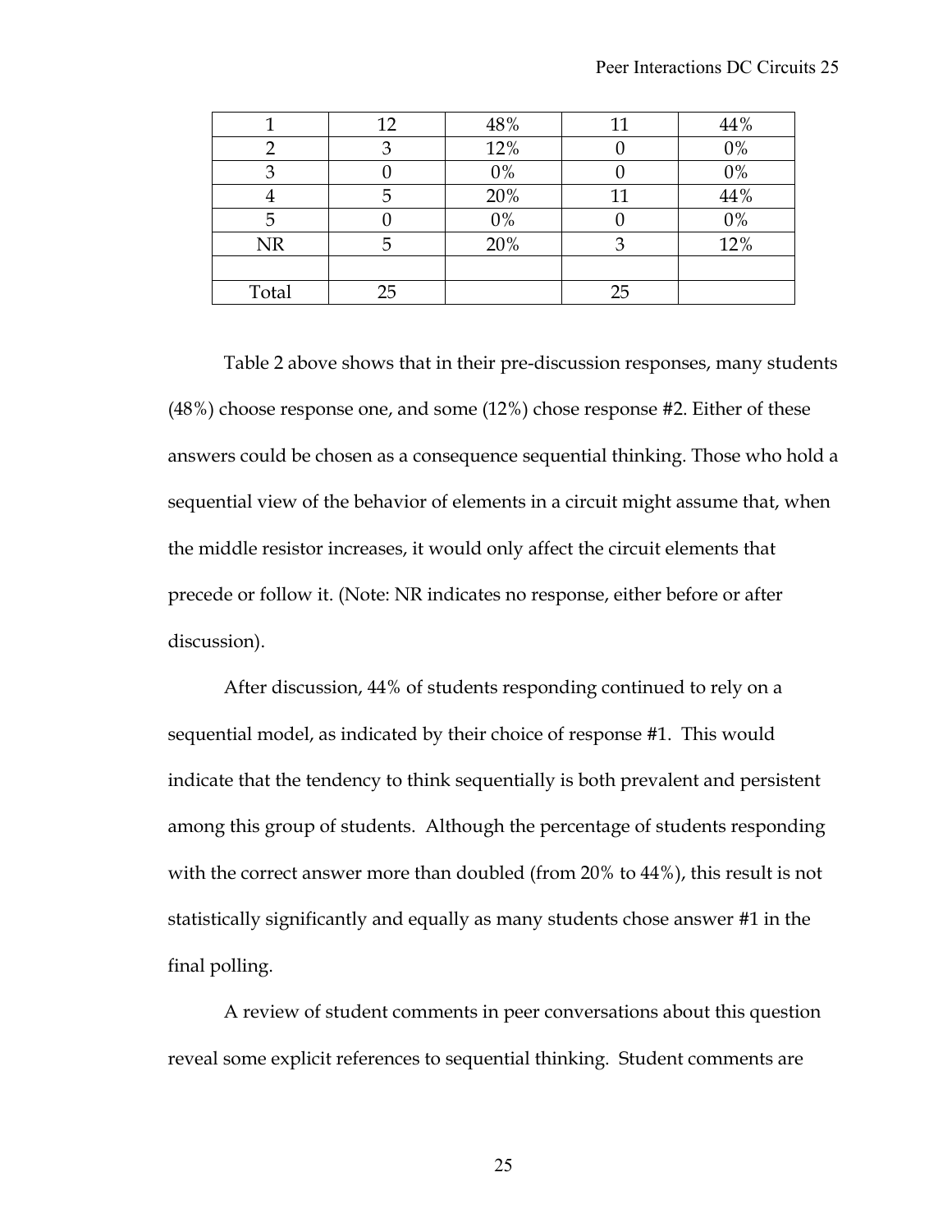| 1 | 12 | 48% | 11 | 44% |
|---|---|---|---|---|
| 2 | 3 | 12% | 0 | 0% |
| 3 | 0 | 0% | 0 | 0% |
| 4 | 5 | 20% | 11 | 44% |
| 5 | 0 | 0% | 0 | 0% |
| NR | 5 | 20% | 3 | 12% |
| | | | | |
| Total | 25 | | 25 | |

Table 2 above shows that in their pre-discussion responses, many students (48%) choose response one, and some (12%) chose response #2. Either of these answers could be chosen as a consequence sequential thinking. Those who hold a sequential view of the behavior of elements in a circuit might assume that, when the middle resistor increases, it would only affect the circuit elements that precede or follow it. (Note: NR indicates no response, either before or after discussion).

After discussion, 44% of students responding continued to rely on a sequential model, as indicated by their choice of response #1. This would indicate that the tendency to think sequentially is both prevalent and persistent among this group of students. Although the percentage of students responding with the correct answer more than doubled (from 20% to 44%), this result is not statistically significantly and equally as many students chose answer #1 in the final polling.

A review of student comments in peer conversations about this question reveal some explicit references to sequential thinking. Student comments are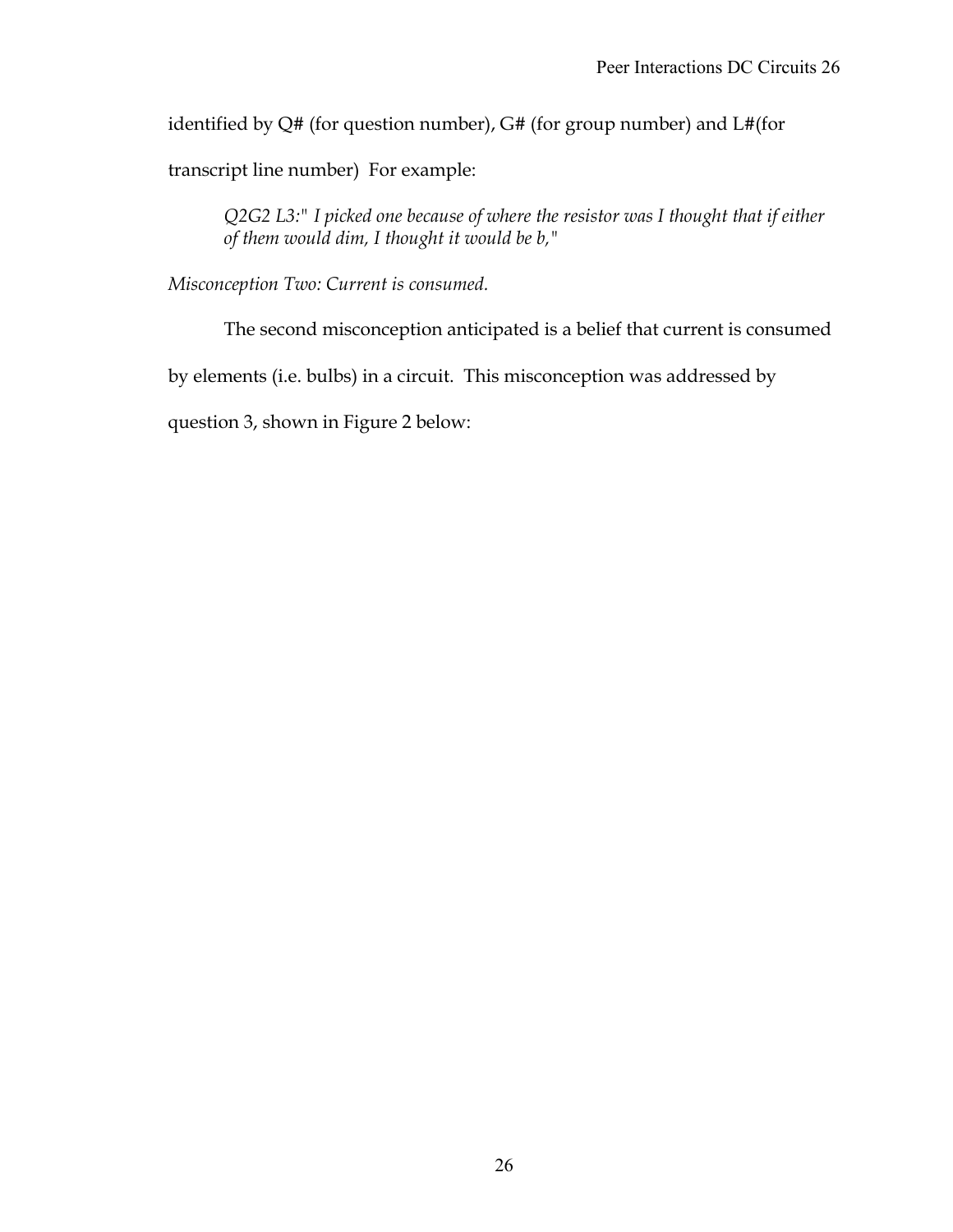identified by Q# (for question number), G# (for group number) and L#(for transcript line number) For example:

> *Q2G2 L3:" I picked one because of where the resistor was I thought that if either of them would dim, I thought it would be b,"*

*Misconception Two: Current is consumed.*

The second misconception anticipated is a belief that current is consumed by elements (i.e. bulbs) in a circuit. This misconception was addressed by question 3, shown in Figure 2 below: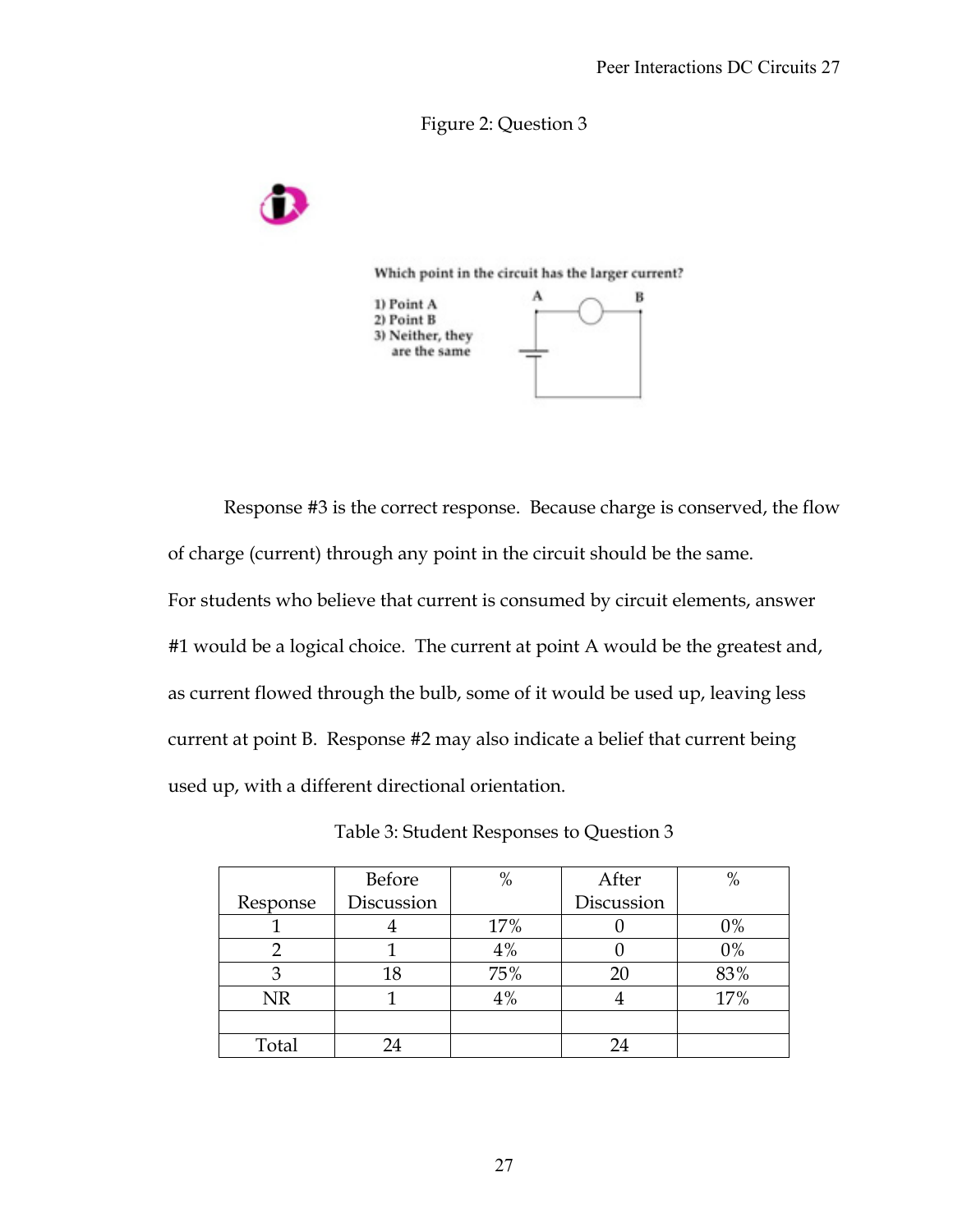Figure 2: Question 3

Which point in the circuit has the larger current?

1) Point A
2) Point B
3) Neither, they are the same

Response #3 is the correct response. Because charge is conserved, the flow of charge (current) through any point in the circuit should be the same. For students who believe that current is consumed by circuit elements, answer #1 would be a logical choice. The current at point A would be the greatest and, as current flowed through the bulb, some of it would be used up, leaving less current at point B. Response #2 may also indicate a belief that current being used up, with a different directional orientation.

Table 3: Student Responses to Question 3

| Response | Before Discussion | % | After Discussion | % |
|---|---|---|---|---|
| 1 | 4 | 17% | 0 | 0% |
| 2 | 1 | 4% | 0 | 0% |
| 3 | 18 | 75% | 20 | 83% |
| NR | 1 | 4% | 4 | 17% |
| | | | | |
| Total | 24 | | 24 | |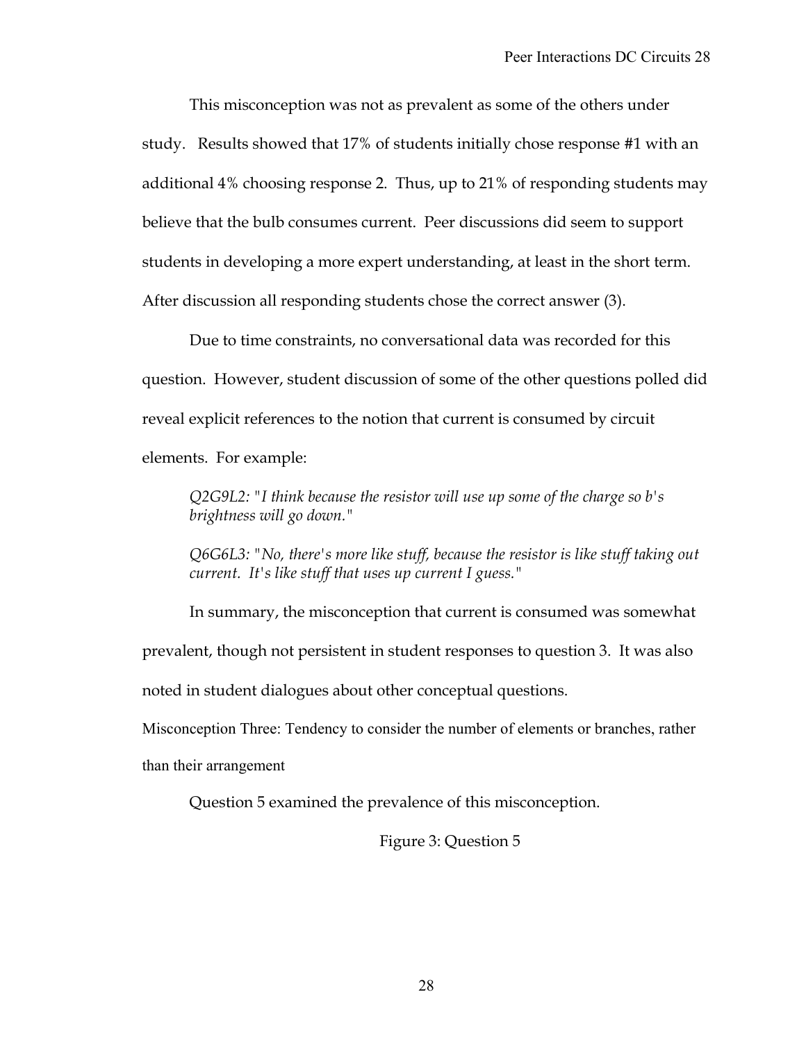This misconception was not as prevalent as some of the others under study. Results showed that 17% of students initially chose response #1 with an additional 4% choosing response 2. Thus, up to 21% of responding students may believe that the bulb consumes current. Peer discussions did seem to support students in developing a more expert understanding, at least in the short term. After discussion all responding students chose the correct answer (3).

Due to time constraints, no conversational data was recorded for this question. However, student discussion of some of the other questions polled did reveal explicit references to the notion that current is consumed by circuit elements. For example:

> *Q2G9L2: "I think because the resistor will use up some of the charge so b's brightness will go down."*

> *Q6G6L3: "No, there's more like stuff, because the resistor is like stuff taking out current. It's like stuff that uses up current I guess."*

In summary, the misconception that current is consumed was somewhat prevalent, though not persistent in student responses to question 3. It was also noted in student dialogues about other conceptual questions.

### Misconception Three: Tendency to consider the number of elements or branches, rather than their arrangement

Question 5 examined the prevalence of this misconception.

Figure 3: Question 5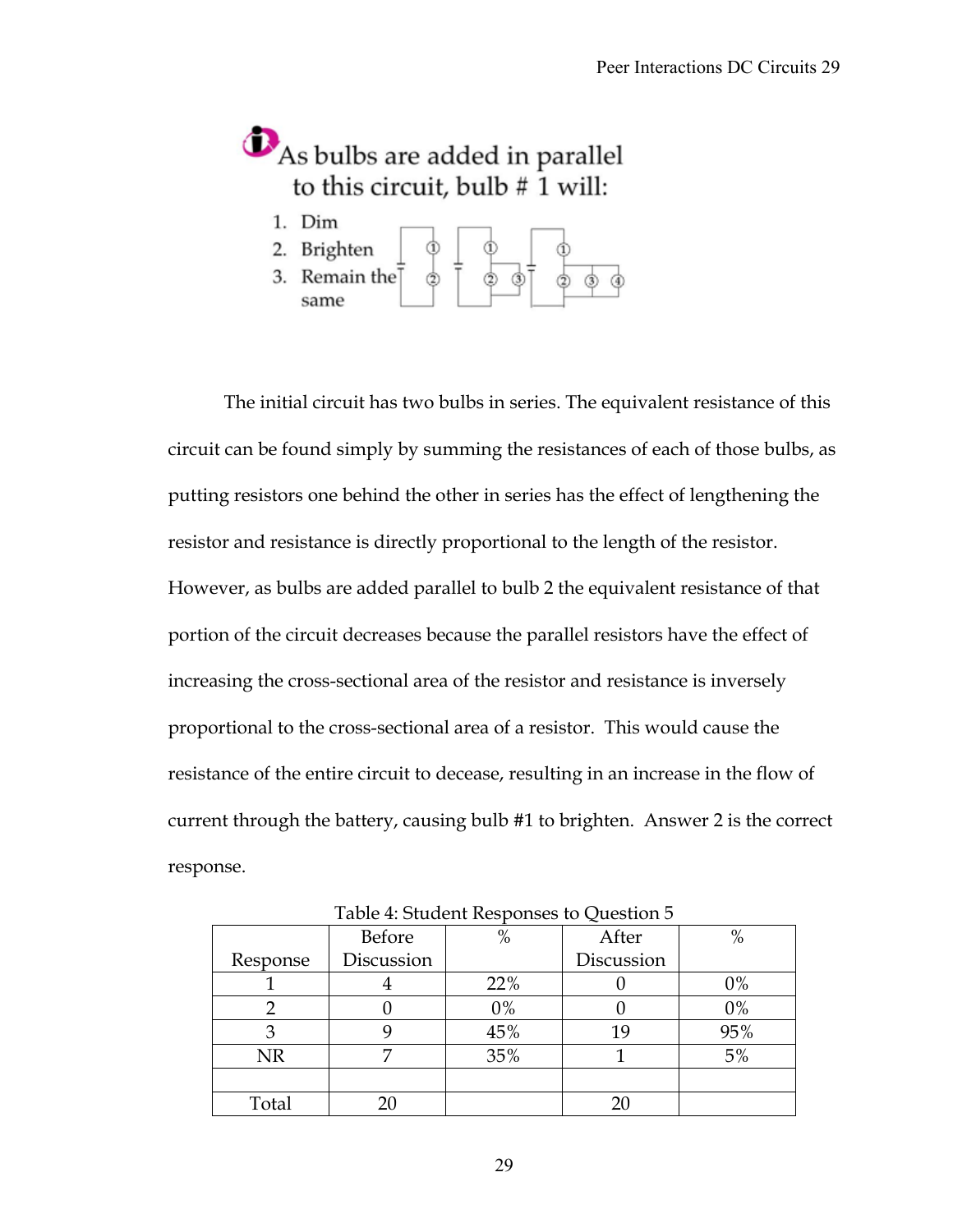As bulbs are added in parallel to this circuit, bulb # 1 will:

1. Dim
2. Brighten
3. Remain the same

The initial circuit has two bulbs in series. The equivalent resistance of this circuit can be found simply by summing the resistances of each of those bulbs, as putting resistors one behind the other in series has the effect of lengthening the resistor and resistance is directly proportional to the length of the resistor. However, as bulbs are added parallel to bulb 2 the equivalent resistance of that portion of the circuit decreases because the parallel resistors have the effect of increasing the cross-sectional area of the resistor and resistance is inversely proportional to the cross-sectional area of a resistor. This would cause the resistance of the entire circuit to decease, resulting in an increase in the flow of current through the battery, causing bulb #1 to brighten. Answer 2 is the correct response.

Table 4: Student Responses to Question 5

| Response | Before Discussion | % | After Discussion | % |
|---|---|---|---|---|
| 1 | 4 | 22% | 0 | 0% |
| 2 | 0 | 0% | 0 | 0% |
| 3 | 9 | 45% | 19 | 95% |
| NR | 7 | 35% | 1 | 5% |
| | | | | |
| Total | 20 | | 20 | |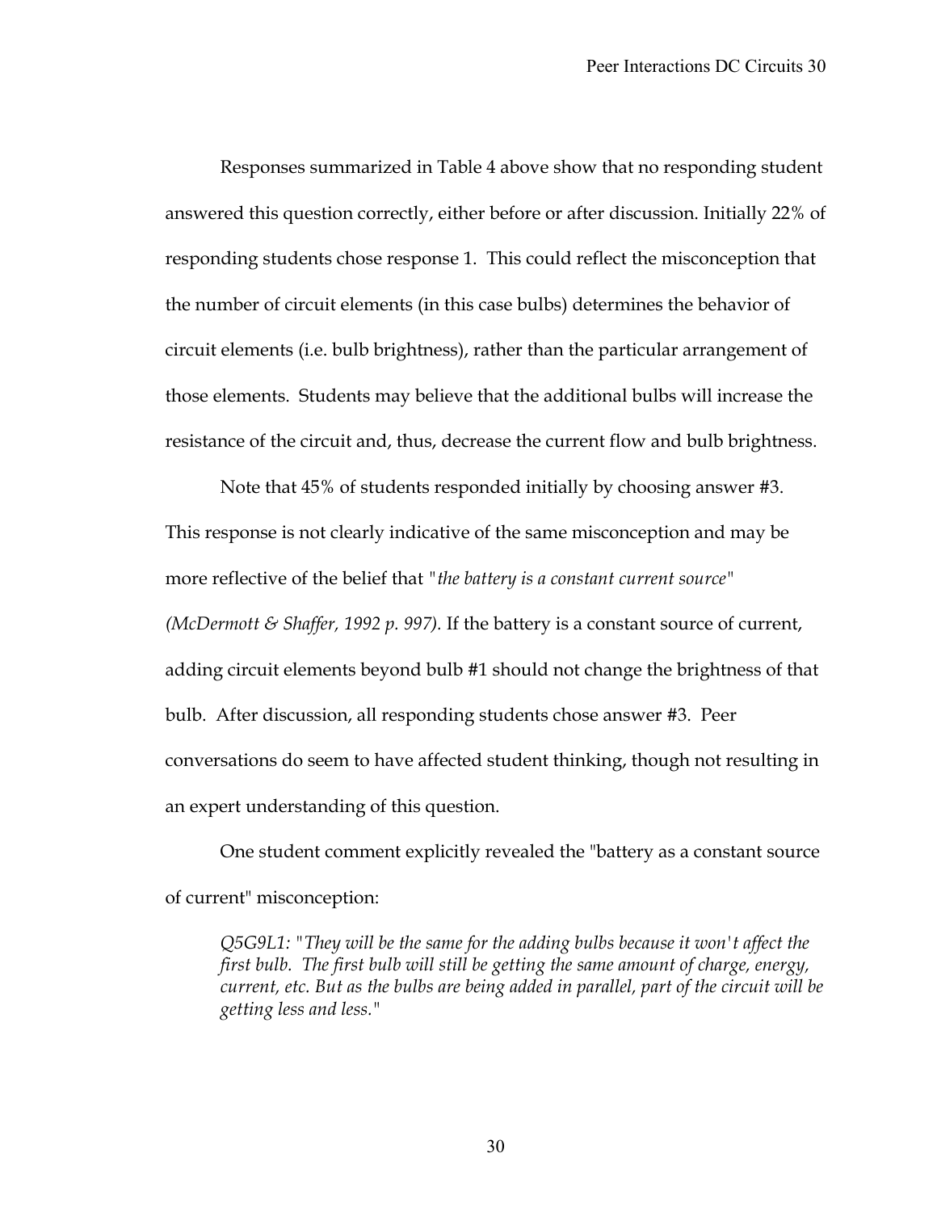Responses summarized in Table 4 above show that no responding student answered this question correctly, either before or after discussion. Initially 22% of responding students chose response 1. This could reflect the misconception that the number of circuit elements (in this case bulbs) determines the behavior of circuit elements (i.e. bulb brightness), rather than the particular arrangement of those elements. Students may believe that the additional bulbs will increase the resistance of the circuit and, thus, decrease the current flow and bulb brightness.

Note that 45% of students responded initially by choosing answer #3. This response is not clearly indicative of the same misconception and may be more reflective of the belief that *"the battery is a constant current source" (McDermott & Shaffer, 1992 p. 997).* If the battery is a constant source of current, adding circuit elements beyond bulb #1 should not change the brightness of that bulb. After discussion, all responding students chose answer #3. Peer conversations do seem to have affected student thinking, though not resulting in an expert understanding of this question.

One student comment explicitly revealed the "battery as a constant source of current" misconception:

> *Q5G9L1: "They will be the same for the adding bulbs because it won't affect the first bulb. The first bulb will still be getting the same amount of charge, energy, current, etc. But as the bulbs are being added in parallel, part of the circuit will be getting less and less."*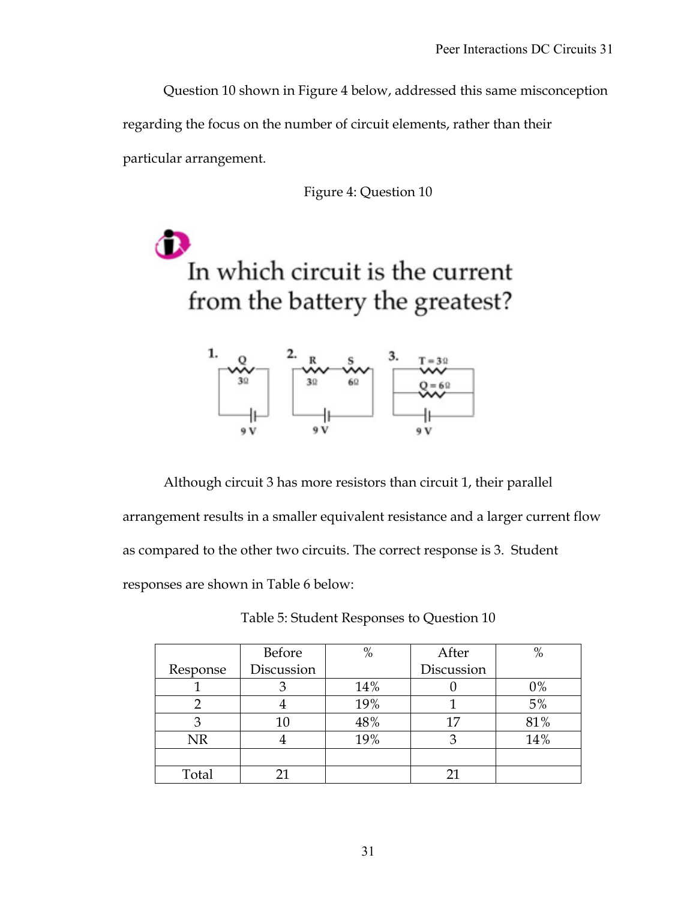Question 10 shown in Figure 4 below, addressed this same misconception regarding the focus on the number of circuit elements, rather than their particular arrangement.

Figure 4: Question 10

In which circuit is the current from the battery the greatest?

1. Q 3Ω, 9 V
2. R 3Ω, S 6Ω, 9 V
3. T = 3Ω, Q = 6Ω, 9 V

Although circuit 3 has more resistors than circuit 1, their parallel arrangement results in a smaller equivalent resistance and a larger current flow as compared to the other two circuits. The correct response is 3. Student responses are shown in Table 6 below:

Table 5: Student Responses to Question 10

| Response | Before Discussion | % | After Discussion | % |
|---|---|---|---|---|
| 1 | 3 | 14% | 0 | 0% |
| 2 | 4 | 19% | 1 | 5% |
| 3 | 10 | 48% | 17 | 81% |
| NR | 4 | 19% | 3 | 14% |
| | | | | |
| Total | 21 | | 21 | |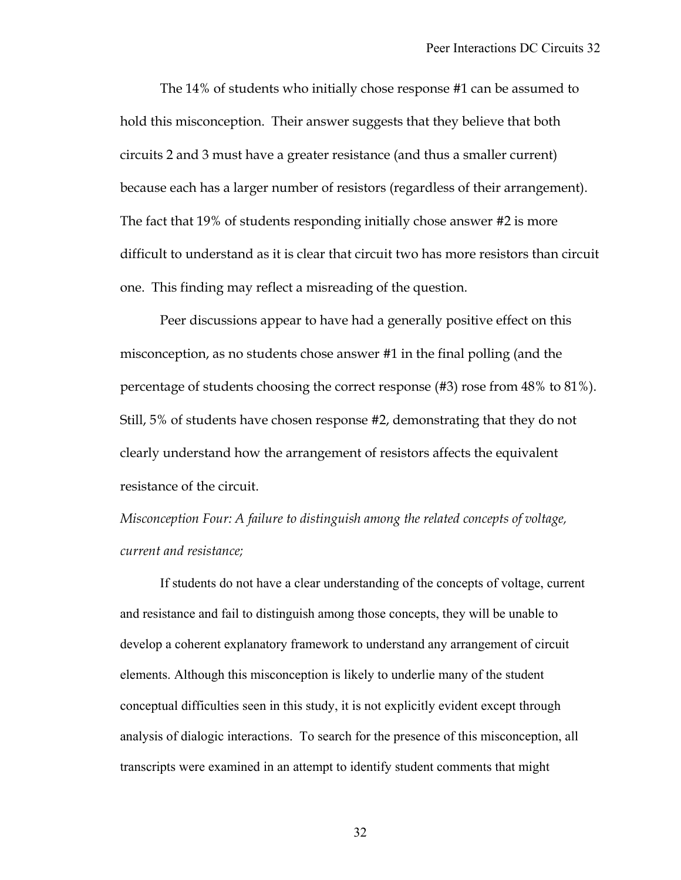The 14% of students who initially chose response #1 can be assumed to hold this misconception. Their answer suggests that they believe that both circuits 2 and 3 must have a greater resistance (and thus a smaller current) because each has a larger number of resistors (regardless of their arrangement). The fact that 19% of students responding initially chose answer #2 is more difficult to understand as it is clear that circuit two has more resistors than circuit one. This finding may reflect a misreading of the question.

Peer discussions appear to have had a generally positive effect on this misconception, as no students chose answer #1 in the final polling (and the percentage of students choosing the correct response (#3) rose from 48% to 81%). Still, 5% of students have chosen response #2, demonstrating that they do not clearly understand how the arrangement of resistors affects the equivalent resistance of the circuit.

*Misconception Four: A failure to distinguish among the related concepts of voltage, current and resistance;*

If students do not have a clear understanding of the concepts of voltage, current and resistance and fail to distinguish among those concepts, they will be unable to develop a coherent explanatory framework to understand any arrangement of circuit elements. Although this misconception is likely to underlie many of the student conceptual difficulties seen in this study, it is not explicitly evident except through analysis of dialogic interactions. To search for the presence of this misconception, all transcripts were examined in an attempt to identify student comments that might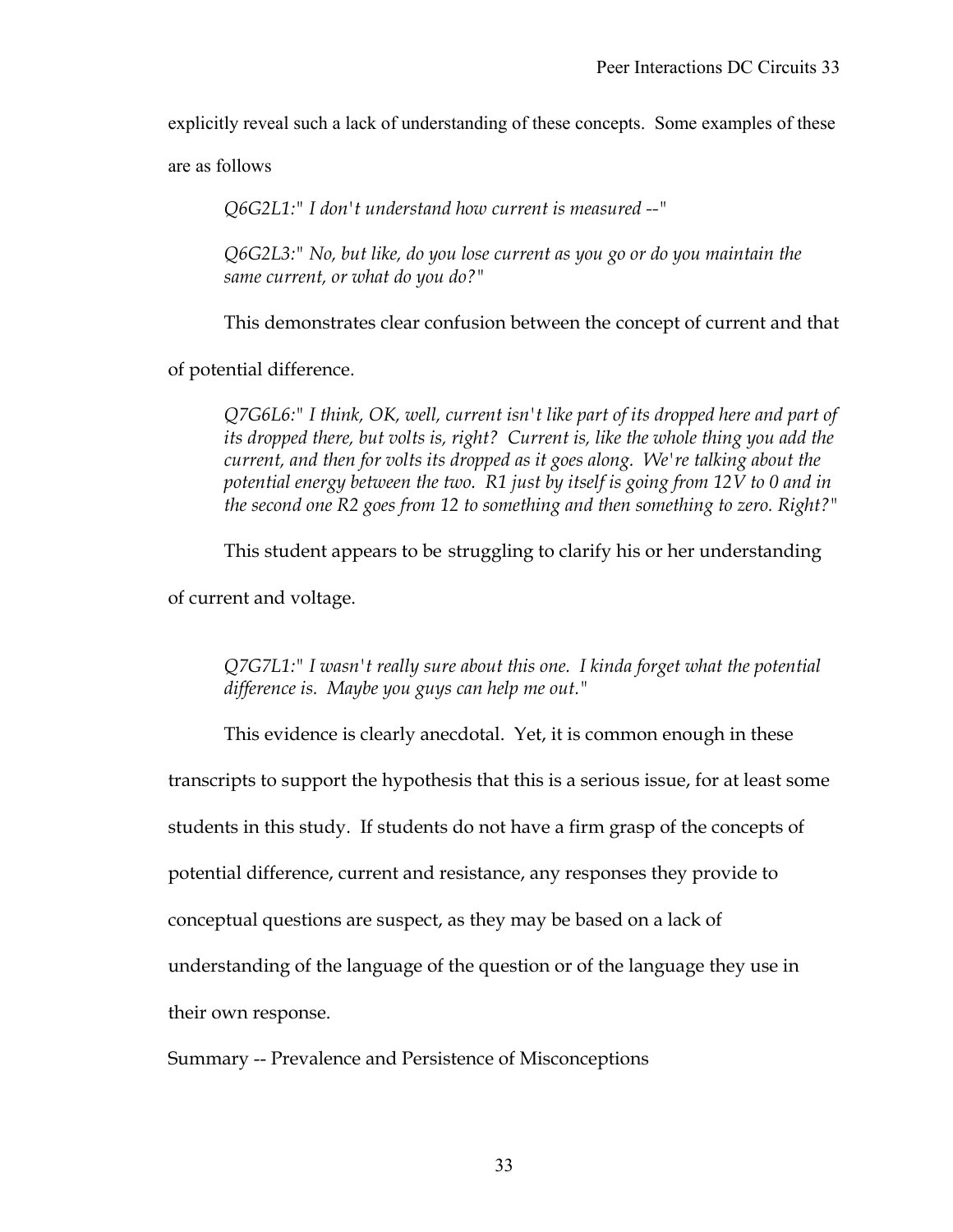explicitly reveal such a lack of understanding of these concepts. Some examples of these are as follows

> *Q6G2L1:" I don't understand how current is measured --"*
>
> *Q6G2L3:" No, but like, do you lose current as you go or do you maintain the same current, or what do you do?"*

This demonstrates clear confusion between the concept of current and that of potential difference.

> *Q7G6L6:" I think, OK, well, current isn't like part of its dropped here and part of its dropped there, but volts is, right? Current is, like the whole thing you add the current, and then for volts its dropped as it goes along. We're talking about the potential energy between the two. R1 just by itself is going from 12V to 0 and in the second one R2 goes from 12 to something and then something to zero. Right?"*

This student appears to be struggling to clarify his or her understanding of current and voltage.

> *Q7G7L1:" I wasn't really sure about this one. I kinda forget what the potential difference is. Maybe you guys can help me out."*

This evidence is clearly anecdotal. Yet, it is common enough in these transcripts to support the hypothesis that this is a serious issue, for at least some students in this study. If students do not have a firm grasp of the concepts of potential difference, current and resistance, any responses they provide to conceptual questions are suspect, as they may be based on a lack of understanding of the language of the question or of the language they use in their own response.

## Summary -- Prevalence and Persistence of Misconceptions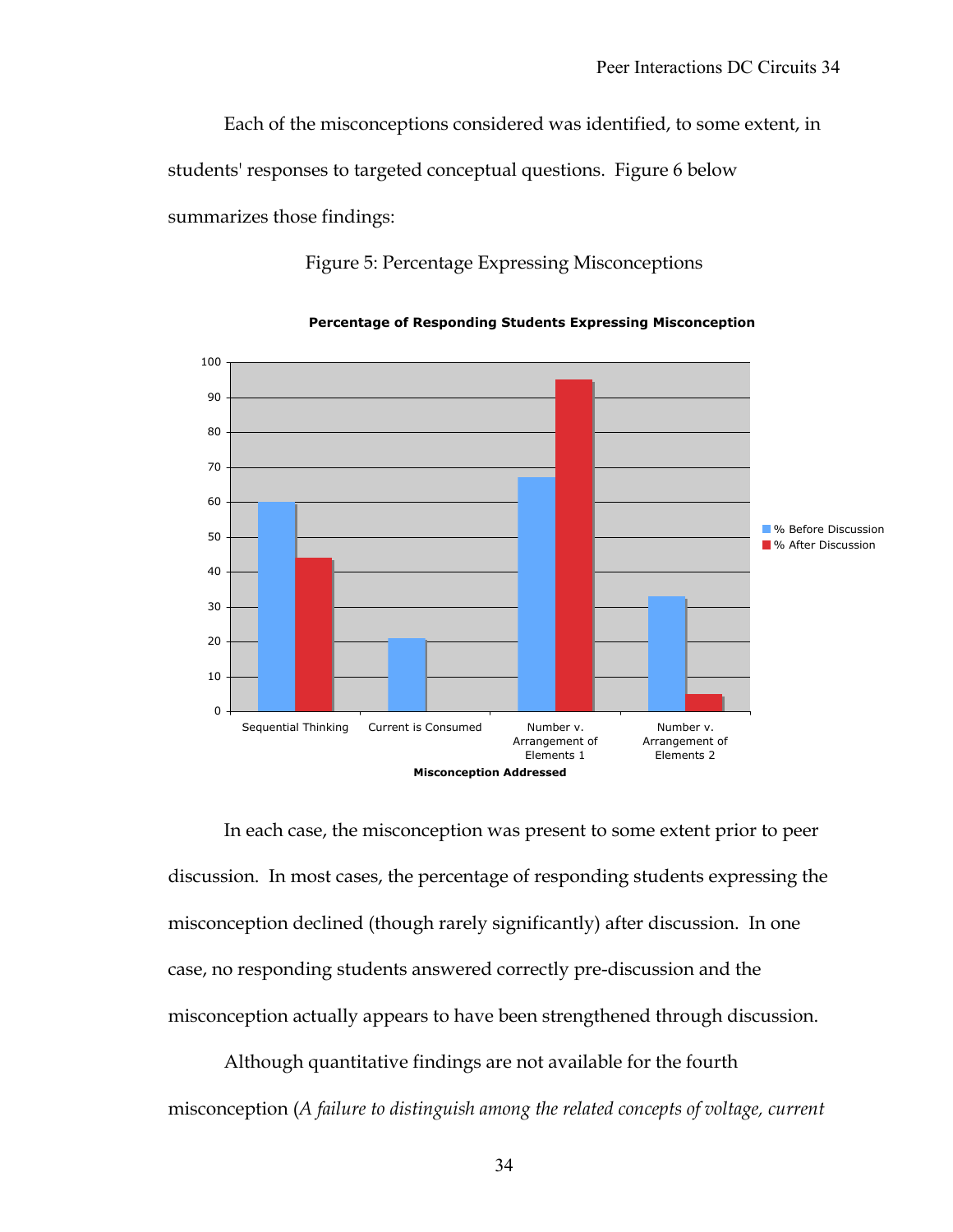Each of the misconceptions considered was identified, to some extent, in students' responses to targeted conceptual questions. Figure 6 below summarizes those findings:

Figure 5: Percentage Expressing Misconceptions

**Percentage of Responding Students Expressing Misconception**

| Misconception Addressed | % Before Discussion | % After Discussion |
|---|---|---|
| Sequential Thinking | 60 | 44 |
| Current is Consumed | 21 | 0 |
| Number v. Arrangement of Elements 1 | 67 | 95 |
| Number v. Arrangement of Elements 2 | 33 | 5 |

In each case, the misconception was present to some extent prior to peer discussion. In most cases, the percentage of responding students expressing the misconception declined (though rarely significantly) after discussion. In one case, no responding students answered correctly pre-discussion and the misconception actually appears to have been strengthened through discussion.

Although quantitative findings are not available for the fourth misconception (*A failure to distinguish among the related concepts of voltage, current*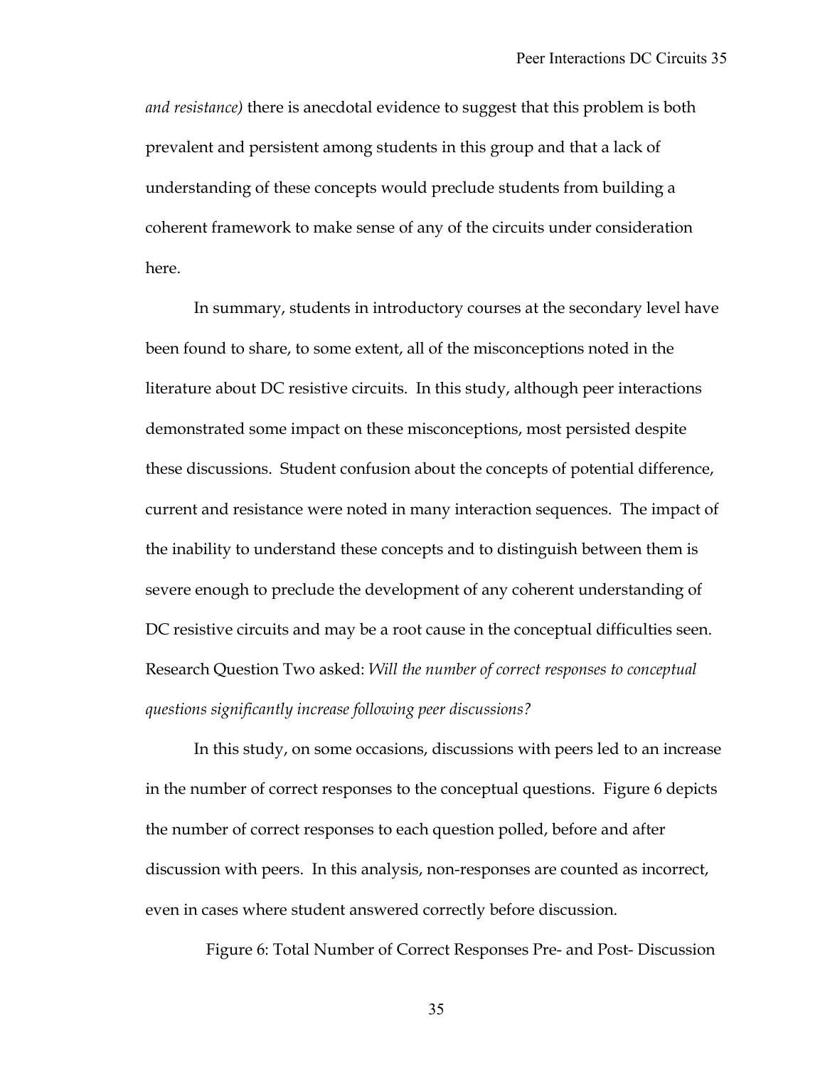*and resistance)* there is anecdotal evidence to suggest that this problem is both prevalent and persistent among students in this group and that a lack of understanding of these concepts would preclude students from building a coherent framework to make sense of any of the circuits under consideration here.

In summary, students in introductory courses at the secondary level have been found to share, to some extent, all of the misconceptions noted in the literature about DC resistive circuits. In this study, although peer interactions demonstrated some impact on these misconceptions, most persisted despite these discussions. Student confusion about the concepts of potential difference, current and resistance were noted in many interaction sequences. The impact of the inability to understand these concepts and to distinguish between them is severe enough to preclude the development of any coherent understanding of DC resistive circuits and may be a root cause in the conceptual difficulties seen. Research Question Two asked: *Will the number of correct responses to conceptual questions significantly increase following peer discussions?*

In this study, on some occasions, discussions with peers led to an increase in the number of correct responses to the conceptual questions. Figure 6 depicts the number of correct responses to each question polled, before and after discussion with peers. In this analysis, non-responses are counted as incorrect, even in cases where student answered correctly before discussion.

Figure 6: Total Number of Correct Responses Pre- and Post- Discussion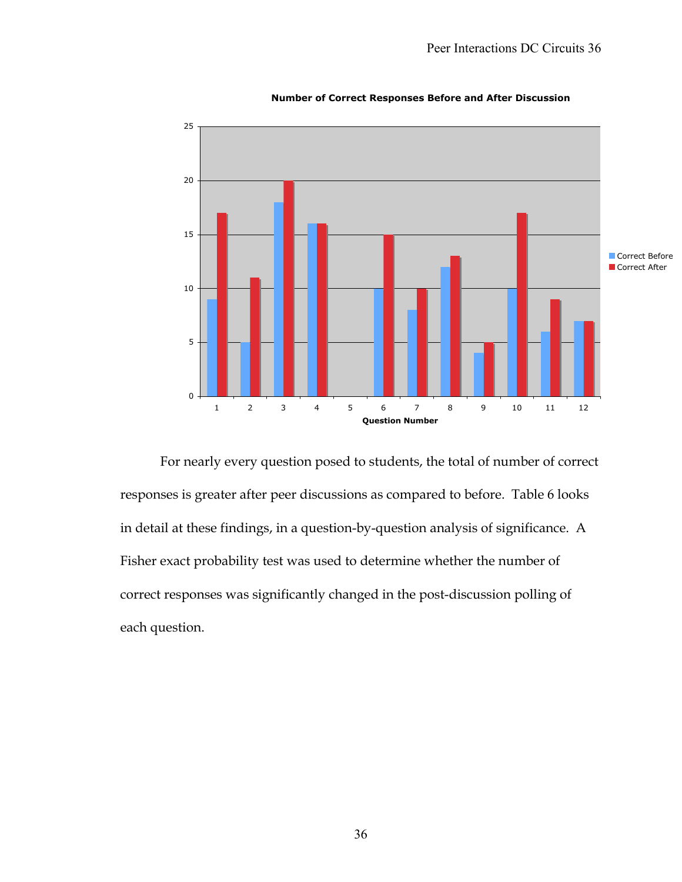**Number of Correct Responses Before and After Discussion**

For nearly every question posed to students, the total of number of correct responses is greater after peer discussions as compared to before. Table 6 looks in detail at these findings, in a question-by-question analysis of significance. A Fisher exact probability test was used to determine whether the number of correct responses was significantly changed in the post-discussion polling of each question.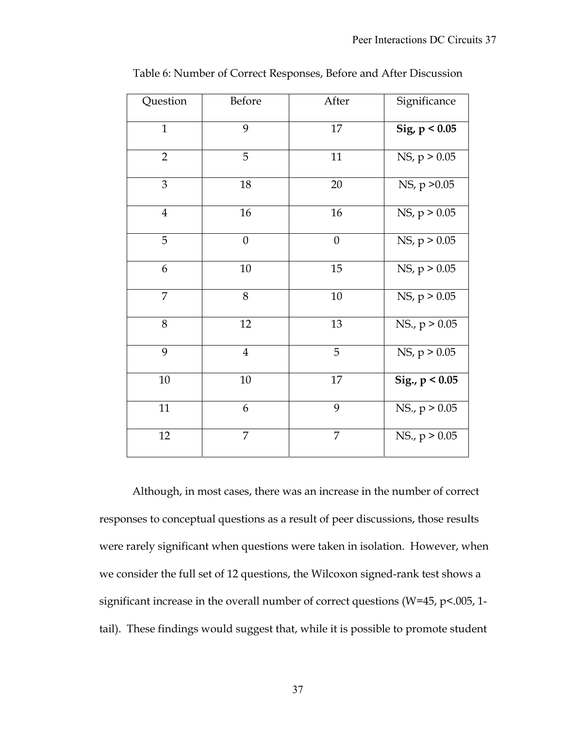Table 6: Number of Correct Responses, Before and After Discussion

| Question | Before | After | Significance |
|---|---|---|---|
| 1 | 9 | 17 | **Sig, $p < 0.05$** |
| 2 | 5 | 11 | NS, $p > 0.05$ |
| 3 | 18 | 20 | NS, $p > 0.05$ |
| 4 | 16 | 16 | NS, $p > 0.05$ |
| 5 | 0 | 0 | NS, $p > 0.05$ |
| 6 | 10 | 15 | NS, $p > 0.05$ |
| 7 | 8 | 10 | NS, $p > 0.05$ |
| 8 | 12 | 13 | NS., $p > 0.05$ |
| 9 | 4 | 5 | NS, $p > 0.05$ |
| 10 | 10 | 17 | **Sig., $p < 0.05$** |
| 11 | 6 | 9 | NS., $p > 0.05$ |
| 12 | 7 | 7 | NS., $p > 0.05$ |

Although, in most cases, there was an increase in the number of correct responses to conceptual questions as a result of peer discussions, those results were rarely significant when questions were taken in isolation. However, when we consider the full set of 12 questions, the Wilcoxon signed-rank test shows a significant increase in the overall number of correct questions ($W=45$, $p<.005$, 1-tail). These findings would suggest that, while it is possible to promote student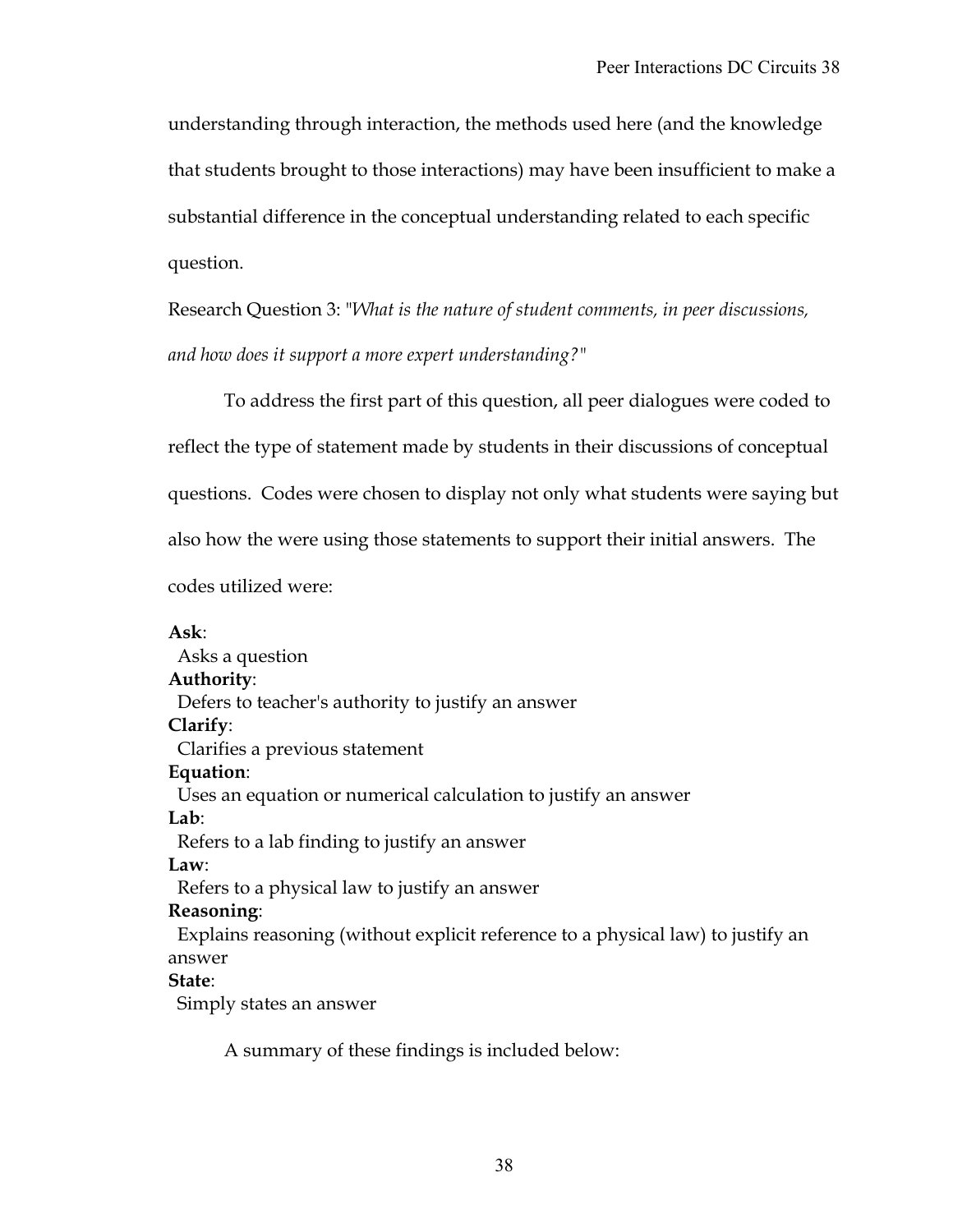understanding through interaction, the methods used here (and the knowledge that students brought to those interactions) may have been insufficient to make a substantial difference in the conceptual understanding related to each specific question.

Research Question 3: *"What is the nature of student comments, in peer discussions, and how does it support a more expert understanding?"*

To address the first part of this question, all peer dialogues were coded to reflect the type of statement made by students in their discussions of conceptual questions. Codes were chosen to display not only what students were saying but also how the were using those statements to support their initial answers. The codes utilized were:

**Ask**:
Asks a question

**Authority**:
Defers to teacher's authority to justify an answer

**Clarify**:
Clarifies a previous statement

**Equation**:
Uses an equation or numerical calculation to justify an answer

**Lab**:
Refers to a lab finding to justify an answer

**Law**:
Refers to a physical law to justify an answer

**Reasoning**:
Explains reasoning (without explicit reference to a physical law) to justify an answer

**State**:
Simply states an answer

A summary of these findings is included below: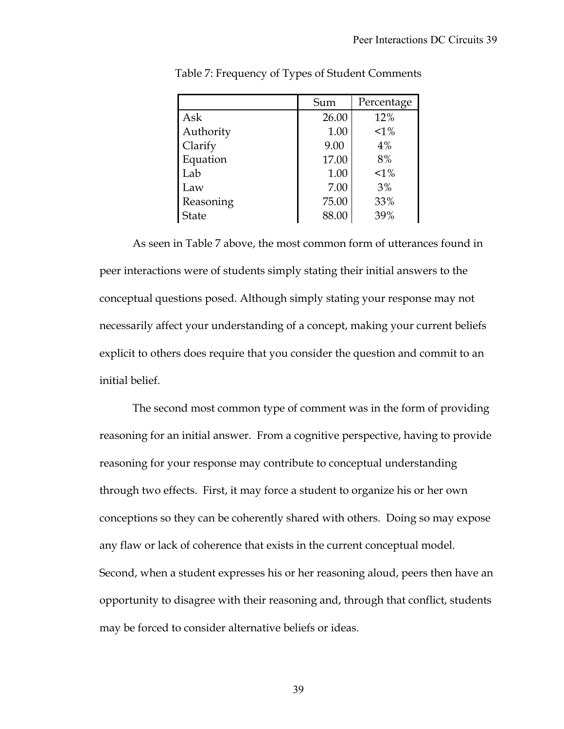Table 7: Frequency of Types of Student Comments

| | Sum | Percentage |
|---|---|---|
| Ask | 26.00 | 12% |
| Authority | 1.00 | <1% |
| Clarify | 9.00 | 4% |
| Equation | 17.00 | 8% |
| Lab | 1.00 | <1% |
| Law | 7.00 | 3% |
| Reasoning | 75.00 | 33% |
| State | 88.00 | 39% |

As seen in Table 7 above, the most common form of utterances found in peer interactions were of students simply stating their initial answers to the conceptual questions posed. Although simply stating your response may not necessarily affect your understanding of a concept, making your current beliefs explicit to others does require that you consider the question and commit to an initial belief.

The second most common type of comment was in the form of providing reasoning for an initial answer. From a cognitive perspective, having to provide reasoning for your response may contribute to conceptual understanding through two effects. First, it may force a student to organize his or her own conceptions so they can be coherently shared with others. Doing so may expose any flaw or lack of coherence that exists in the current conceptual model. Second, when a student expresses his or her reasoning aloud, peers then have an opportunity to disagree with their reasoning and, through that conflict, students may be forced to consider alternative beliefs or ideas.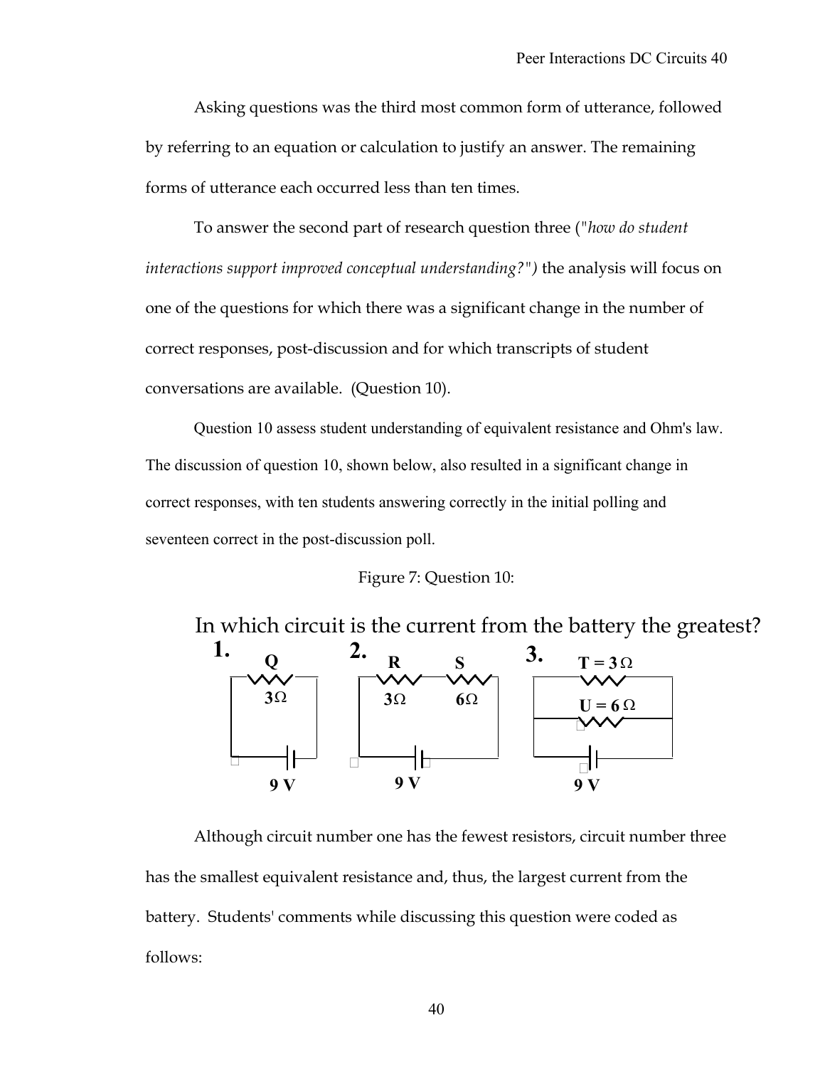Asking questions was the third most common form of utterance, followed by referring to an equation or calculation to justify an answer. The remaining forms of utterance each occurred less than ten times.

To answer the second part of research question three (*"how do student interactions support improved conceptual understanding?")* the analysis will focus on one of the questions for which there was a significant change in the number of correct responses, post-discussion and for which transcripts of student conversations are available. (Question 10).

Question 10 assess student understanding of equivalent resistance and Ohm's law. The discussion of question 10, shown below, also resulted in a significant change in correct responses, with ten students answering correctly in the initial polling and seventeen correct in the post-discussion poll.

Figure 7: Question 10:

In which circuit is the current from the battery the greatest?

**1.** Q 3Ω, 9 V

**2.** R 3Ω, S 6Ω, 9 V

**3.** T = 3 Ω, U = 6 Ω, 9 V

Although circuit number one has the fewest resistors, circuit number three has the smallest equivalent resistance and, thus, the largest current from the battery. Students' comments while discussing this question were coded as follows: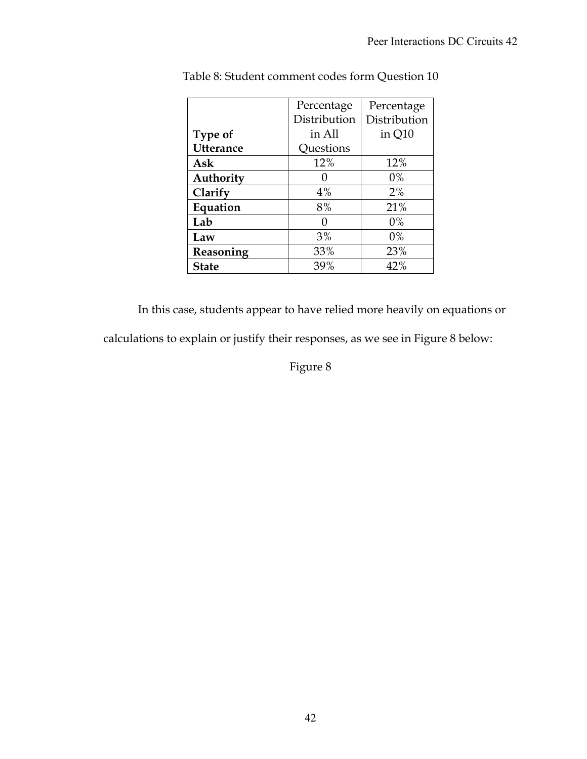Table 8: Student comment codes form Question 10

| Type of Utterance | Percentage Distribution in All Questions | Percentage Distribution in Q10 |
|---|---|---|
| **Ask** | 12% | 12% |
| **Authority** | 0 | 0% |
| **Clarify** | 4% | 2% |
| **Equation** | 8% | 21% |
| **Lab** | 0 | 0% |
| **Law** | 3% | 0% |
| **Reasoning** | 33% | 23% |
| **State** | 39% | 42% |

In this case, students appear to have relied more heavily on equations or calculations to explain or justify their responses, as we see in Figure 8 below:

Figure 8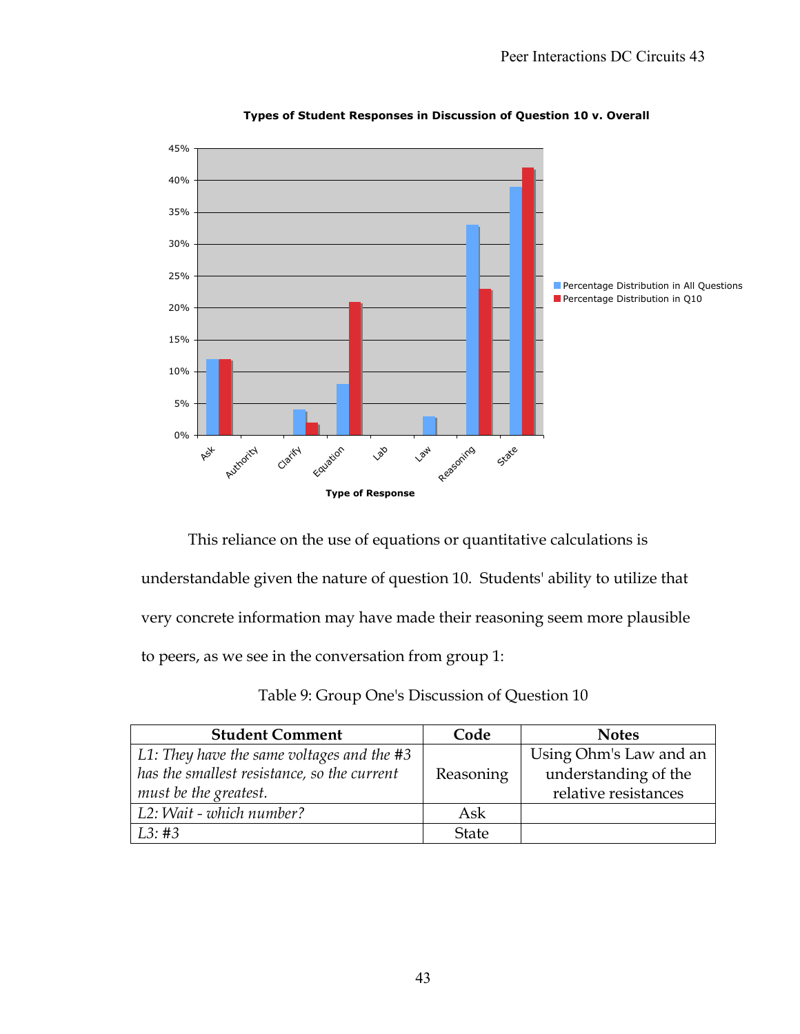**Types of Student Responses in Discussion of Question 10 v. Overall**

| Type of Response | Percentage Distribution in All Questions | Percentage Distribution in Q10 |
|---|---|---|
| Ask | 12% | 12% |
| Authority | 0% | 0% |
| Clarify | 4% | 2% |
| Equation | 8% | 21% |
| Lab | 0% | 0% |
| Law | 3% | 0% |
| Reasoning | 33% | 23% |
| State | 39% | 42% |

This reliance on the use of equations or quantitative calculations is understandable given the nature of question 10. Students' ability to utilize that very concrete information may have made their reasoning seem more plausible to peers, as we see in the conversation from group 1:

Table 9: Group One's Discussion of Question 10

| Student Comment | Code | Notes |
|---|---|---|
| *L1: They have the same voltages and the #3 has the smallest resistance, so the current must be the greatest.* | Reasoning | Using Ohm's Law and an understanding of the relative resistances |
| *L2: Wait - which number?* | Ask | |
| *L3: #3* | State | |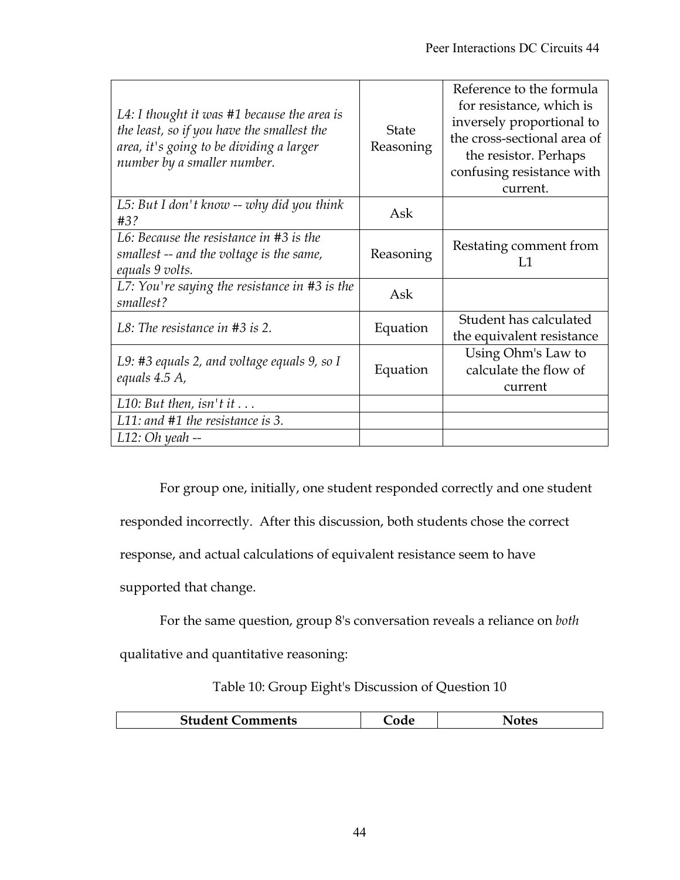| | | |
|---|---|---|
| *L4: I thought it was #1 because the area is the least, so if you have the smallest the area, it's going to be dividing a larger number by a smaller number.* | State Reasoning | Reference to the formula for resistance, which is inversely proportional to the cross-sectional area of the resistor. Perhaps confusing resistance with current. |
| *L5: But I don't know -- why did you think #3?* | Ask | |
| *L6: Because the resistance in #3 is the smallest -- and the voltage is the same, equals 9 volts.* | Reasoning | Restating comment from L1 |
| *L7: You're saying the resistance in #3 is the smallest?* | Ask | |
| *L8: The resistance in #3 is 2.* | Equation | Student has calculated the equivalent resistance |
| *L9: #3 equals 2, and voltage equals 9, so I equals 4.5 A,* | Equation | Using Ohm's Law to calculate the flow of current |
| *L10: But then, isn't it . . .* | | |
| *L11: and #1 the resistance is 3.* | | |
| *L12: Oh yeah --* | | |

For group one, initially, one student responded correctly and one student responded incorrectly. After this discussion, both students chose the correct response, and actual calculations of equivalent resistance seem to have supported that change.

For the same question, group 8's conversation reveals a reliance on *both* qualitative and quantitative reasoning:

Table 10: Group Eight's Discussion of Question 10

| Student Comments | Code | Notes |
|---|---|---|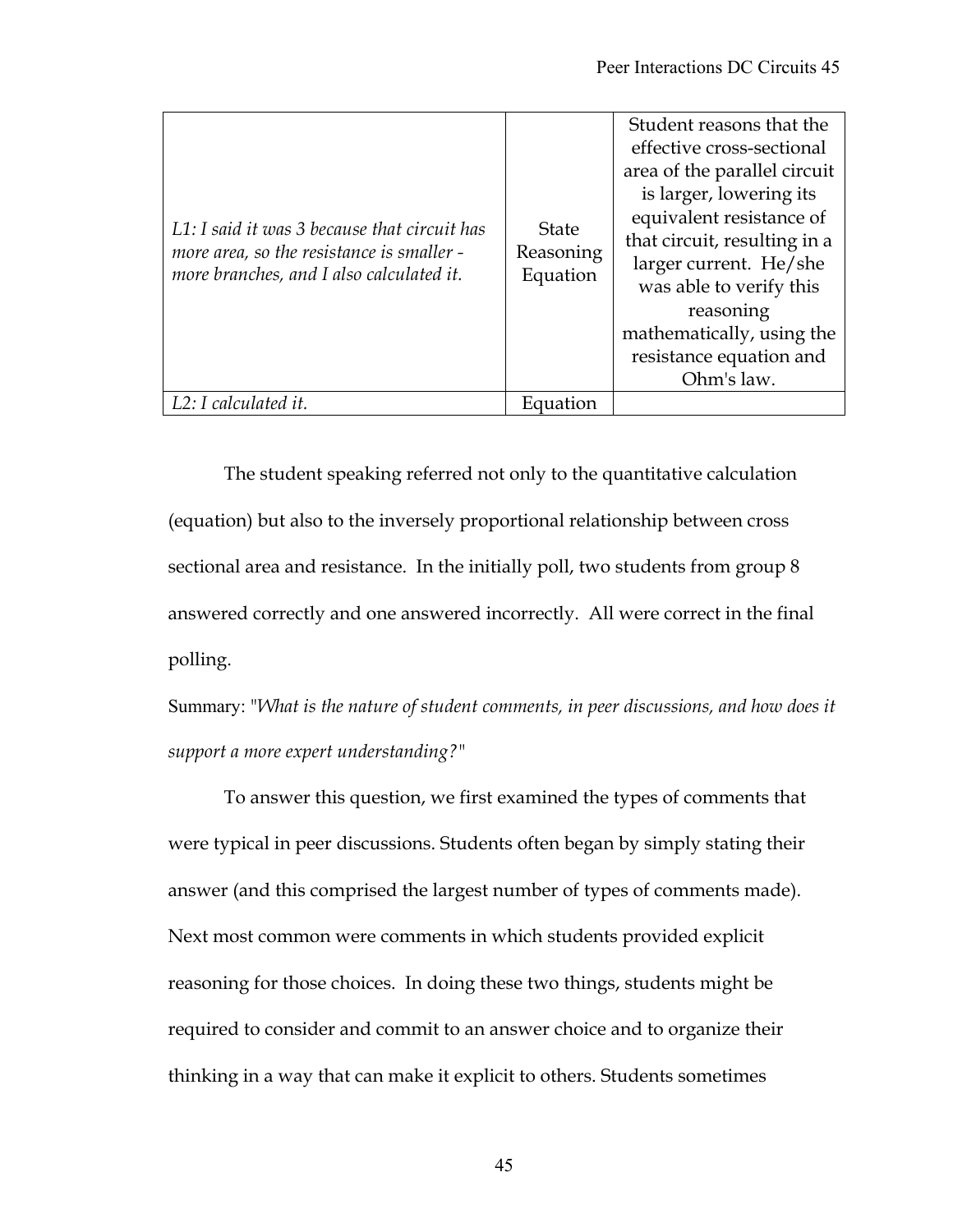| | | |
|---|---|---|
| *L1: I said it was 3 because that circuit has more area, so the resistance is smaller - more branches, and I also calculated it.* | State Reasoning Equation | Student reasons that the effective cross-sectional area of the parallel circuit is larger, lowering its equivalent resistance of that circuit, resulting in a larger current. He/she was able to verify this reasoning mathematically, using the resistance equation and Ohm's law. |
| *L2: I calculated it.* | Equation | |

The student speaking referred not only to the quantitative calculation (equation) but also to the inversely proportional relationship between cross sectional area and resistance. In the initially poll, two students from group 8 answered correctly and one answered incorrectly. All were correct in the final polling.

Summary: *"What is the nature of student comments, in peer discussions, and how does it support a more expert understanding?"*

To answer this question, we first examined the types of comments that were typical in peer discussions. Students often began by simply stating their answer (and this comprised the largest number of types of comments made). Next most common were comments in which students provided explicit reasoning for those choices. In doing these two things, students might be required to consider and commit to an answer choice and to organize their thinking in a way that can make it explicit to others. Students sometimes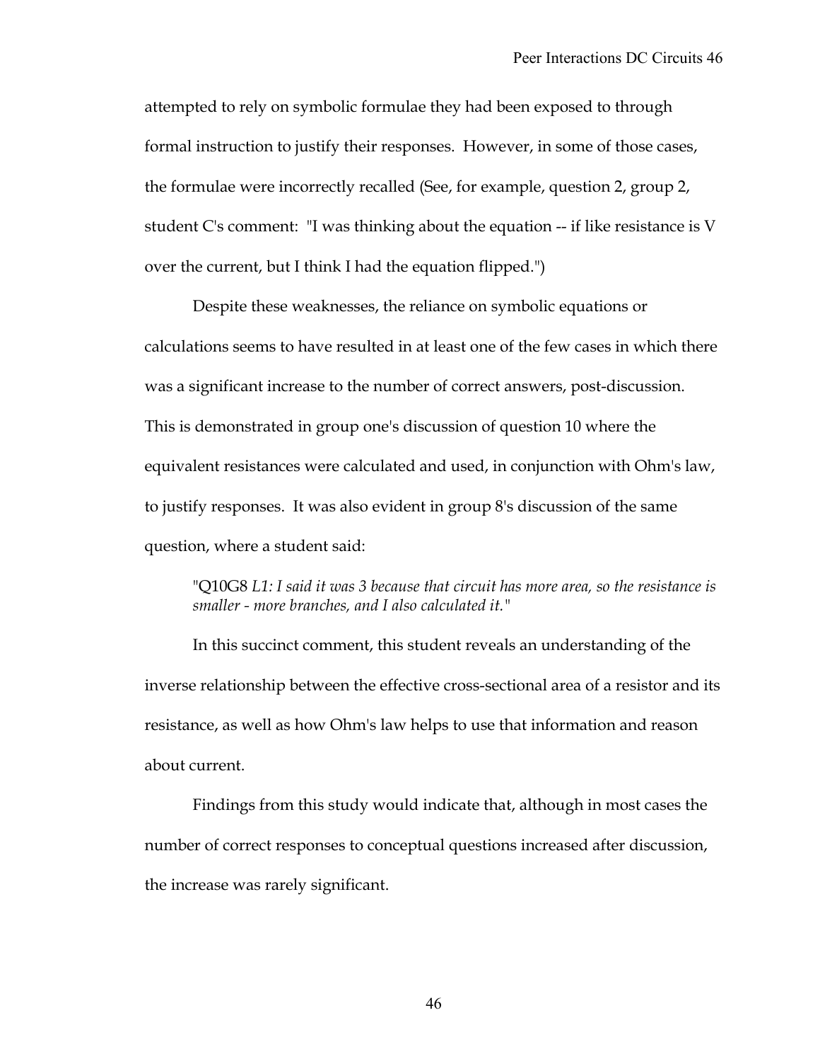attempted to rely on symbolic formulae they had been exposed to through formal instruction to justify their responses. However, in some of those cases, the formulae were incorrectly recalled (See, for example, question 2, group 2, student C's comment: "I was thinking about the equation -- if like resistance is V over the current, but I think I had the equation flipped.")

Despite these weaknesses, the reliance on symbolic equations or calculations seems to have resulted in at least one of the few cases in which there was a significant increase to the number of correct answers, post-discussion. This is demonstrated in group one's discussion of question 10 where the equivalent resistances were calculated and used, in conjunction with Ohm's law, to justify responses. It was also evident in group 8's discussion of the same question, where a student said:

> "Q10G8 *L1: I said it was 3 because that circuit has more area, so the resistance is smaller - more branches, and I also calculated it."*

In this succinct comment, this student reveals an understanding of the inverse relationship between the effective cross-sectional area of a resistor and its resistance, as well as how Ohm's law helps to use that information and reason about current.

Findings from this study would indicate that, although in most cases the number of correct responses to conceptual questions increased after discussion, the increase was rarely significant.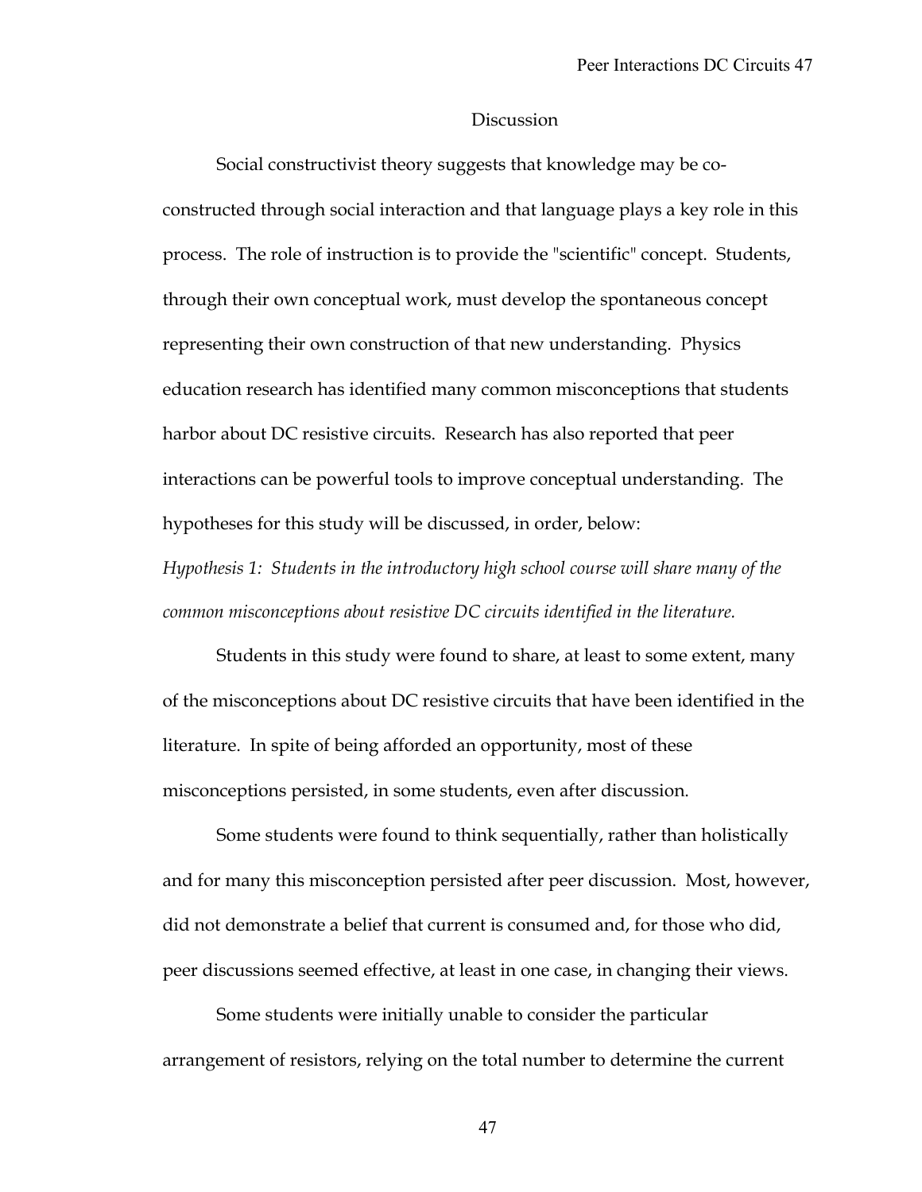## Discussion

Social constructivist theory suggests that knowledge may be co-constructed through social interaction and that language plays a key role in this process. The role of instruction is to provide the "scientific" concept. Students, through their own conceptual work, must develop the spontaneous concept representing their own construction of that new understanding. Physics education research has identified many common misconceptions that students harbor about DC resistive circuits. Research has also reported that peer interactions can be powerful tools to improve conceptual understanding. The hypotheses for this study will be discussed, in order, below:

*Hypothesis 1: Students in the introductory high school course will share many of the common misconceptions about resistive DC circuits identified in the literature.*

Students in this study were found to share, at least to some extent, many of the misconceptions about DC resistive circuits that have been identified in the literature. In spite of being afforded an opportunity, most of these misconceptions persisted, in some students, even after discussion.

Some students were found to think sequentially, rather than holistically and for many this misconception persisted after peer discussion. Most, however, did not demonstrate a belief that current is consumed and, for those who did, peer discussions seemed effective, at least in one case, in changing their views.

Some students were initially unable to consider the particular arrangement of resistors, relying on the total number to determine the current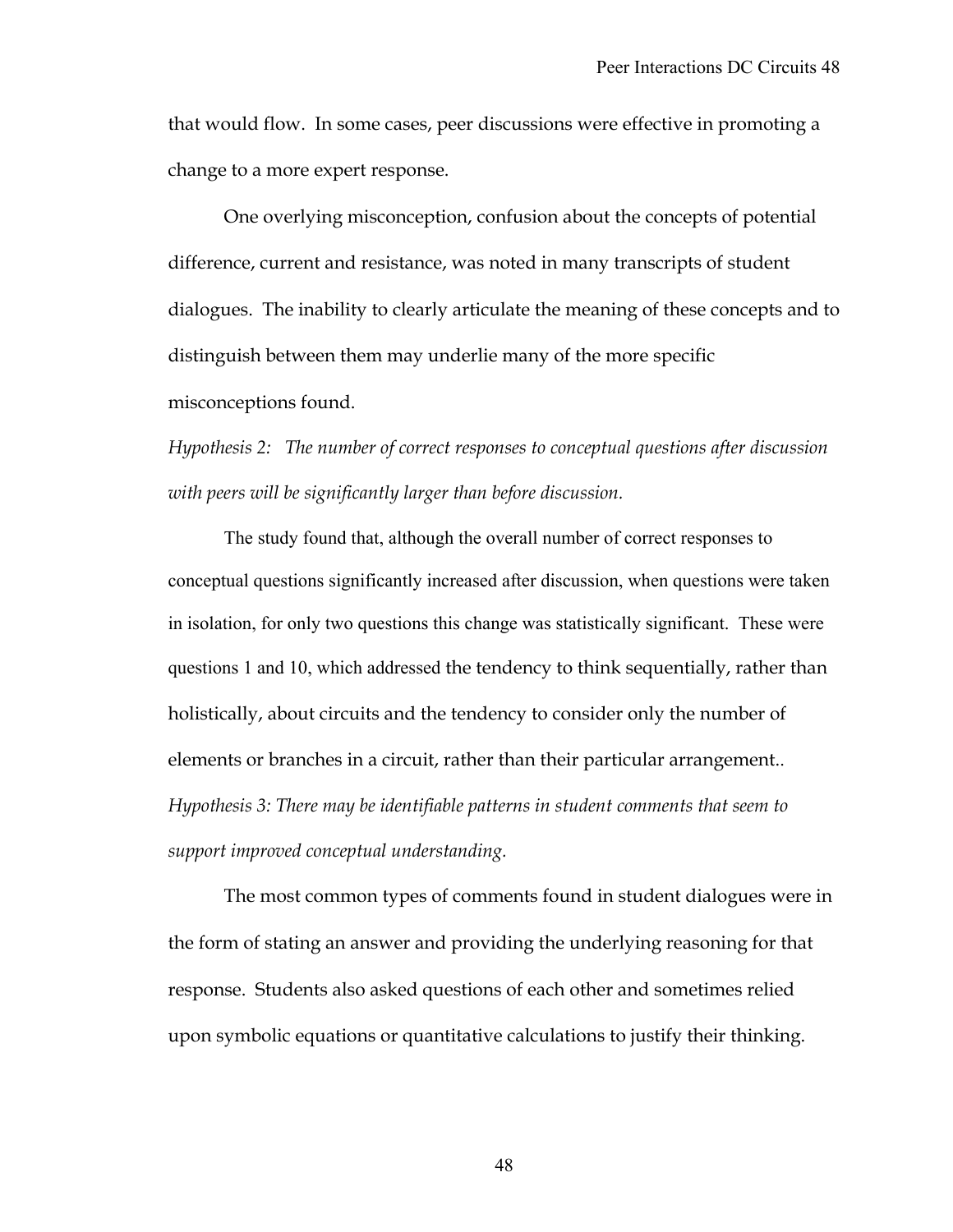that would flow. In some cases, peer discussions were effective in promoting a change to a more expert response.

One overlying misconception, confusion about the concepts of potential difference, current and resistance, was noted in many transcripts of student dialogues. The inability to clearly articulate the meaning of these concepts and to distinguish between them may underlie many of the more specific misconceptions found.

*Hypothesis 2: The number of correct responses to conceptual questions after discussion with peers will be significantly larger than before discussion.*

The study found that, although the overall number of correct responses to conceptual questions significantly increased after discussion, when questions were taken in isolation, for only two questions this change was statistically significant. These were questions 1 and 10, which addressed the tendency to think sequentially, rather than holistically, about circuits and the tendency to consider only the number of elements or branches in a circuit, rather than their particular arrangement..

*Hypothesis 3: There may be identifiable patterns in student comments that seem to support improved conceptual understanding.*

The most common types of comments found in student dialogues were in the form of stating an answer and providing the underlying reasoning for that response. Students also asked questions of each other and sometimes relied upon symbolic equations or quantitative calculations to justify their thinking.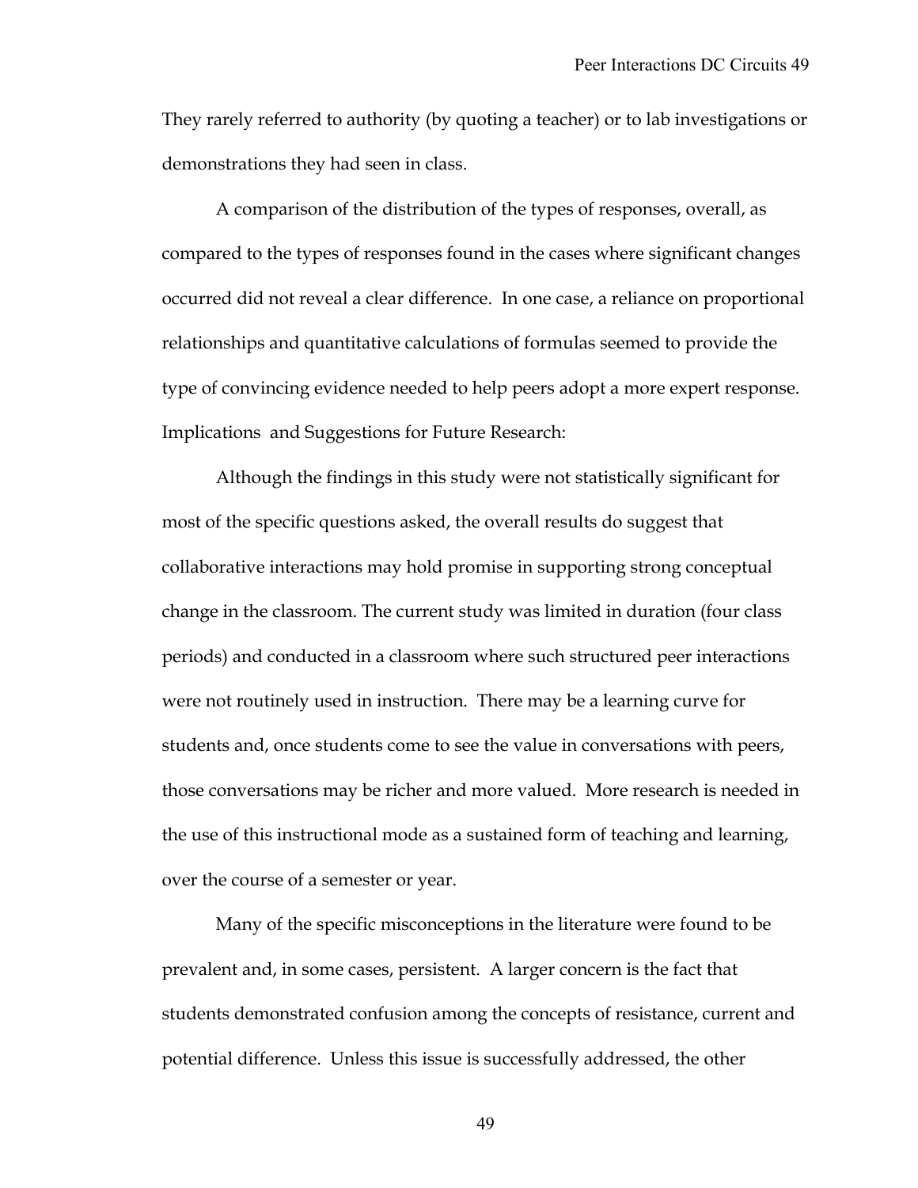They rarely referred to authority (by quoting a teacher) or to lab investigations or demonstrations they had seen in class.

A comparison of the distribution of the types of responses, overall, as compared to the types of responses found in the cases where significant changes occurred did not reveal a clear difference. In one case, a reliance on proportional relationships and quantitative calculations of formulas seemed to provide the type of convincing evidence needed to help peers adopt a more expert response.

Implications and Suggestions for Future Research:

Although the findings in this study were not statistically significant for most of the specific questions asked, the overall results do suggest that collaborative interactions may hold promise in supporting strong conceptual change in the classroom. The current study was limited in duration (four class periods) and conducted in a classroom where such structured peer interactions were not routinely used in instruction. There may be a learning curve for students and, once students come to see the value in conversations with peers, those conversations may be richer and more valued. More research is needed in the use of this instructional mode as a sustained form of teaching and learning, over the course of a semester or year.

Many of the specific misconceptions in the literature were found to be prevalent and, in some cases, persistent. A larger concern is the fact that students demonstrated confusion among the concepts of resistance, current and potential difference. Unless this issue is successfully addressed, the other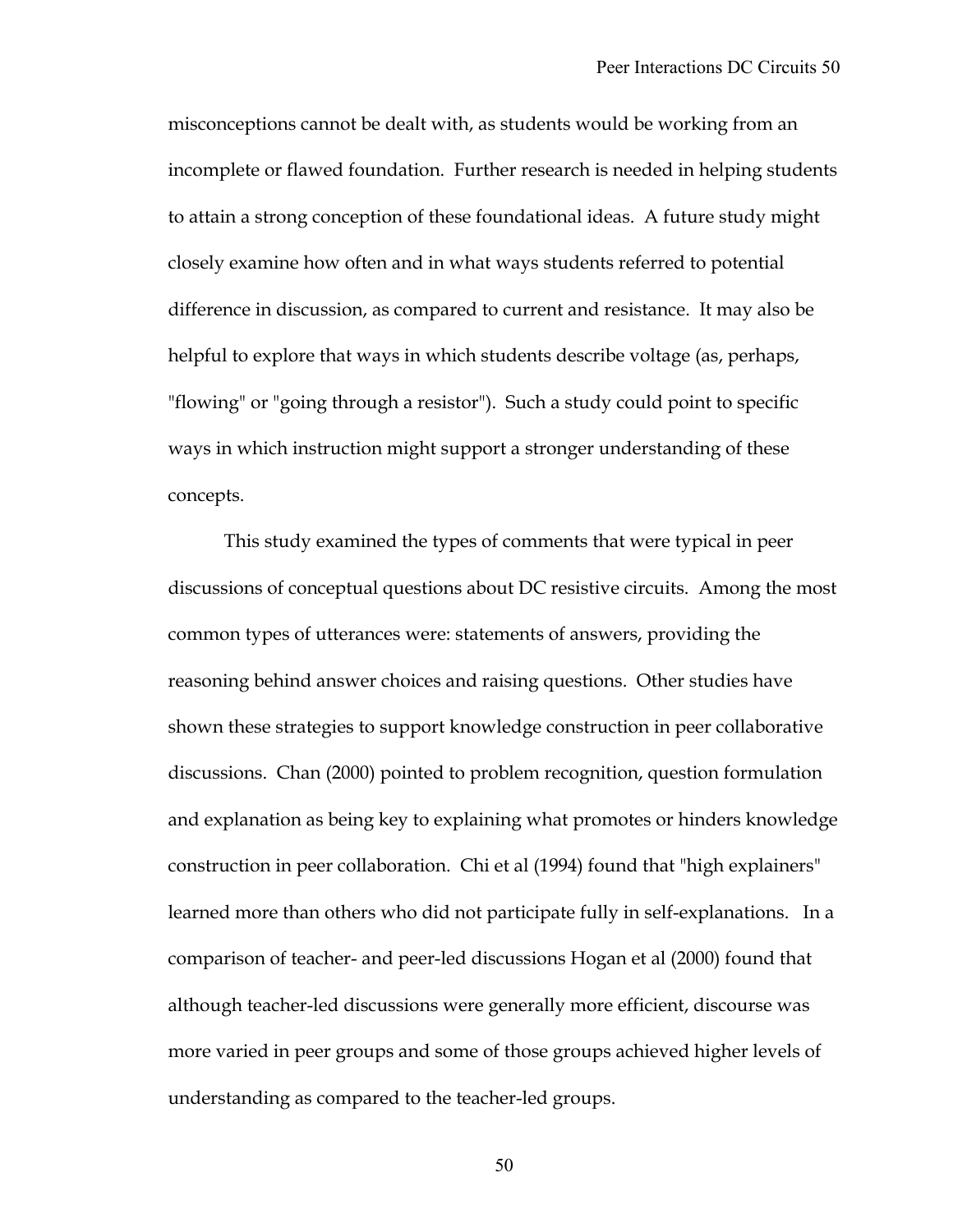misconceptions cannot be dealt with, as students would be working from an incomplete or flawed foundation. Further research is needed in helping students to attain a strong conception of these foundational ideas. A future study might closely examine how often and in what ways students referred to potential difference in discussion, as compared to current and resistance. It may also be helpful to explore that ways in which students describe voltage (as, perhaps, "flowing" or "going through a resistor"). Such a study could point to specific ways in which instruction might support a stronger understanding of these concepts.

This study examined the types of comments that were typical in peer discussions of conceptual questions about DC resistive circuits. Among the most common types of utterances were: statements of answers, providing the reasoning behind answer choices and raising questions. Other studies have shown these strategies to support knowledge construction in peer collaborative discussions. Chan (2000) pointed to problem recognition, question formulation and explanation as being key to explaining what promotes or hinders knowledge construction in peer collaboration. Chi et al (1994) found that "high explainers" learned more than others who did not participate fully in self-explanations. In a comparison of teacher- and peer-led discussions Hogan et al (2000) found that although teacher-led discussions were generally more efficient, discourse was more varied in peer groups and some of those groups achieved higher levels of understanding as compared to the teacher-led groups.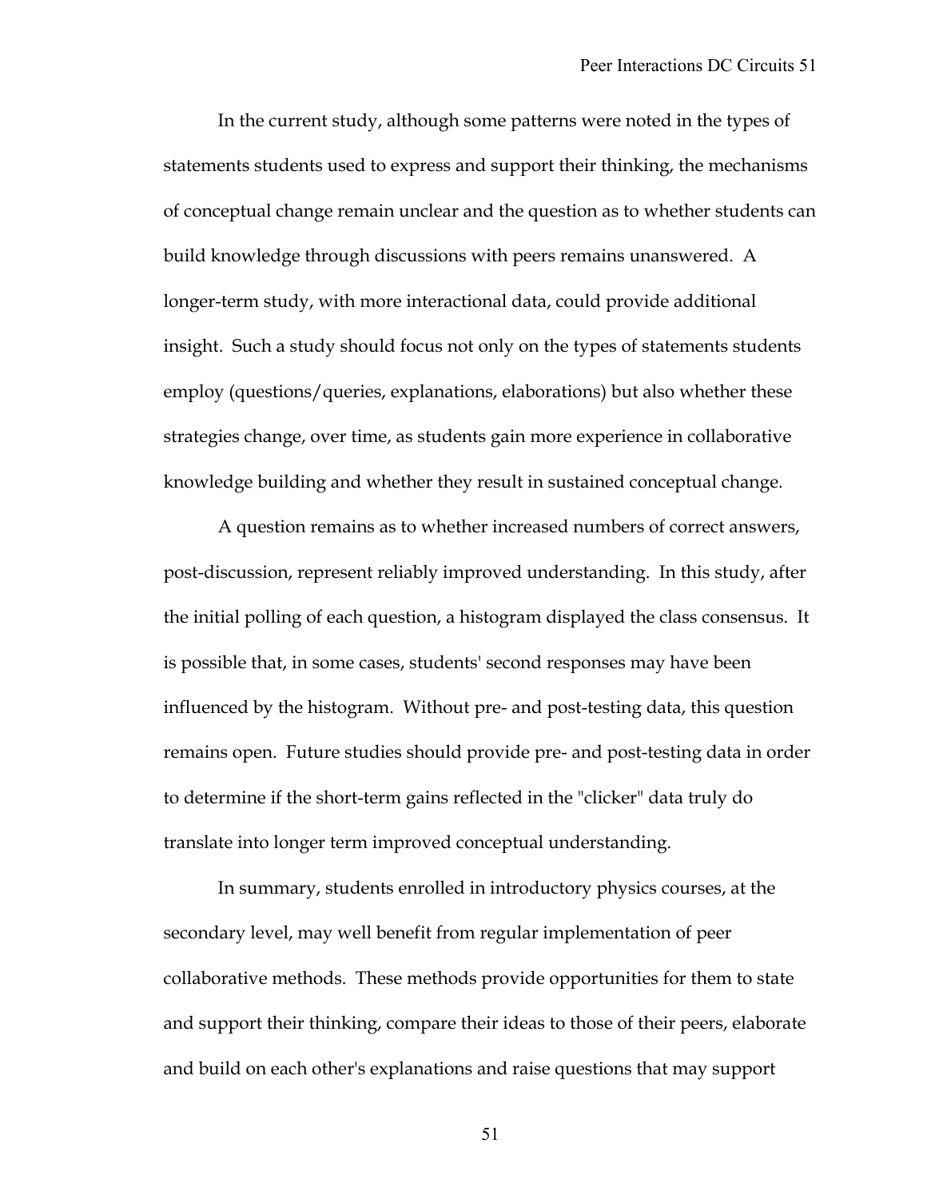In the current study, although some patterns were noted in the types of statements students used to express and support their thinking, the mechanisms of conceptual change remain unclear and the question as to whether students can build knowledge through discussions with peers remains unanswered. A longer-term study, with more interactional data, could provide additional insight. Such a study should focus not only on the types of statements students employ (questions/queries, explanations, elaborations) but also whether these strategies change, over time, as students gain more experience in collaborative knowledge building and whether they result in sustained conceptual change.

A question remains as to whether increased numbers of correct answers, post-discussion, represent reliably improved understanding. In this study, after the initial polling of each question, a histogram displayed the class consensus. It is possible that, in some cases, students' second responses may have been influenced by the histogram. Without pre- and post-testing data, this question remains open. Future studies should provide pre- and post-testing data in order to determine if the short-term gains reflected in the "clicker" data truly do translate into longer term improved conceptual understanding.

In summary, students enrolled in introductory physics courses, at the secondary level, may well benefit from regular implementation of peer collaborative methods. These methods provide opportunities for them to state and support their thinking, compare their ideas to those of their peers, elaborate and build on each other's explanations and raise questions that may support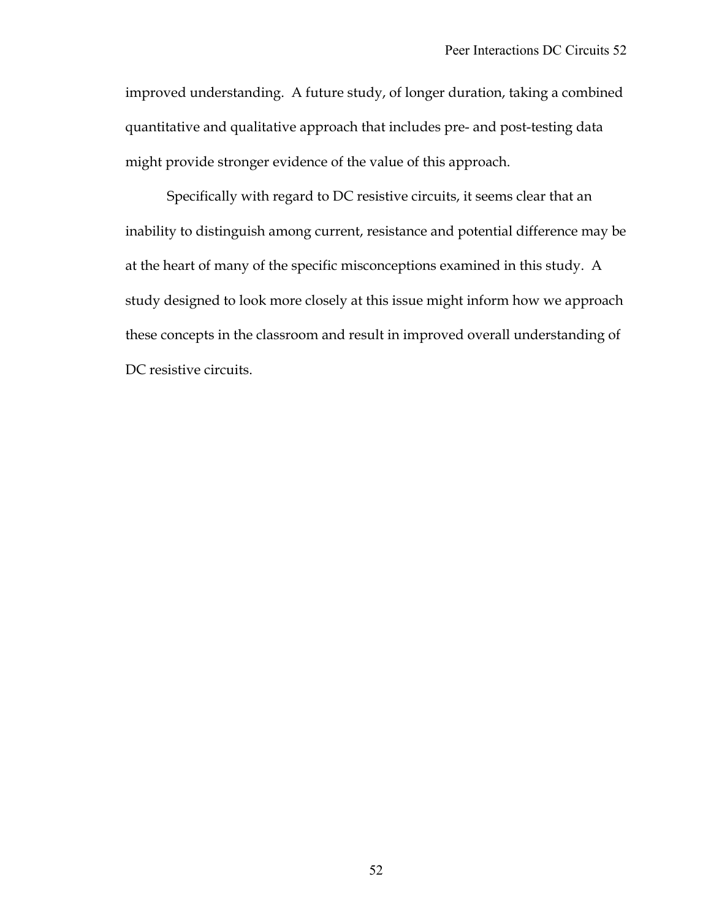improved understanding. A future study, of longer duration, taking a combined quantitative and qualitative approach that includes pre- and post-testing data might provide stronger evidence of the value of this approach.

Specifically with regard to DC resistive circuits, it seems clear that an inability to distinguish among current, resistance and potential difference may be at the heart of many of the specific misconceptions examined in this study. A study designed to look more closely at this issue might inform how we approach these concepts in the classroom and result in improved overall understanding of DC resistive circuits.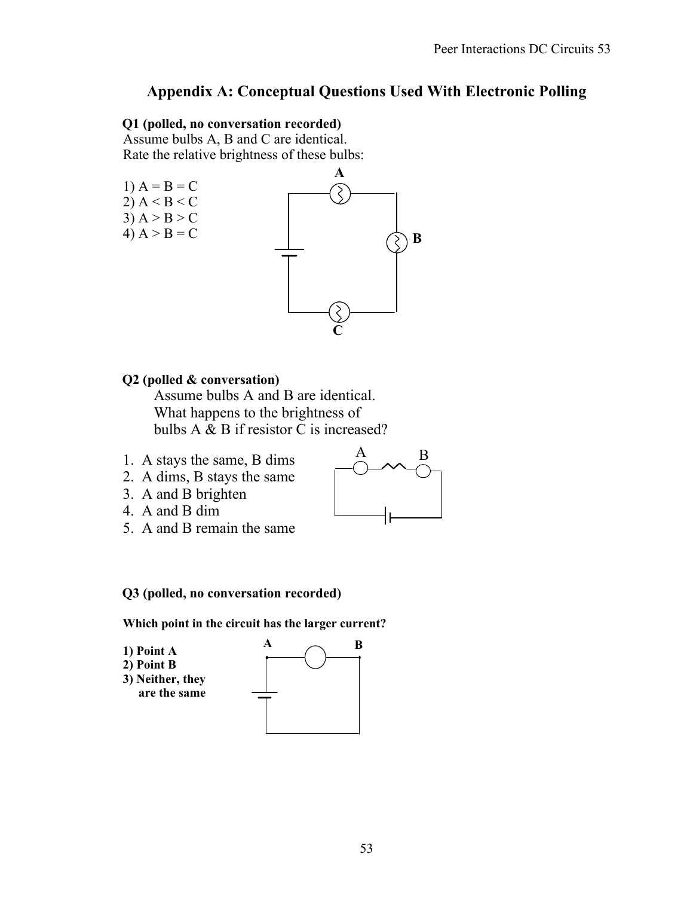## Appendix A: Conceptual Questions Used With Electronic Polling

**Q1 (polled, no conversation recorded)**

Assume bulbs A, B and C are identical.
Rate the relative brightness of these bulbs:

1) A = B = C
2) A < B < C
3) A > B > C
4) A > B = C

**Q2 (polled & conversation)**

Assume bulbs A and B are identical.
What happens to the brightness of bulbs A & B if resistor C is increased?

1. A stays the same, B dims
2. A dims, B stays the same
3. A and B brighten
4. A and B dim
5. A and B remain the same

**Q3 (polled, no conversation recorded)**

**Which point in the circuit has the larger current?**

**1) Point A**
**2) Point B**
**3) Neither, they are the same**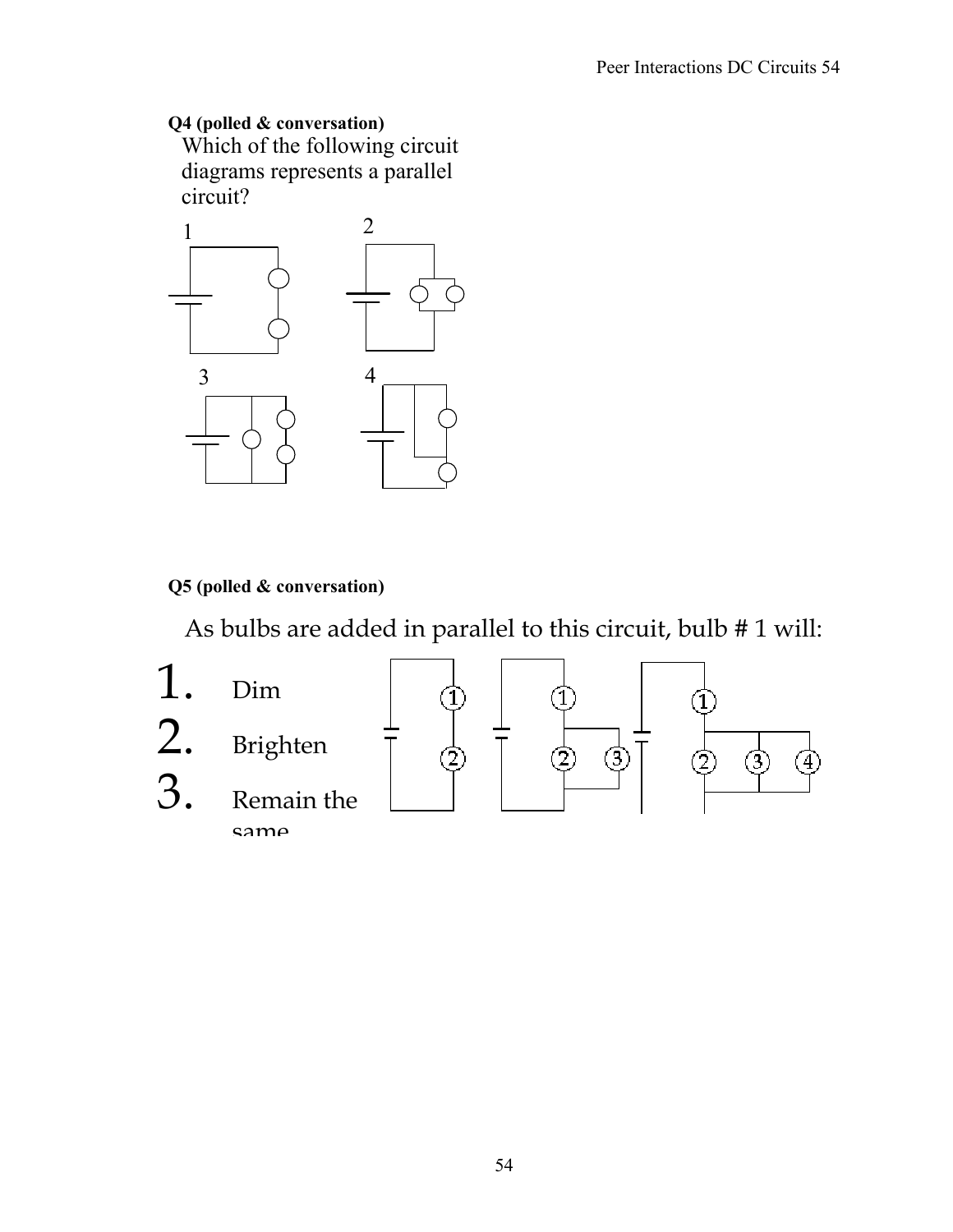**Q4 (polled & conversation)**

Which of the following circuit diagrams represents a parallel circuit?

1 2

3 4

**Q5 (polled & conversation)**

As bulbs are added in parallel to this circuit, bulb # 1 will:

1. Dim
2. Brighten
3. Remain the same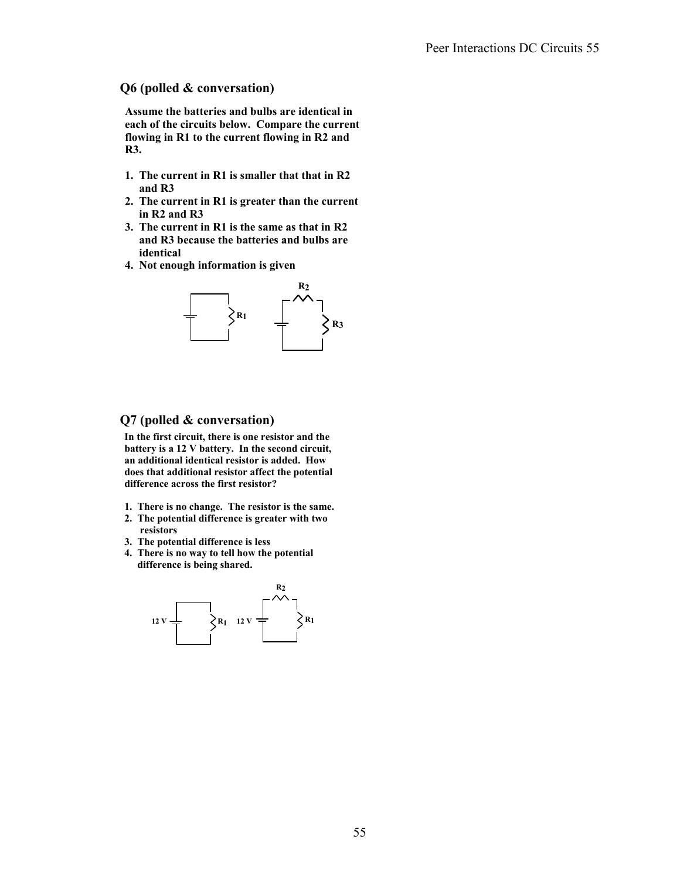## Q6 (polled & conversation)

**Assume the batteries and bulbs are identical in each of the circuits below. Compare the current flowing in R1 to the current flowing in R2 and R3.**

1. **The current in R1 is smaller that that in R2 and R3**
2. **The current in R1 is greater than the current in R2 and R3**
3. **The current in R1 is the same as that in R2 and R3 because the batteries and bulbs are identical**
4. **Not enough information is given**

## Q7 (polled & conversation)

**In the first circuit, there is one resistor and the battery is a 12 V battery. In the second circuit, an additional identical resistor is added. How does that additional resistor affect the potential difference across the first resistor?**

1. **There is no change. The resistor is the same.**
2. **The potential difference is greater with two resistors**
3. **The potential difference is less**
4. **There is no way to tell how the potential difference is being shared.**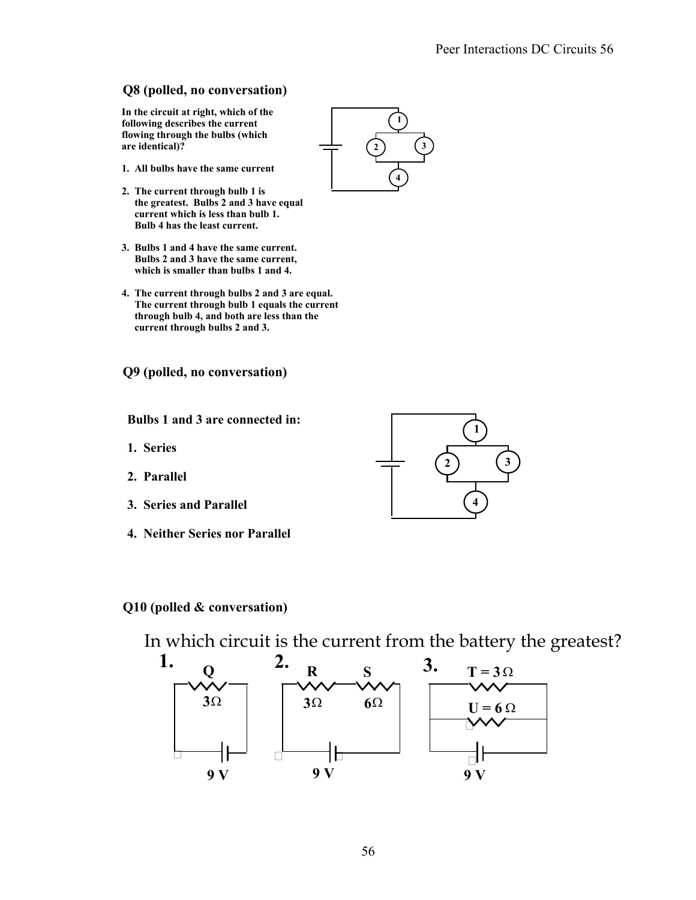**Q8 (polled, no conversation)**

**In the circuit at right, which of the following describes the current flowing through the bulbs (which are identical)?**

1. **All bulbs have the same current**
2. **The current through bulb 1 is the greatest. Bulbs 2 and 3 have equal current which is less than bulb 1. Bulb 4 has the least current.**
3. **Bulbs 1 and 4 have the same current. Bulbs 2 and 3 have the same current, which is smaller than bulbs 1 and 4.**
4. **The current through bulbs 2 and 3 are equal. The current through bulb 1 equals the current through bulb 4, and both are less than the current through bulbs 2 and 3.**

**Q9 (polled, no conversation)**

**Bulbs 1 and 3 are connected in:**

1. **Series**
2. **Parallel**
3. **Series and Parallel**
4. **Neither Series nor Parallel**

**Q10 (polled & conversation)**

In which circuit is the current from the battery the greatest?

**1.** Q, 3Ω, 9 V

**2.** R 3Ω, S 6Ω, 9 V

**3.** T = 3 Ω, U = 6 Ω, 9 V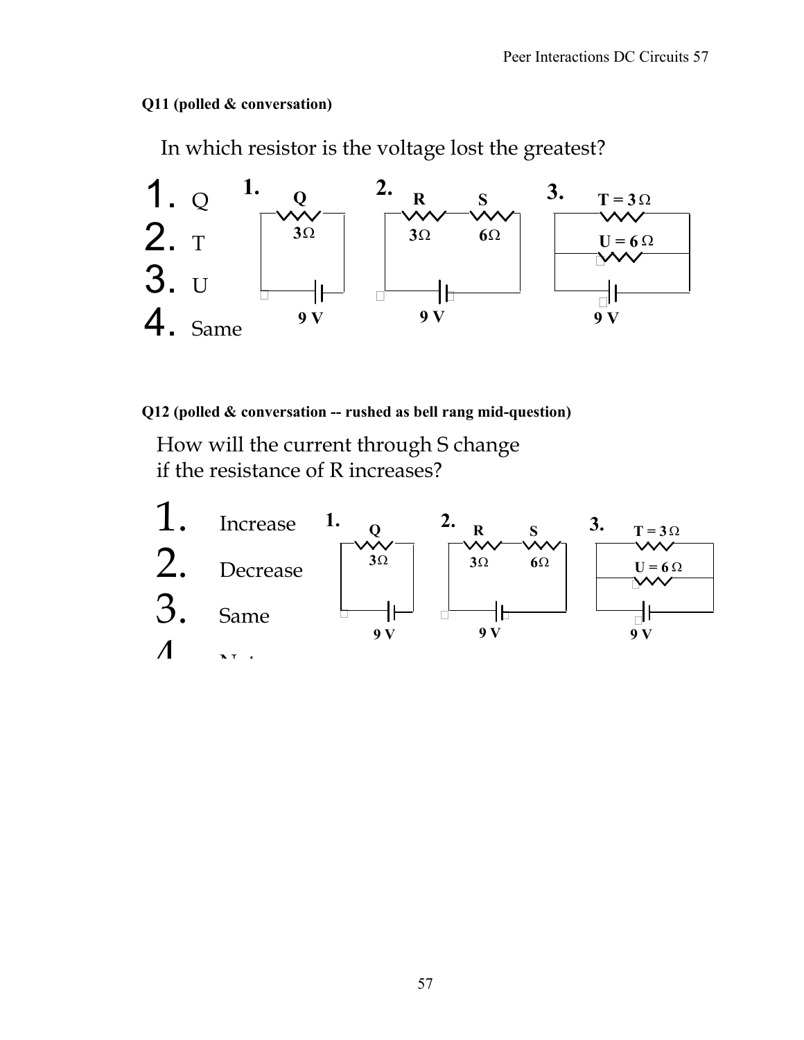**Q11 (polled & conversation)**

In which resistor is the voltage lost the greatest?

1. Q
2. T
3. U
4. Same

1. Q $3\Omega$, 9 V

2. R $3\Omega$, S $6\Omega$, 9 V

3. $T = 3\,\Omega$, $U = 6\,\Omega$, 9 V

**Q12 (polled & conversation -- rushed as bell rang mid-question)**

How will the current through S change if the resistance of R increases?

1. Increase
2. Decrease
3. Same
4. N...

1. Q $3\Omega$, 9 V

2. R $3\Omega$, S $6\Omega$, 9 V

3. $T = 3\,\Omega$, $U = 6\,\Omega$, 9 V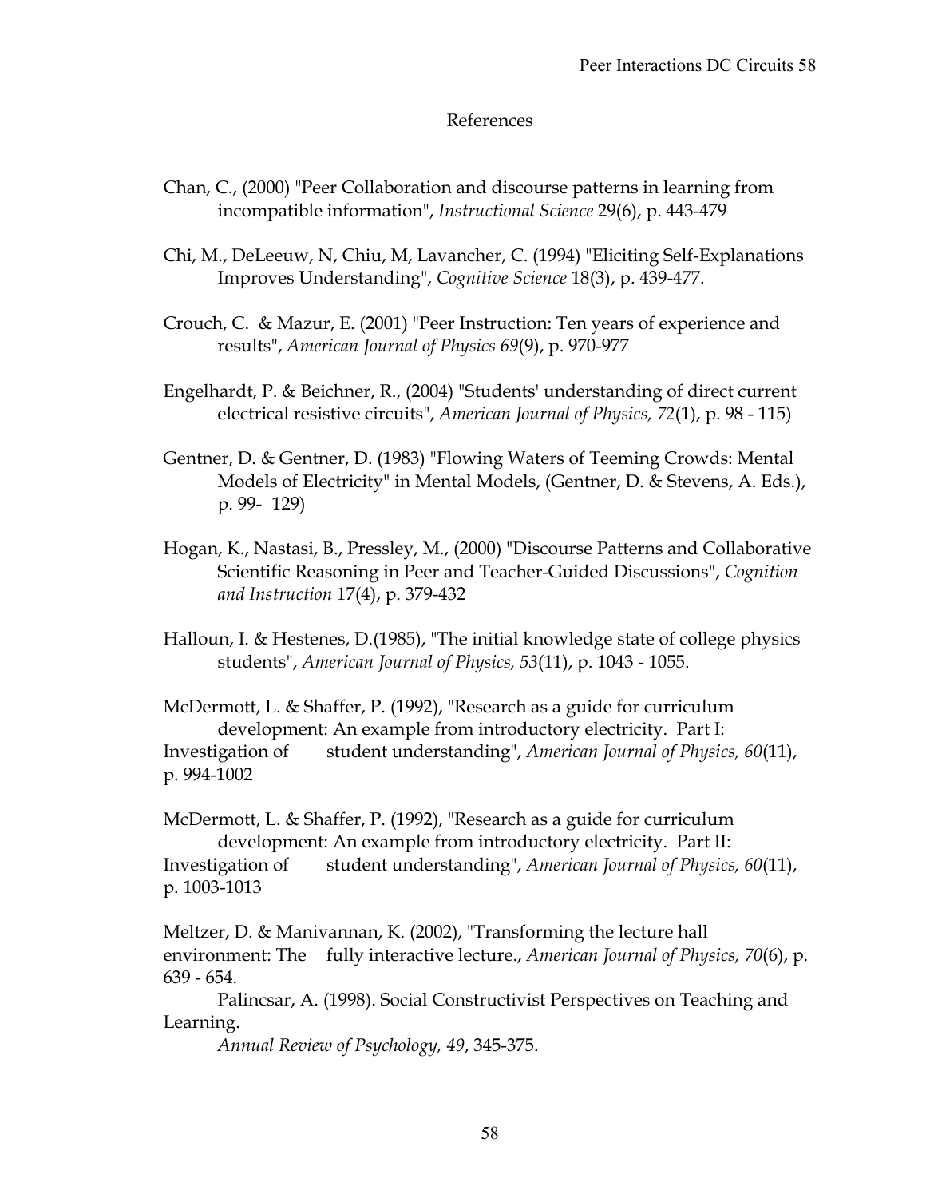# References

Chan, C., (2000) "Peer Collaboration and discourse patterns in learning from incompatible information", *Instructional Science* 29(6), p. 443-479

Chi, M., DeLeeuw, N, Chiu, M, Lavancher, C. (1994) "Eliciting Self-Explanations Improves Understanding", *Cognitive Science* 18(3), p. 439-477.

Crouch, C. & Mazur, E. (2001) "Peer Instruction: Ten years of experience and results", *American Journal of Physics 69*(9), p. 970-977

Engelhardt, P. & Beichner, R., (2004) "Students' understanding of direct current electrical resistive circuits", *American Journal of Physics, 72*(1), p. 98 - 115)

Gentner, D. & Gentner, D. (1983) "Flowing Waters of Teeming Crowds: Mental Models of Electricity" in <u>Mental Models</u>, (Gentner, D. & Stevens, A. Eds.), p. 99- 129)

Hogan, K., Nastasi, B., Pressley, M., (2000) "Discourse Patterns and Collaborative Scientific Reasoning in Peer and Teacher-Guided Discussions", *Cognition and Instruction* 17(4), p. 379-432

Halloun, I. & Hestenes, D.(1985), "The initial knowledge state of college physics students", *American Journal of Physics, 53*(11), p. 1043 - 1055.

McDermott, L. & Shaffer, P. (1992), "Research as a guide for curriculum development: An example from introductory electricity. Part I: Investigation of student understanding", *American Journal of Physics, 60*(11), p. 994-1002

McDermott, L. & Shaffer, P. (1992), "Research as a guide for curriculum development: An example from introductory electricity. Part II: Investigation of student understanding", *American Journal of Physics, 60*(11), p. 1003-1013

Meltzer, D. & Manivannan, K. (2002), "Transforming the lecture hall environment: The fully interactive lecture., *American Journal of Physics, 70*(6), p. 639 - 654.

Palincsar, A. (1998). Social Constructivist Perspectives on Teaching and Learning. *Annual Review of Psychology, 49*, 345-375.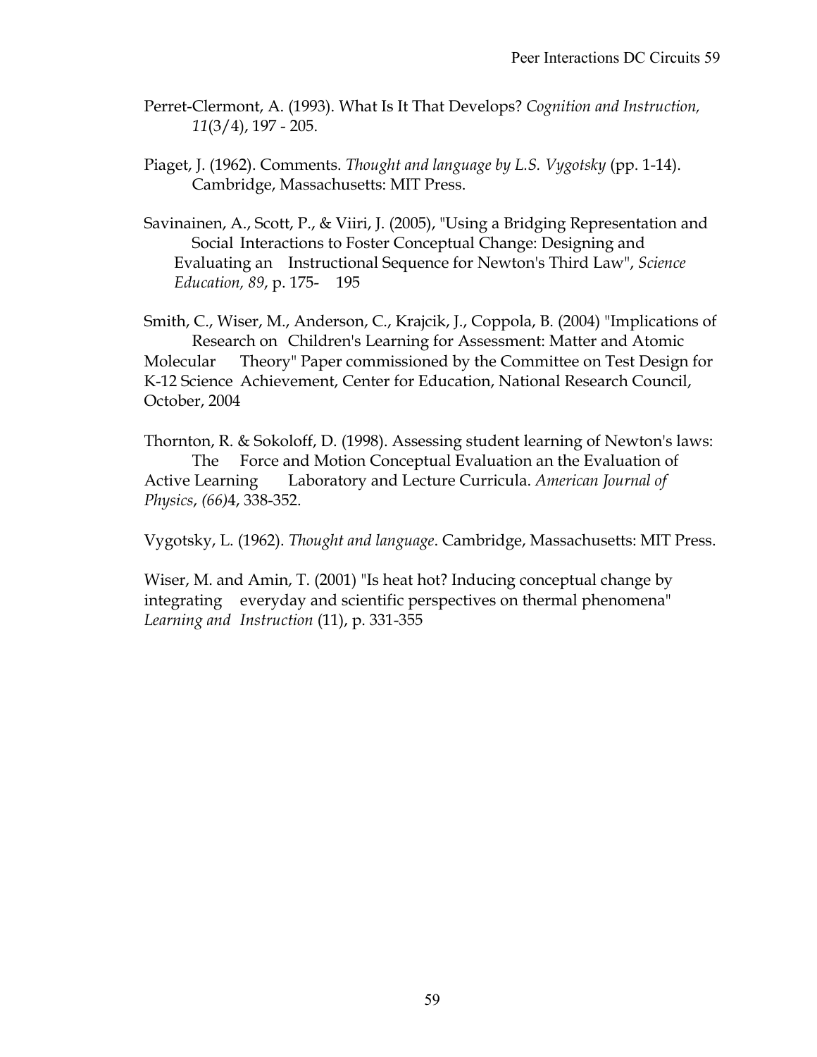Perret-Clermont, A. (1993). What Is It That Develops? *Cognition and Instruction, 11*(3/4), 197 - 205.

Piaget, J. (1962). Comments. *Thought and language by L.S. Vygotsky* (pp. 1-14). Cambridge, Massachusetts: MIT Press.

Savinainen, A., Scott, P., & Viiri, J. (2005), "Using a Bridging Representation and Social Interactions to Foster Conceptual Change: Designing and Evaluating an Instructional Sequence for Newton's Third Law", *Science Education, 89*, p. 175- 195

Smith, C., Wiser, M., Anderson, C., Krajcik, J., Coppola, B. (2004) "Implications of Research on Children's Learning for Assessment: Matter and Atomic Molecular Theory" Paper commissioned by the Committee on Test Design for K-12 Science Achievement, Center for Education, National Research Council, October, 2004

Thornton, R. & Sokoloff, D. (1998). Assessing student learning of Newton's laws: The Force and Motion Conceptual Evaluation an the Evaluation of Active Learning Laboratory and Lecture Curricula. *American Journal of Physics*, *(66)*4, 338-352.

Vygotsky, L. (1962). *Thought and language*. Cambridge, Massachusetts: MIT Press.

Wiser, M. and Amin, T. (2001) "Is heat hot? Inducing conceptual change by integrating everyday and scientific perspectives on thermal phenomena" *Learning and Instruction* (11), p. 331-355